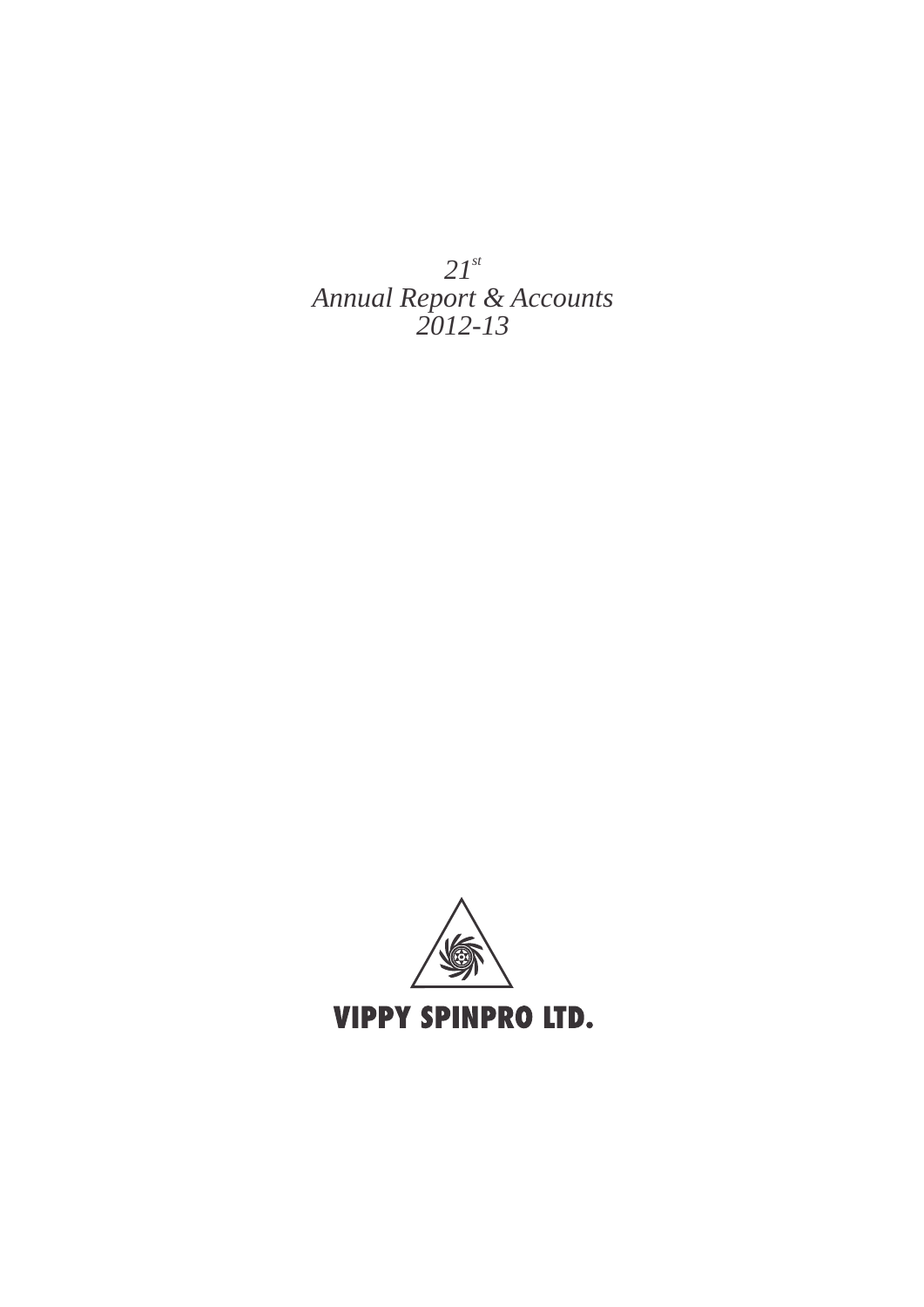*21st*
*Annual Report & Accounts*
*2012-13*

**VIPPY SPINPRO LTD.**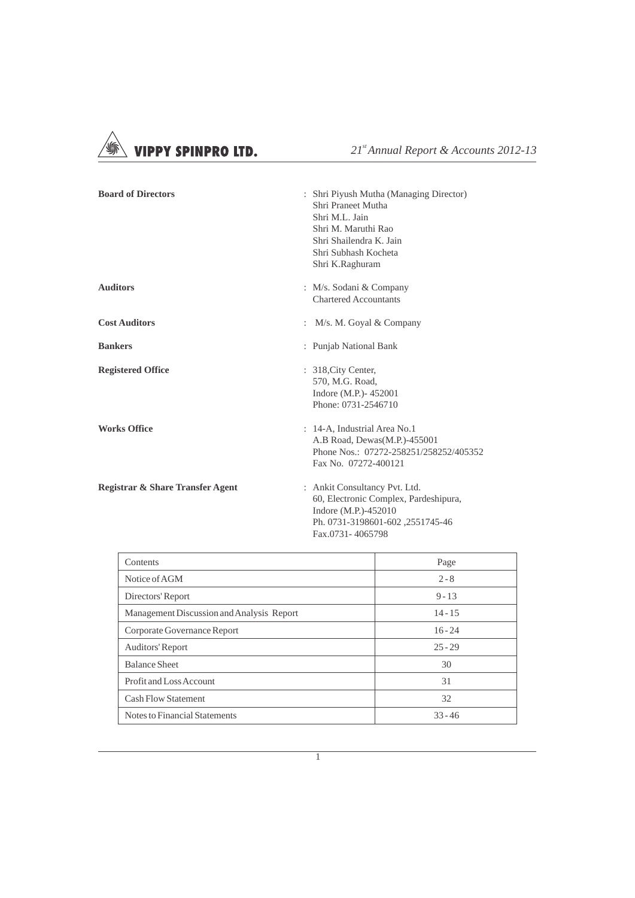| | | |
|---|---|---|
| **Board of Directors** | : | Shri Piyush Mutha (Managing Director)<br>Shri Praneet Mutha<br>Shri M.L. Jain<br>Shri M. Maruthi Rao<br>Shri Shailendra K. Jain<br>Shri Subhash Kocheta<br>Shri K.Raghuram |
| **Auditors** | : | M/s. Sodani & Company<br>Chartered Accountants |
| **Cost Auditors** | : | M/s. M. Goyal & Company |
| **Bankers** | : | Punjab National Bank |
| **Registered Office** | : | 318,City Center,<br>570, M.G. Road,<br>Indore (M.P.)- 452001<br>Phone: 0731-2546710 |
| **Works Office** | : | 14-A, Industrial Area No.1<br>A.B Road, Dewas(M.P.)-455001<br>Phone Nos.: 07272-258251/258252/405352<br>Fax No. 07272-400121 |
| **Registrar & Share Transfer Agent** | : | Ankit Consultancy Pvt. Ltd.<br>60, Electronic Complex, Pardeshipura,<br>Indore (M.P.)-452010<br>Ph. 0731-3198601-602 ,2551745-46<br>Fax.0731- 4065798 |

| Contents | Page |
|---|---|
| Notice of AGM | 2 - 8 |
| Directors' Report | 9 - 13 |
| Management Discussion and Analysis Report | 14 - 15 |
| Corporate Governance Report | 16 - 24 |
| Auditors' Report | 25 - 29 |
| Balance Sheet | 30 |
| Profit and Loss Account | 31 |
| Cash Flow Statement | 32 |
| Notes to Financial Statements | 33 - 46 |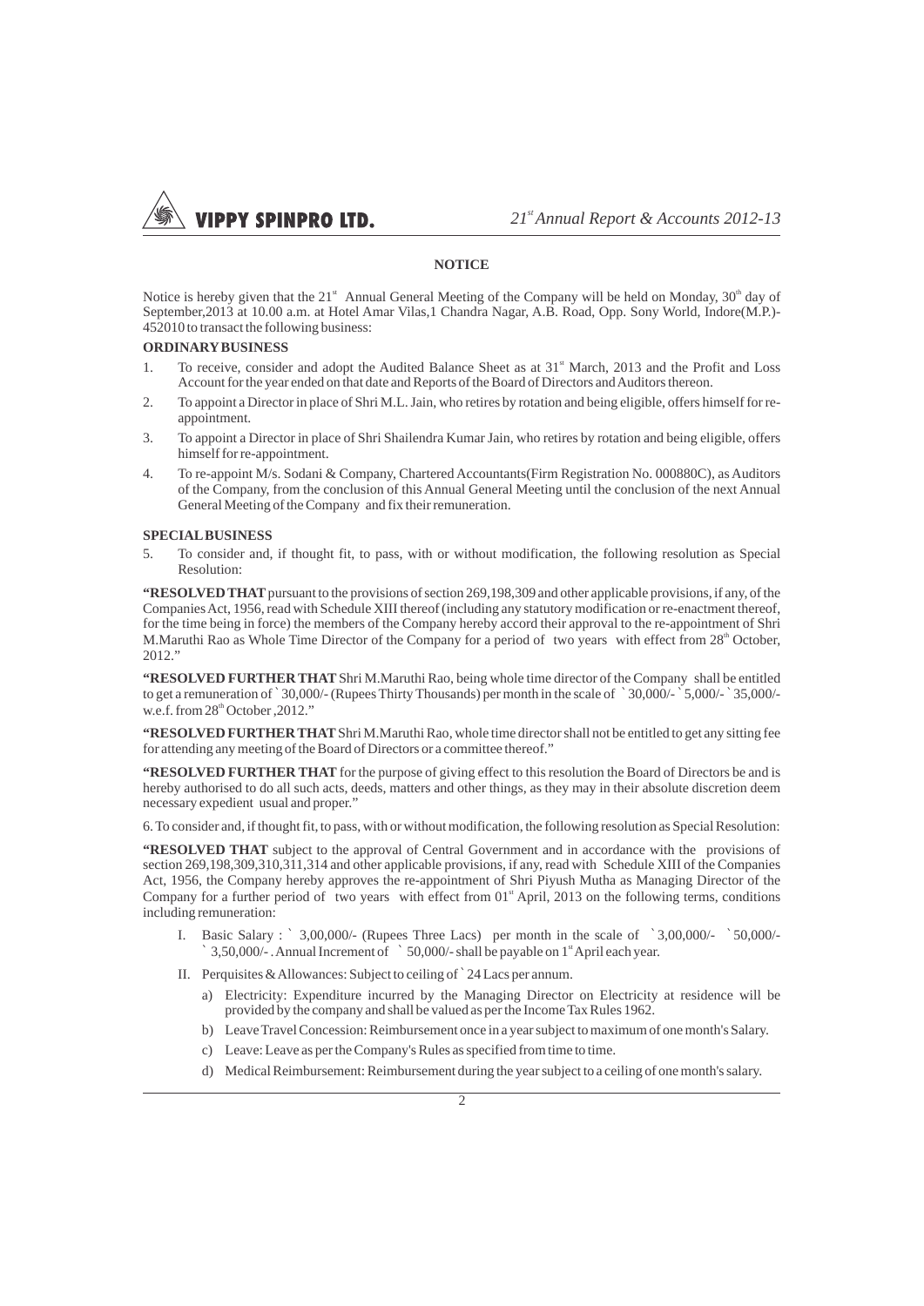# NOTICE

Notice is hereby given that the 21st Annual General Meeting of the Company will be held on Monday, 30th day of September,2013 at 10.00 a.m. at Hotel Amar Vilas,1 Chandra Nagar, A.B. Road, Opp. Sony World, Indore(M.P.)-452010 to transact the following business:

**ORDINARY BUSINESS**

1. To receive, consider and adopt the Audited Balance Sheet as at 31st March, 2013 and the Profit and Loss Account for the year ended on that date and Reports of the Board of Directors and Auditors thereon.
2. To appoint a Director in place of Shri M.L. Jain, who retires by rotation and being eligible, offers himself for re-appointment.
3. To appoint a Director in place of Shri Shailendra Kumar Jain, who retires by rotation and being eligible, offers himself for re-appointment.
4. To re-appoint M/s. Sodani & Company, Chartered Accountants(Firm Registration No. 000880C), as Auditors of the Company, from the conclusion of this Annual General Meeting until the conclusion of the next Annual General Meeting of the Company and fix their remuneration.

**SPECIAL BUSINESS**

5. To consider and, if thought fit, to pass, with or without modification, the following resolution as Special Resolution:

**"RESOLVED THAT** pursuant to the provisions of section 269,198,309 and other applicable provisions, if any, of the Companies Act, 1956, read with Schedule XIII thereof (including any statutory modification or re-enactment thereof, for the time being in force) the members of the Company hereby accord their approval to the re-appointment of Shri M.Maruthi Rao as Whole Time Director of the Company for a period of two years with effect from 28th October, 2012."

**"RESOLVED FURTHER THAT** Shri M.Maruthi Rao, being whole time director of the Company shall be entitled to get a remuneration of ` 30,000/- (Rupees Thirty Thousands) per month in the scale of ` 30,000/- ` 5,000/- ` 35,000/- w.e.f. from 28th October ,2012."

**"RESOLVED FURTHER THAT** Shri M.Maruthi Rao, whole time director shall not be entitled to get any sitting fee for attending any meeting of the Board of Directors or a committee thereof."

**"RESOLVED FURTHER THAT** for the purpose of giving effect to this resolution the Board of Directors be and is hereby authorised to do all such acts, deeds, matters and other things, as they may in their absolute discretion deem necessary expedient usual and proper."

6. To consider and, if thought fit, to pass, with or without modification, the following resolution as Special Resolution:

**"RESOLVED THAT** subject to the approval of Central Government and in accordance with the provisions of section 269,198,309,310,311,314 and other applicable provisions, if any, read with Schedule XIII of the Companies Act, 1956, the Company hereby approves the re-appointment of Shri Piyush Mutha as Managing Director of the Company for a further period of two years with effect from 01st April, 2013 on the following terms, conditions including remuneration:

I. Basic Salary : ` 3,00,000/- (Rupees Three Lacs) per month in the scale of ` 3,00,000/- ` 50,000/- ` 3,50,000/- . Annual Increment of ` 50,000/- shall be payable on 1st April each year.

II. Perquisites & Allowances: Subject to ceiling of ` 24 Lacs per annum.

   a) Electricity: Expenditure incurred by the Managing Director on Electricity at residence will be provided by the company and shall be valued as per the Income Tax Rules 1962.

   b) Leave Travel Concession: Reimbursement once in a year subject to maximum of one month's Salary.

   c) Leave: Leave as per the Company's Rules as specified from time to time.

   d) Medical Reimbursement: Reimbursement during the year subject to a ceiling of one month's salary.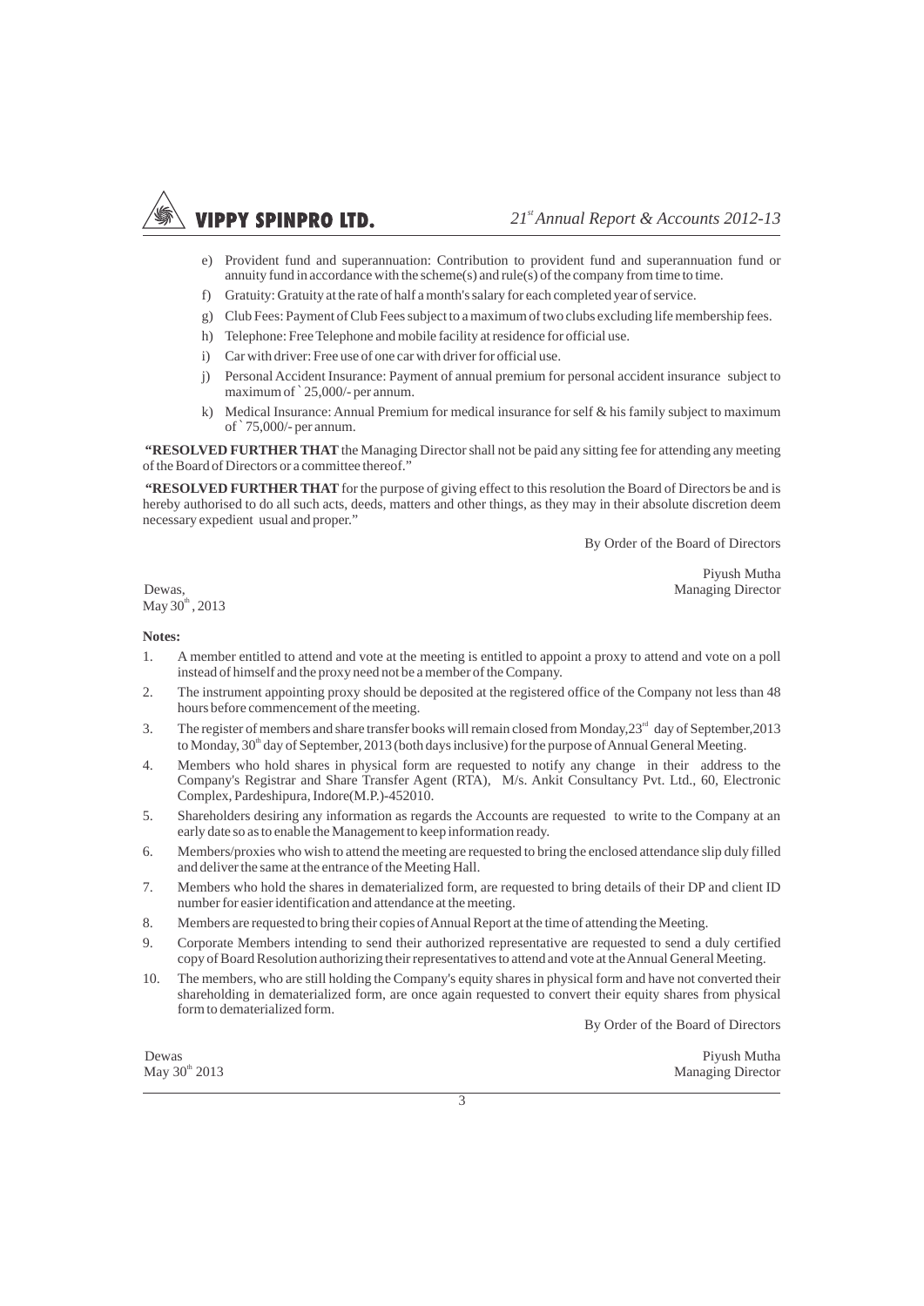e) Provident fund and superannuation: Contribution to provident fund and superannuation fund or annuity fund in accordance with the scheme(s) and rule(s) of the company from time to time.

f) Gratuity: Gratuity at the rate of half a month's salary for each completed year of service.

g) Club Fees: Payment of Club Fees subject to a maximum of two clubs excluding life membership fees.

h) Telephone: Free Telephone and mobile facility at residence for official use.

i) Car with driver: Free use of one car with driver for official use.

j) Personal Accident Insurance: Payment of annual premium for personal accident insurance subject to maximum of ` 25,000/- per annum.

k) Medical Insurance: Annual Premium for medical insurance for self & his family subject to maximum of ` 75,000/- per annum.

**"RESOLVED FURTHER THAT** the Managing Director shall not be paid any sitting fee for attending any meeting of the Board of Directors or a committee thereof."

**"RESOLVED FURTHER THAT** for the purpose of giving effect to this resolution the Board of Directors be and is hereby authorised to do all such acts, deeds, matters and other things, as they may in their absolute discretion deem necessary expedient usual and proper."

By Order of the Board of Directors

Dewas,
May 30th, 2013

Piyush Mutha
Managing Director

**Notes:**

1. A member entitled to attend and vote at the meeting is entitled to appoint a proxy to attend and vote on a poll instead of himself and the proxy need not be a member of the Company.
2. The instrument appointing proxy should be deposited at the registered office of the Company not less than 48 hours before commencement of the meeting.
3. The register of members and share transfer books will remain closed from Monday,23rd day of September,2013 to Monday, 30th day of September, 2013 (both days inclusive) for the purpose of Annual General Meeting.
4. Members who hold shares in physical form are requested to notify any change in their address to the Company's Registrar and Share Transfer Agent (RTA), M/s. Ankit Consultancy Pvt. Ltd., 60, Electronic Complex, Pardeshipura, Indore(M.P.)-452010.
5. Shareholders desiring any information as regards the Accounts are requested to write to the Company at an early date so as to enable the Management to keep information ready.
6. Members/proxies who wish to attend the meeting are requested to bring the enclosed attendance slip duly filled and deliver the same at the entrance of the Meeting Hall.
7. Members who hold the shares in dematerialized form, are requested to bring details of their DP and client ID number for easier identification and attendance at the meeting.
8. Members are requested to bring their copies of Annual Report at the time of attending the Meeting.
9. Corporate Members intending to send their authorized representative are requested to send a duly certified copy of Board Resolution authorizing their representatives to attend and vote at the Annual General Meeting.
10. The members, who are still holding the Company's equity shares in physical form and have not converted their shareholding in dematerialized form, are once again requested to convert their equity shares from physical form to dematerialized form.

By Order of the Board of Directors

Dewas
May 30th 2013

Piyush Mutha
Managing Director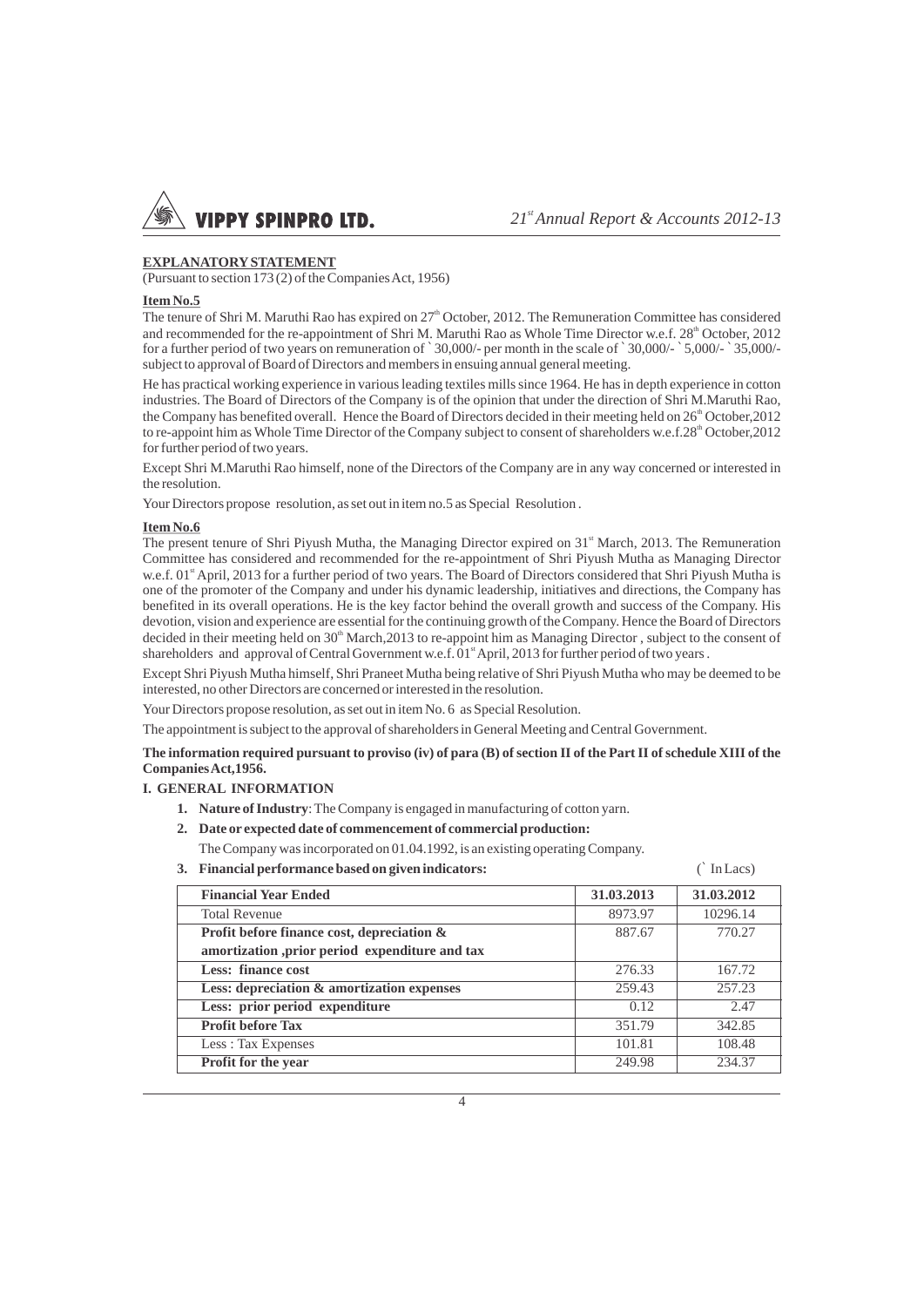**EXPLANATORY STATEMENT**

(Pursuant to section 173 (2) of the Companies Act, 1956)

**Item No.5**

The tenure of Shri M. Maruthi Rao has expired on 27th October, 2012. The Remuneration Committee has considered and recommended for the re-appointment of Shri M. Maruthi Rao as Whole Time Director w.e.f. 28th October, 2012 for a further period of two years on remuneration of ` 30,000/- per month in the scale of ` 30,000/- ` 5,000/- ` 35,000/- subject to approval of Board of Directors and members in ensuing annual general meeting.

He has practical working experience in various leading textiles mills since 1964. He has in depth experience in cotton industries. The Board of Directors of the Company is of the opinion that under the direction of Shri M.Maruthi Rao, the Company has benefited overall. Hence the Board of Directors decided in their meeting held on 26th October,2012 to re-appoint him as Whole Time Director of the Company subject to consent of shareholders w.e.f.28th October,2012 for further period of two years.

Except Shri M.Maruthi Rao himself, none of the Directors of the Company are in any way concerned or interested in the resolution.

Your Directors propose resolution, as set out in item no.5 as Special Resolution .

**Item No.6**

The present tenure of Shri Piyush Mutha, the Managing Director expired on 31st March, 2013. The Remuneration Committee has considered and recommended for the re-appointment of Shri Piyush Mutha as Managing Director w.e.f. 01st April, 2013 for a further period of two years. The Board of Directors considered that Shri Piyush Mutha is one of the promoter of the Company and under his dynamic leadership, initiatives and directions, the Company has benefited in its overall operations. He is the key factor behind the overall growth and success of the Company. His devotion, vision and experience are essential for the continuing growth of the Company. Hence the Board of Directors decided in their meeting held on 30th March,2013 to re-appoint him as Managing Director , subject to the consent of shareholders and approval of Central Government w.e.f. 01st April, 2013 for further period of two years .

Except Shri Piyush Mutha himself, Shri Praneet Mutha being relative of Shri Piyush Mutha who may be deemed to be interested, no other Directors are concerned or interested in the resolution.

Your Directors propose resolution, as set out in item No. 6 as Special Resolution.

The appointment is subject to the approval of shareholders in General Meeting and Central Government.

**The information required pursuant to proviso (iv) of para (B) of section II of the Part II of schedule XIII of the Companies Act,1956.**

**I. GENERAL INFORMATION**

1. **Nature of Industry**: The Company is engaged in manufacturing of cotton yarn.
2. **Date or expected date of commencement of commercial production:**

   The Company was incorporated on 01.04.1992, is an existing operating Company.
3. **Financial performance based on given indicators:** (` In Lacs)

| Financial Year Ended | 31.03.2013 | 31.03.2012 |
|---|---|---|
| Total Revenue | 8973.97 | 10296.14 |
| **Profit before finance cost, depreciation & amortization ,prior period expenditure and tax** | 887.67 | 770.27 |
| **Less: finance cost** | 276.33 | 167.72 |
| **Less: depreciation & amortization expenses** | 259.43 | 257.23 |
| **Less: prior period expenditure** | 0.12 | 2.47 |
| **Profit before Tax** | 351.79 | 342.85 |
| Less : Tax Expenses | 101.81 | 108.48 |
| **Profit for the year** | 249.98 | 234.37 |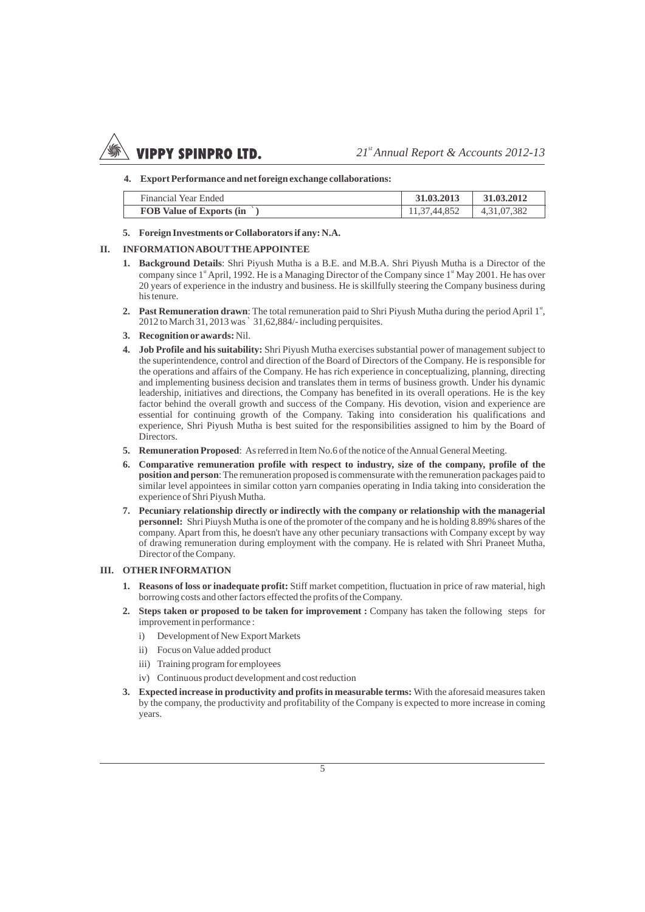**4. Export Performance and net foreign exchange collaborations:**

| Financial Year Ended | 31.03.2013 | 31.03.2012 |
|---|---|---|
| **FOB Value of Exports (in ` )** | 11,37,44,852 | 4,31,07,382 |

**5. Foreign Investments or Collaborators if any: N.A.**

## II. INFORMATION ABOUT THE APPOINTEE

1. **Background Details**: Shri Piyush Mutha is a B.E. and M.B.A. Shri Piyush Mutha is a Director of the company since 1st April, 1992. He is a Managing Director of the Company since 1st May 2001. He has over 20 years of experience in the industry and business. He is skillfully steering the Company business during his tenure.
2. **Past Remuneration drawn**: The total remuneration paid to Shri Piyush Mutha during the period April 1st, 2012 to March 31, 2013 was ` 31,62,884/- including perquisites.
3. **Recognition or awards:** Nil.
4. **Job Profile and his suitability:** Shri Piyush Mutha exercises substantial power of management subject to the superintendence, control and direction of the Board of Directors of the Company. He is responsible for the operations and affairs of the Company. He has rich experience in conceptualizing, planning, directing and implementing business decision and translates them in terms of business growth. Under his dynamic leadership, initiatives and directions, the Company has benefited in its overall operations. He is the key factor behind the overall growth and success of the Company. His devotion, vision and experience are essential for continuing growth of the Company. Taking into consideration his qualifications and experience, Shri Piyush Mutha is best suited for the responsibilities assigned to him by the Board of Directors.
5. **Remuneration Proposed**: As referred in Item No.6 of the notice of the Annual General Meeting.
6. **Comparative remuneration profile with respect to industry, size of the company, profile of the position and person**: The remuneration proposed is commensurate with the remuneration packages paid to similar level appointees in similar cotton yarn companies operating in India taking into consideration the experience of Shri Piyush Mutha.
7. **Pecuniary relationship directly or indirectly with the company or relationship with the managerial personnel:** Shri Piuysh Mutha is one of the promoter of the company and he is holding 8.89% shares of the company. Apart from this, he doesn't have any other pecuniary transactions with Company except by way of drawing remuneration during employment with the company. He is related with Shri Praneet Mutha, Director of the Company.

## III. OTHER INFORMATION

1. **Reasons of loss or inadequate profit:** Stiff market competition, fluctuation in price of raw material, high borrowing costs and other factors effected the profits of the Company.
2. **Steps taken or proposed to be taken for improvement :** Company has taken the following steps for improvement in performance :
   i) Development of New Export Markets
   ii) Focus on Value added product
   iii) Training program for employees
   iv) Continuous product development and cost reduction
3. **Expected increase in productivity and profits in measurable terms:** With the aforesaid measures taken by the company, the productivity and profitability of the Company is expected to more increase in coming years.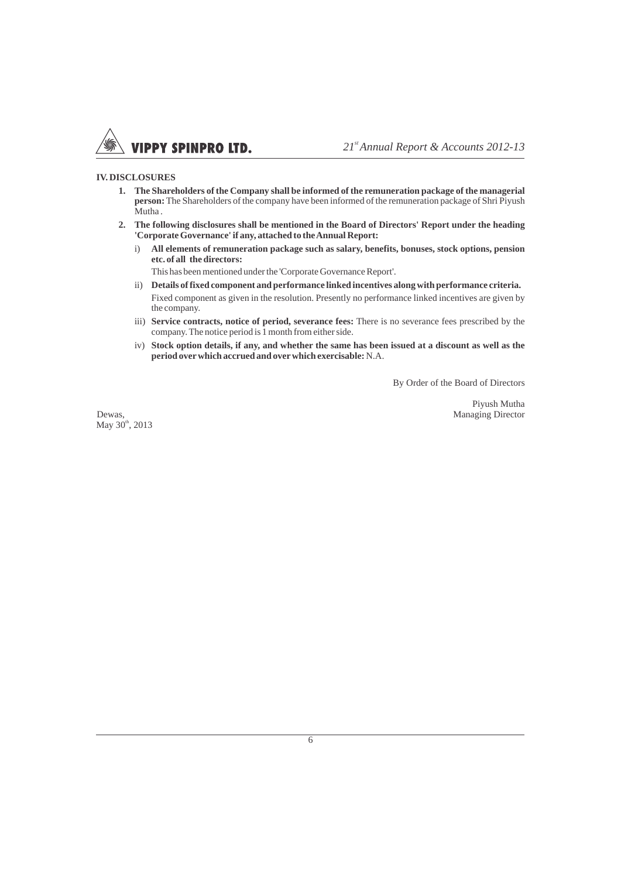## IV. DISCLOSURES

1. **The Shareholders of the Company shall be informed of the remuneration package of the managerial person:** The Shareholders of the company have been informed of the remuneration package of Shri Piyush Mutha .

2. **The following disclosures shall be mentioned in the Board of Directors' Report under the heading 'Corporate Governance' if any, attached to the Annual Report:**

   i) **All elements of remuneration package such as salary, benefits, bonuses, stock options, pension etc. of all the directors:**

      This has been mentioned under the 'Corporate Governance Report'.

   ii) **Details of fixed component and performance linked incentives along with performance criteria.**

      Fixed component as given in the resolution. Presently no performance linked incentives are given by the company.

   iii) **Service contracts, notice of period, severance fees:** There is no severance fees prescribed by the company. The notice period is 1 month from either side.

   iv) **Stock option details, if any, and whether the same has been issued at a discount as well as the period over which accrued and over which exercisable:** N.A.

By Order of the Board of Directors

Piyush Mutha
Managing Director

Dewas,
May 30th, 2013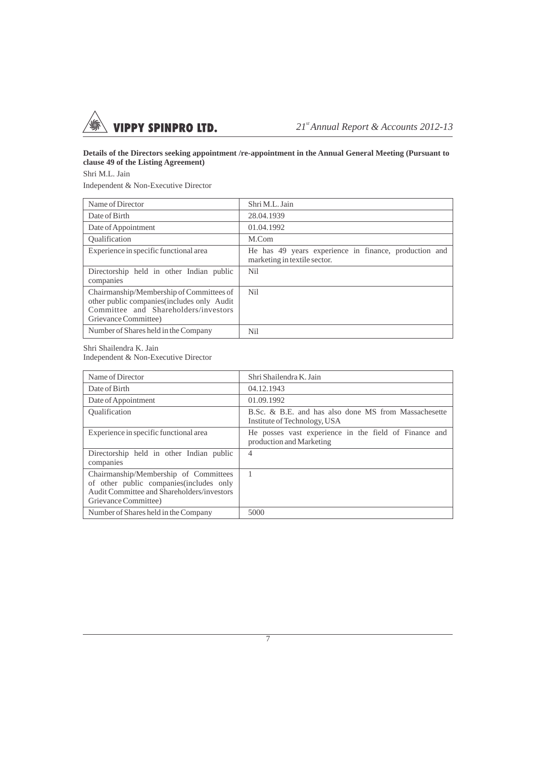**Details of the Directors seeking appointment /re-appointment in the Annual General Meeting (Pursuant to clause 49 of the Listing Agreement)**

Shri M.L. Jain

Independent & Non-Executive Director

| Name of Director | Shri M.L. Jain |
|---|---|
| Date of Birth | 28.04.1939 |
| Date of Appointment | 01.04.1992 |
| Qualification | M.Com |
| Experience in specific functional area | He has 49 years experience in finance, production and marketing in textile sector. |
| Directorship held in other Indian public companies | Nil |
| Chairmanship/Membership of Committees of other public companies(includes only Audit Committee and Shareholders/investors Grievance Committee) | Nil |
| Number of Shares held in the Company | Nil |

Shri Shailendra K. Jain

Independent & Non-Executive Director

| Name of Director | Shri Shailendra K. Jain |
|---|---|
| Date of Birth | 04.12.1943 |
| Date of Appointment | 01.09.1992 |
| Qualification | B.Sc. & B.E. and has also done MS from Massachesette Institute of Technology, USA |
| Experience in specific functional area | He posses vast experience in the field of Finance and production and Marketing |
| Directorship held in other Indian public companies | 4 |
| Chairmanship/Membership of Committees of other public companies(includes only Audit Committee and Shareholders/investors Grievance Committee) | 1 |
| Number of Shares held in the Company | 5000 |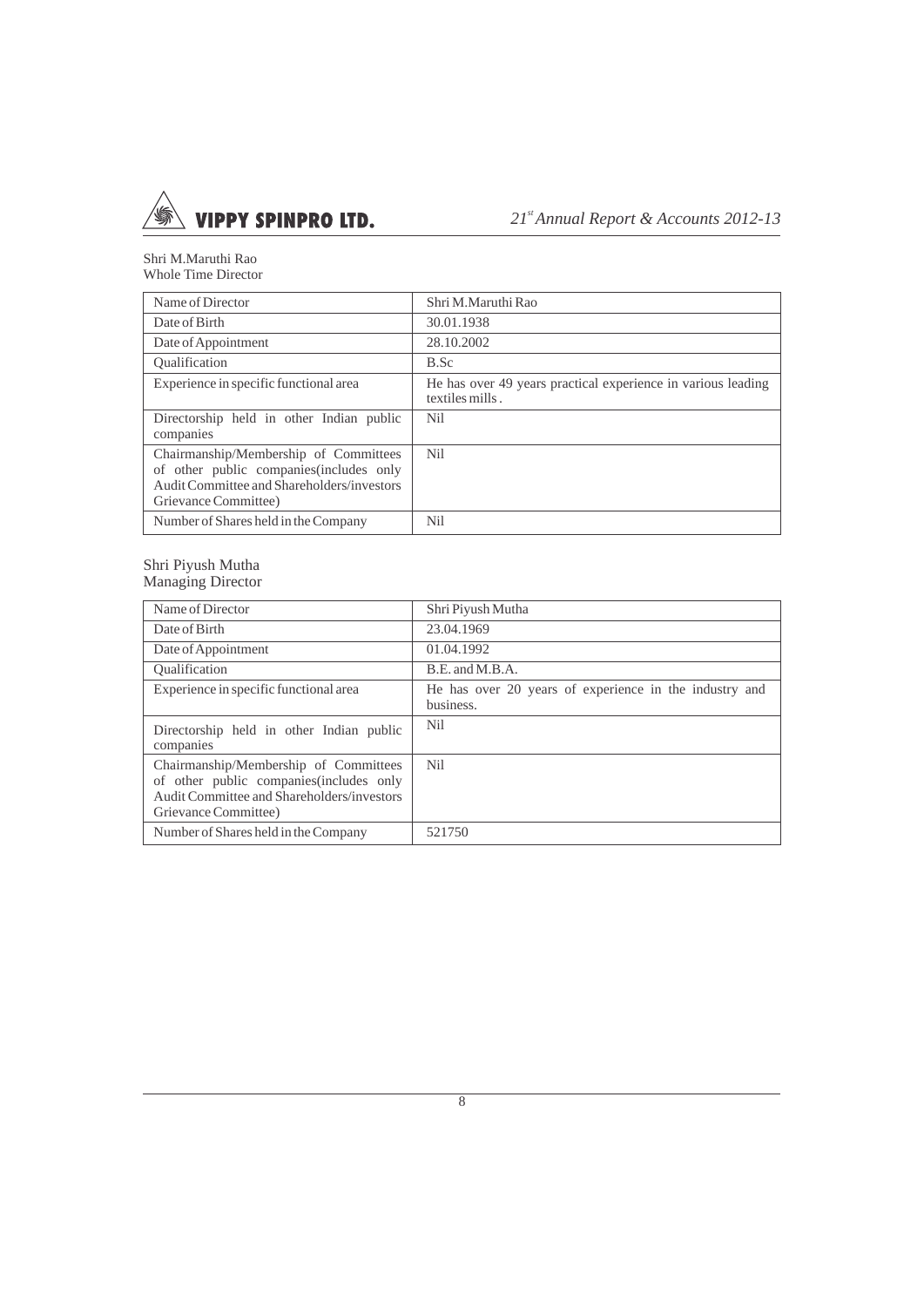Shri M.Maruthi Rao
Whole Time Director

| Name of Director | Shri M.Maruthi Rao |
| --- | --- |
| Date of Birth | 30.01.1938 |
| Date of Appointment | 28.10.2002 |
| Qualification | B.Sc |
| Experience in specific functional area | He has over 49 years practical experience in various leading textiles mills . |
| Directorship held in other Indian public companies | Nil |
| Chairmanship/Membership of Committees of other public companies(includes only Audit Committee and Shareholders/investors Grievance Committee) | Nil |
| Number of Shares held in the Company | Nil |

Shri Piyush Mutha
Managing Director

| Name of Director | Shri Piyush Mutha |
| --- | --- |
| Date of Birth | 23.04.1969 |
| Date of Appointment | 01.04.1992 |
| Qualification | B.E. and M.B.A. |
| Experience in specific functional area | He has over 20 years of experience in the industry and business. |
| Directorship held in other Indian public companies | Nil |
| Chairmanship/Membership of Committees of other public companies(includes only Audit Committee and Shareholders/investors Grievance Committee) | Nil |
| Number of Shares held in the Company | 521750 |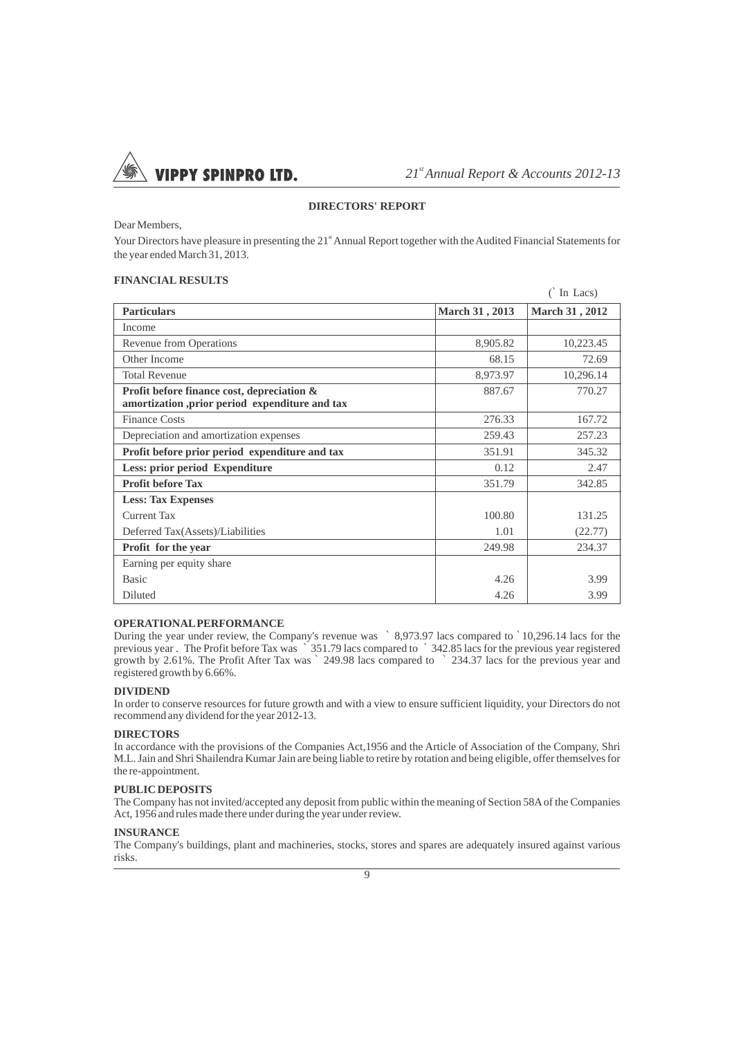## DIRECTORS' REPORT

Dear Members,

Your Directors have pleasure in presenting the 21st Annual Report together with the Audited Financial Statements for the year ended March 31, 2013.

### FINANCIAL RESULTS

(` In Lacs)

| Particulars | March 31 , 2013 | March 31 , 2012 |
|---|---|---|
| Income | | |
| Revenue from Operations | 8,905.82 | 10,223.45 |
| Other Income | 68.15 | 72.69 |
| Total Revenue | 8,973.97 | 10,296.14 |
| **Profit before finance cost, depreciation & amortization ,prior period expenditure and tax** | 887.67 | 770.27 |
| Finance Costs | 276.33 | 167.72 |
| Depreciation and amortization expenses | 259.43 | 257.23 |
| **Profit before prior period expenditure and tax** | 351.91 | 345.32 |
| **Less: prior period Expenditure** | 0.12 | 2.47 |
| **Profit before Tax** | 351.79 | 342.85 |
| **Less: Tax Expenses** | | |
| Current Tax | 100.80 | 131.25 |
| Deferred Tax(Assets)/Liabilities | 1.01 | (22.77) |
| **Profit for the year** | 249.98 | 234.37 |
| Earning per equity share | | |
| Basic | 4.26 | 3.99 |
| Diluted | 4.26 | 3.99 |

### OPERATIONAL PERFORMANCE

During the year under review, the Company's revenue was ` 8,973.97 lacs compared to ` 10,296.14 lacs for the previous year . The Profit before Tax was ` 351.79 lacs compared to ` 342.85 lacs for the previous year registered growth by 2.61%. The Profit After Tax was ` 249.98 lacs compared to ` 234.37 lacs for the previous year and registered growth by 6.66%.

### DIVIDEND

In order to conserve resources for future growth and with a view to ensure sufficient liquidity, your Directors do not recommend any dividend for the year 2012-13.

### DIRECTORS

In accordance with the provisions of the Companies Act,1956 and the Article of Association of the Company, Shri M.L. Jain and Shri Shailendra Kumar Jain are being liable to retire by rotation and being eligible, offer themselves for the re-appointment.

### PUBLIC DEPOSITS

The Company has not invited/accepted any deposit from public within the meaning of Section 58A of the Companies Act, 1956 and rules made there under during the year under review.

### INSURANCE

The Company's buildings, plant and machineries, stocks, stores and spares are adequately insured against various risks.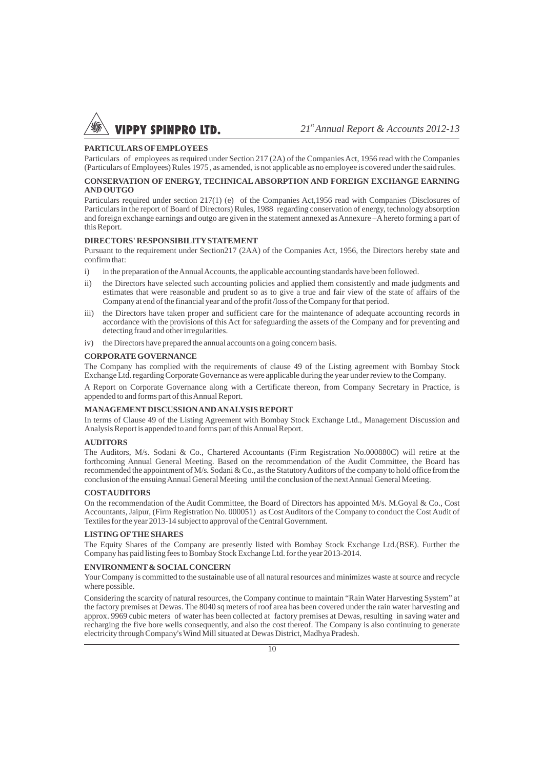**PARTICULARS OF EMPLOYEES**

Particulars of employees as required under Section 217 (2A) of the Companies Act, 1956 read with the Companies (Particulars of Employees) Rules 1975 , as amended, is not applicable as no employee is covered under the said rules.

**CONSERVATION OF ENERGY, TECHNICAL ABSORPTION AND FOREIGN EXCHANGE EARNING AND OUTGO**

Particulars required under section 217(1) (e) of the Companies Act,1956 read with Companies (Disclosures of Particulars in the report of Board of Directors) Rules, 1988 regarding conservation of energy, technology absorption and foreign exchange earnings and outgo are given in the statement annexed as Annexure –A hereto forming a part of this Report.

**DIRECTORS' RESPONSIBILITY STATEMENT**

Pursuant to the requirement under Section217 (2AA) of the Companies Act, 1956, the Directors hereby state and confirm that:

i) in the preparation of the Annual Accounts, the applicable accounting standards have been followed.

ii) the Directors have selected such accounting policies and applied them consistently and made judgments and estimates that were reasonable and prudent so as to give a true and fair view of the state of affairs of the Company at end of the financial year and of the profit /loss of the Company for that period.

iii) the Directors have taken proper and sufficient care for the maintenance of adequate accounting records in accordance with the provisions of this Act for safeguarding the assets of the Company and for preventing and detecting fraud and other irregularities.

iv) the Directors have prepared the annual accounts on a going concern basis.

**CORPORATE GOVERNANCE**

The Company has complied with the requirements of clause 49 of the Listing agreement with Bombay Stock Exchange Ltd. regarding Corporate Governance as were applicable during the year under review to the Company.

A Report on Corporate Governance along with a Certificate thereon, from Company Secretary in Practice, is appended to and forms part of this Annual Report.

**MANAGEMENT DISCUSSION AND ANALYSIS REPORT**

In terms of Clause 49 of the Listing Agreement with Bombay Stock Exchange Ltd., Management Discussion and Analysis Report is appended to and forms part of this Annual Report.

**AUDITORS**

The Auditors, M/s. Sodani & Co., Chartered Accountants (Firm Registration No.000880C) will retire at the forthcoming Annual General Meeting. Based on the recommendation of the Audit Committee, the Board has recommended the appointment of M/s. Sodani & Co., as the Statutory Auditors of the company to hold office from the conclusion of the ensuing Annual General Meeting until the conclusion of the next Annual General Meeting.

**COST AUDITORS**

On the recommendation of the Audit Committee, the Board of Directors has appointed M/s. M.Goyal & Co., Cost Accountants, Jaipur, (Firm Registration No. 000051) as Cost Auditors of the Company to conduct the Cost Audit of Textiles for the year 2013-14 subject to approval of the Central Government.

**LISTING OF THE SHARES**

The Equity Shares of the Company are presently listed with Bombay Stock Exchange Ltd.(BSE). Further the Company has paid listing fees to Bombay Stock Exchange Ltd. for the year 2013-2014.

**ENVIRONMENT & SOCIAL CONCERN**

Your Company is committed to the sustainable use of all natural resources and minimizes waste at source and recycle where possible.

Considering the scarcity of natural resources, the Company continue to maintain "Rain Water Harvesting System" at the factory premises at Dewas. The 8040 sq meters of roof area has been covered under the rain water harvesting and approx. 9969 cubic meters of water has been collected at factory premises at Dewas, resulting in saving water and recharging the five bore wells consequently, and also the cost thereof. The Company is also continuing to generate electricity through Company's Wind Mill situated at Dewas District, Madhya Pradesh.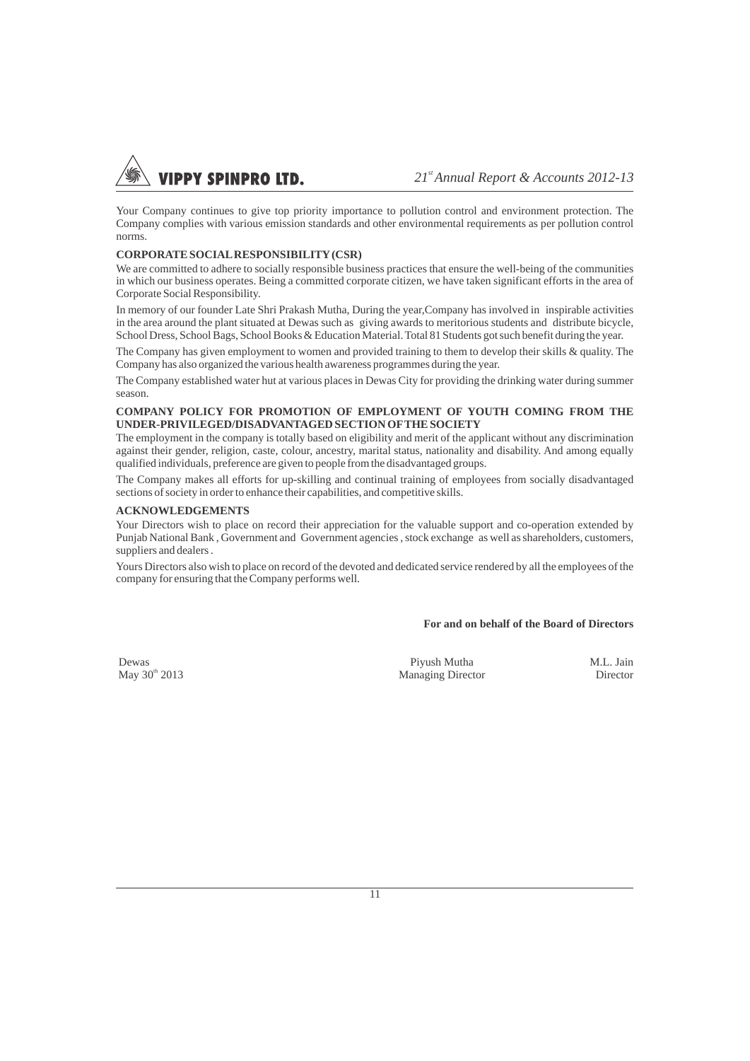Your Company continues to give top priority importance to pollution control and environment protection. The Company complies with various emission standards and other environmental requirements as per pollution control norms.

**CORPORATE SOCIAL RESPONSIBILITY (CSR)**

We are committed to adhere to socially responsible business practices that ensure the well-being of the communities in which our business operates. Being a committed corporate citizen, we have taken significant efforts in the area of Corporate Social Responsibility.

In memory of our founder Late Shri Prakash Mutha, During the year,Company has involved in inspirable activities in the area around the plant situated at Dewas such as giving awards to meritorious students and distribute bicycle, School Dress, School Bags, School Books & Education Material. Total 81 Students got such benefit during the year.

The Company has given employment to women and provided training to them to develop their skills & quality. The Company has also organized the various health awareness programmes during the year.

The Company established water hut at various places in Dewas City for providing the drinking water during summer season.

**COMPANY POLICY FOR PROMOTION OF EMPLOYMENT OF YOUTH COMING FROM THE UNDER-PRIVILEGED/DISADVANTAGED SECTION OF THE SOCIETY**

The employment in the company is totally based on eligibility and merit of the applicant without any discrimination against their gender, religion, caste, colour, ancestry, marital status, nationality and disability. And among equally qualified individuals, preference are given to people from the disadvantaged groups.

The Company makes all efforts for up-skilling and continual training of employees from socially disadvantaged sections of society in order to enhance their capabilities, and competitive skills.

**ACKNOWLEDGEMENTS**

Your Directors wish to place on record their appreciation for the valuable support and co-operation extended by Punjab National Bank , Government and Government agencies , stock exchange as well as shareholders, customers, suppliers and dealers .

Yours Directors also wish to place on record of the devoted and dedicated service rendered by all the employees of the company for ensuring that the Company performs well.

**For and on behalf of the Board of Directors**

| | | |
|---|---|---|
| Dewas | Piyush Mutha | M.L. Jain |
| May 30th 2013 | Managing Director | Director |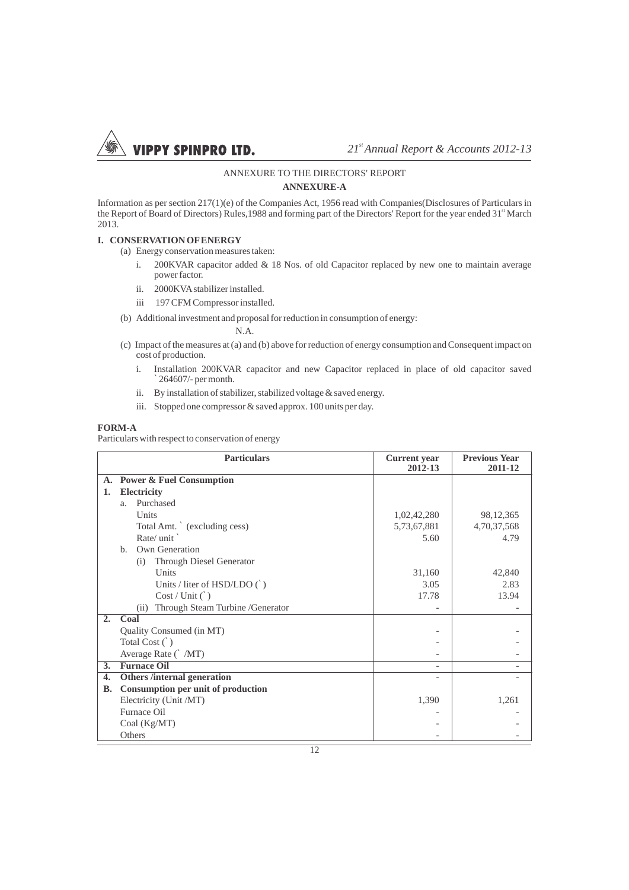## ANNEXURE TO THE DIRECTORS' REPORT

### ANNEXURE-A

Information as per section 217(1)(e) of the Companies Act, 1956 read with Companies(Disclosures of Particulars in the Report of Board of Directors) Rules,1988 and forming part of the Directors' Report for the year ended 31st March 2013.

### I. CONSERVATION OF ENERGY

(a) Energy conservation measures taken:

i. 200KVAR capacitor added & 18 Nos. of old Capacitor replaced by new one to maintain average power factor.

ii. 2000KVA stabilizer installed.

iii 197 CFM Compressor installed.

(b) Additional investment and proposal for reduction in consumption of energy:

N.A.

(c) Impact of the measures at (a) and (b) above for reduction of energy consumption and Consequent impact on cost of production.

i. Installation 200KVAR capacitor and new Capacitor replaced in place of old capacitor saved ` 264607/- per month.

ii. By installation of stabilizer, stabilized voltage & saved energy.

iii. Stopped one compressor & saved approx. 100 units per day.

**FORM-A**

Particulars with respect to conservation of energy

| | Particulars | Current year 2012-13 | Previous Year 2011-12 |
|---|---|---|---|
| **A.** | **Power & Fuel Consumption** | | |
| **1.** | **Electricity** | | |
| | a. Purchased | | |
| | Units | 1,02,42,280 | 98,12,365 |
| | Total Amt. ` (excluding cess) | 5,73,67,881 | 4,70,37,568 |
| | Rate/ unit ` | 5.60 | 4.79 |
| | b. Own Generation | | |
| | (i) Through Diesel Generator | | |
| | Units | 31,160 | 42,840 |
| | Units / liter of HSD/LDO (`) | 3.05 | 2.83 |
| | Cost / Unit (`) | 17.78 | 13.94 |
| | (ii) Through Steam Turbine /Generator | - | - |
| **2.** | **Coal** | | |
| | Quality Consumed (in MT) | - | - |
| | Total Cost (`) | - | - |
| | Average Rate (` /MT) | - | - |
| **3.** | **Furnace Oil** | - | - |
| **4.** | **Others /internal generation** | - | - |
| **B.** | **Consumption per unit of production** | | |
| | Electricity (Unit /MT) | 1,390 | 1,261 |
| | Furnace Oil | - | - |
| | Coal (Kg/MT) | - | - |
| | Others | - | - |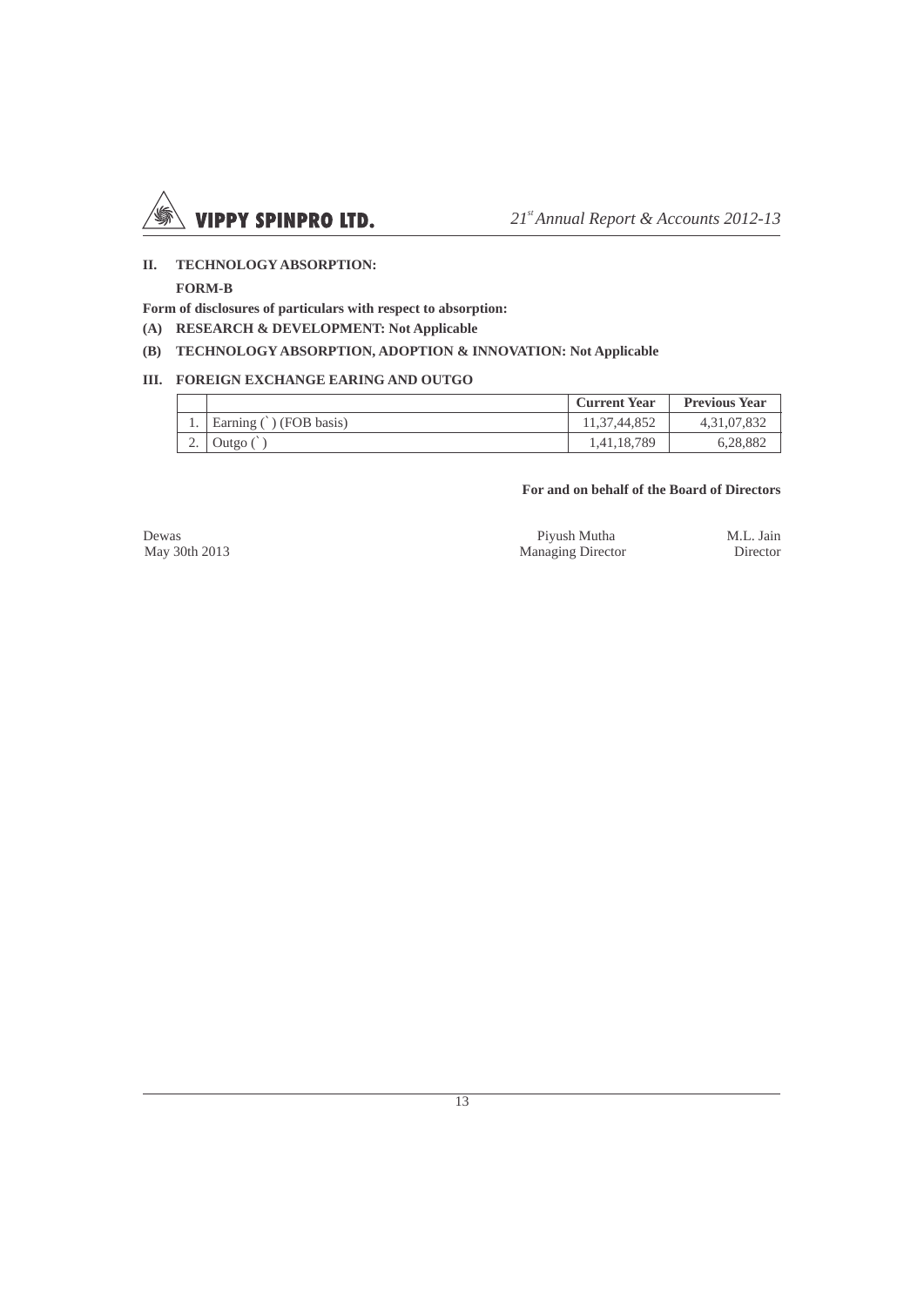## II. TECHNOLOGY ABSORPTION:

**FORM-B**

**Form of disclosures of particulars with respect to absorption:**

**(A) RESEARCH & DEVELOPMENT: Not Applicable**

**(B) TECHNOLOGY ABSORPTION, ADOPTION & INNOVATION: Not Applicable**

## III. FOREIGN EXCHANGE EARING AND OUTGO

| | | Current Year | Previous Year |
|---|---|---|---|
| 1. | Earning (`) (FOB basis) | 11,37,44,852 | 4,31,07,832 |
| 2. | Outgo (`) | 1,41,18,789 | 6,28,882 |

**For and on behalf of the Board of Directors**

Dewas
May 30th 2013

Piyush Mutha
Managing Director

M.L. Jain
Director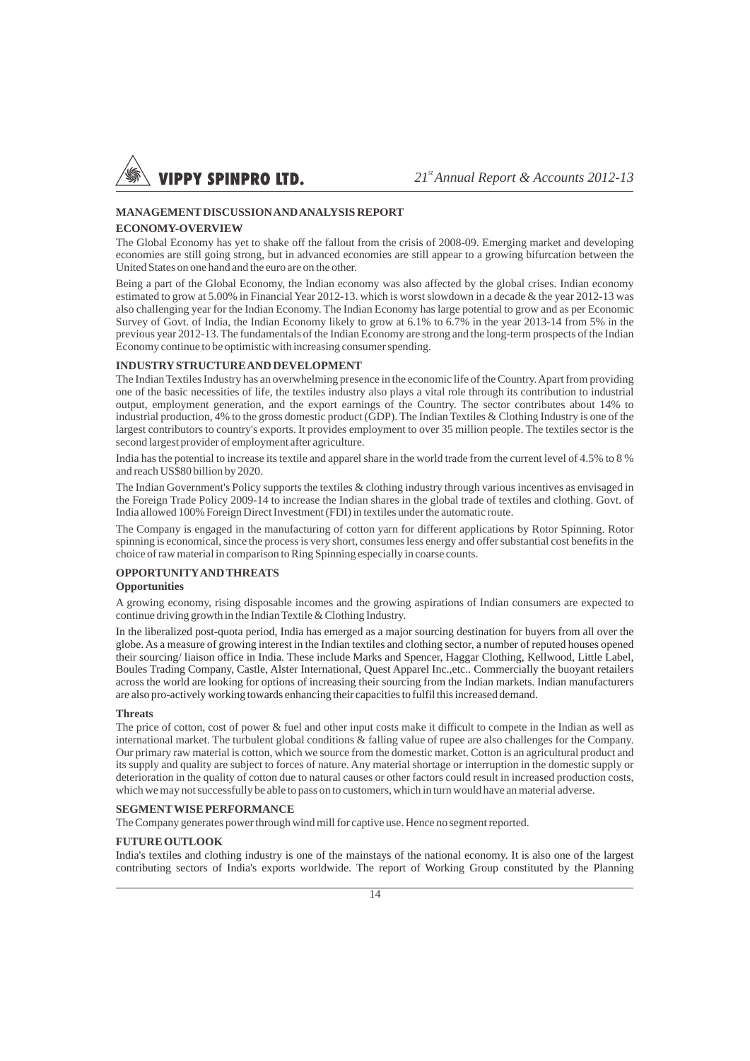## MANAGEMENT DISCUSSION AND ANALYSIS REPORT

### ECONOMY-OVERVIEW

The Global Economy has yet to shake off the fallout from the crisis of 2008-09. Emerging market and developing economies are still going strong, but in advanced economies are still appear to a growing bifurcation between the United States on one hand and the euro are on the other.

Being a part of the Global Economy, the Indian economy was also affected by the global crises. Indian economy estimated to grow at 5.00% in Financial Year 2012-13. which is worst slowdown in a decade & the year 2012-13 was also challenging year for the Indian Economy. The Indian Economy has large potential to grow and as per Economic Survey of Govt. of India, the Indian Economy likely to grow at 6.1% to 6.7% in the year 2013-14 from 5% in the previous year 2012-13. The fundamentals of the Indian Economy are strong and the long-term prospects of the Indian Economy continue to be optimistic with increasing consumer spending.

### INDUSTRY STRUCTURE AND DEVELOPMENT

The Indian Textiles Industry has an overwhelming presence in the economic life of the Country. Apart from providing one of the basic necessities of life, the textiles industry also plays a vital role through its contribution to industrial output, employment generation, and the export earnings of the Country. The sector contributes about 14% to industrial production, 4% to the gross domestic product (GDP). The Indian Textiles & Clothing Industry is one of the largest contributors to country's exports. It provides employment to over 35 million people. The textiles sector is the second largest provider of employment after agriculture.

India has the potential to increase its textile and apparel share in the world trade from the current level of 4.5% to 8 % and reach US$80 billion by 2020.

The Indian Government's Policy supports the textiles & clothing industry through various incentives as envisaged in the Foreign Trade Policy 2009-14 to increase the Indian shares in the global trade of textiles and clothing. Govt. of India allowed 100% Foreign Direct Investment (FDI) in textiles under the automatic route.

The Company is engaged in the manufacturing of cotton yarn for different applications by Rotor Spinning. Rotor spinning is economical, since the process is very short, consumes less energy and offer substantial cost benefits in the choice of raw material in comparison to Ring Spinning especially in coarse counts.

### OPPORTUNITY AND THREATS

**Opportunities**

A growing economy, rising disposable incomes and the growing aspirations of Indian consumers are expected to continue driving growth in the Indian Textile & Clothing Industry.

In the liberalized post-quota period, India has emerged as a major sourcing destination for buyers from all over the globe. As a measure of growing interest in the Indian textiles and clothing sector, a number of reputed houses opened their sourcing/ liaison office in India. These include Marks and Spencer, Haggar Clothing, Kellwood, Little Label, Boules Trading Company, Castle, Alster International, Quest Apparel Inc.,etc.. Commercially the buoyant retailers across the world are looking for options of increasing their sourcing from the Indian markets. Indian manufacturers are also pro-actively working towards enhancing their capacities to fulfil this increased demand.

**Threats**

The price of cotton, cost of power & fuel and other input costs make it difficult to compete in the Indian as well as international market. The turbulent global conditions & falling value of rupee are also challenges for the Company. Our primary raw material is cotton, which we source from the domestic market. Cotton is an agricultural product and its supply and quality are subject to forces of nature. Any material shortage or interruption in the domestic supply or deterioration in the quality of cotton due to natural causes or other factors could result in increased production costs, which we may not successfully be able to pass on to customers, which in turn would have an material adverse.

### SEGMENT WISE PERFORMANCE

The Company generates power through wind mill for captive use. Hence no segment reported.

### FUTURE OUTLOOK

India's textiles and clothing industry is one of the mainstays of the national economy. It is also one of the largest contributing sectors of India's exports worldwide. The report of Working Group constituted by the Planning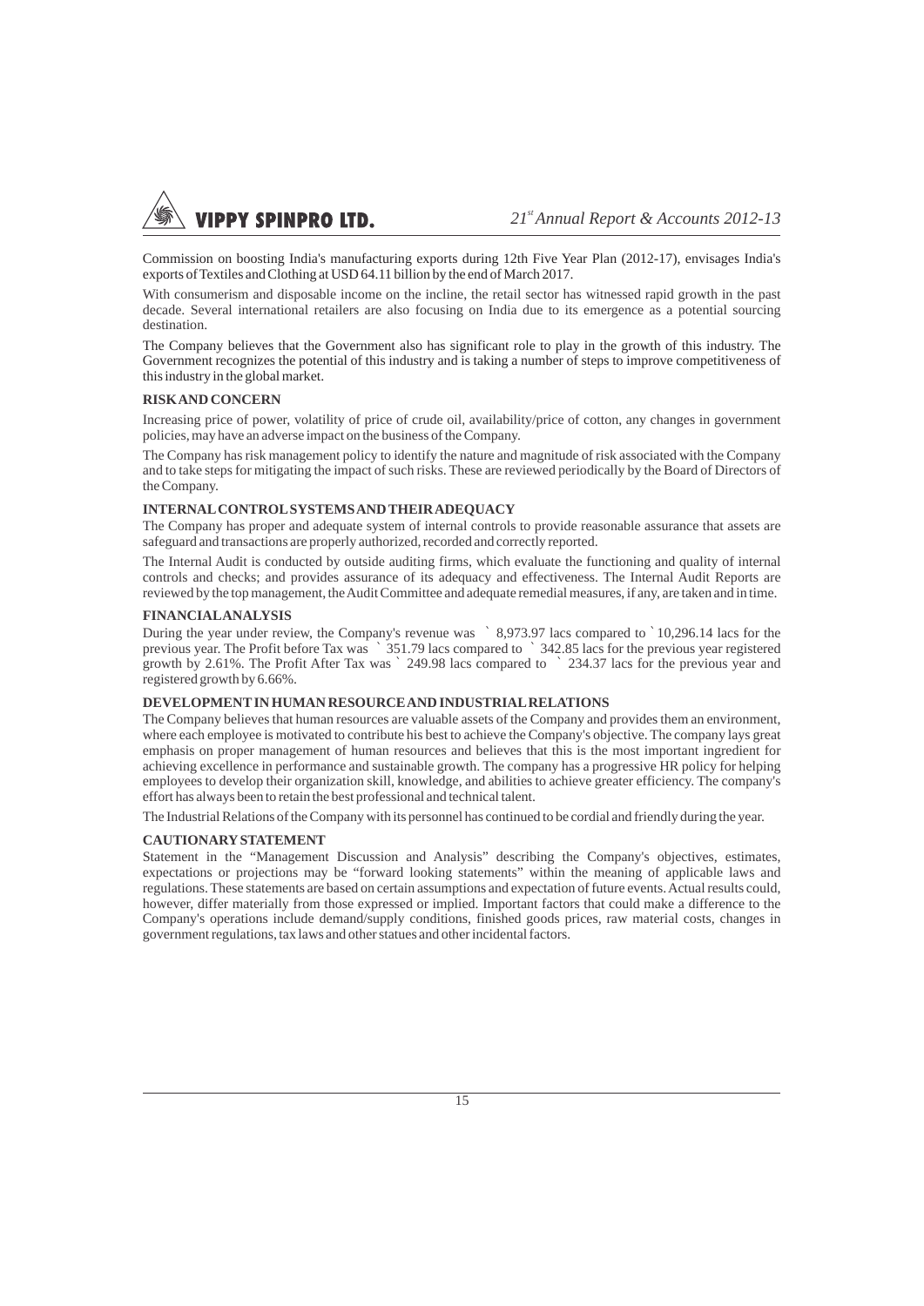Commission on boosting India's manufacturing exports during 12th Five Year Plan (2012-17), envisages India's exports of Textiles and Clothing at USD 64.11 billion by the end of March 2017.

With consumerism and disposable income on the incline, the retail sector has witnessed rapid growth in the past decade. Several international retailers are also focusing on India due to its emergence as a potential sourcing destination.

The Company believes that the Government also has significant role to play in the growth of this industry. The Government recognizes the potential of this industry and is taking a number of steps to improve competitiveness of this industry in the global market.

**RISK AND CONCERN**

Increasing price of power, volatility of price of crude oil, availability/price of cotton, any changes in government policies, may have an adverse impact on the business of the Company.

The Company has risk management policy to identify the nature and magnitude of risk associated with the Company and to take steps for mitigating the impact of such risks. These are reviewed periodically by the Board of Directors of the Company.

**INTERNAL CONTROL SYSTEMS AND THEIR ADEQUACY**

The Company has proper and adequate system of internal controls to provide reasonable assurance that assets are safeguard and transactions are properly authorized, recorded and correctly reported.

The Internal Audit is conducted by outside auditing firms, which evaluate the functioning and quality of internal controls and checks; and provides assurance of its adequacy and effectiveness. The Internal Audit Reports are reviewed by the top management, the Audit Committee and adequate remedial measures, if any, are taken and in time.

**FINANCIAL ANALYSIS**

During the year under review, the Company's revenue was ` 8,973.97 lacs compared to ` 10,296.14 lacs for the previous year. The Profit before Tax was ` 351.79 lacs compared to ` 342.85 lacs for the previous year registered growth by 2.61%. The Profit After Tax was ` 249.98 lacs compared to ` 234.37 lacs for the previous year and registered growth by 6.66%.

**DEVELOPMENT IN HUMAN RESOURCE AND INDUSTRIAL RELATIONS**

The Company believes that human resources are valuable assets of the Company and provides them an environment, where each employee is motivated to contribute his best to achieve the Company's objective. The company lays great emphasis on proper management of human resources and believes that this is the most important ingredient for achieving excellence in performance and sustainable growth. The company has a progressive HR policy for helping employees to develop their organization skill, knowledge, and abilities to achieve greater efficiency. The company's effort has always been to retain the best professional and technical talent.

The Industrial Relations of the Company with its personnel has continued to be cordial and friendly during the year.

**CAUTIONARY STATEMENT**

Statement in the "Management Discussion and Analysis" describing the Company's objectives, estimates, expectations or projections may be "forward looking statements" within the meaning of applicable laws and regulations. These statements are based on certain assumptions and expectation of future events. Actual results could, however, differ materially from those expressed or implied. Important factors that could make a difference to the Company's operations include demand/supply conditions, finished goods prices, raw material costs, changes in government regulations, tax laws and other statues and other incidental factors.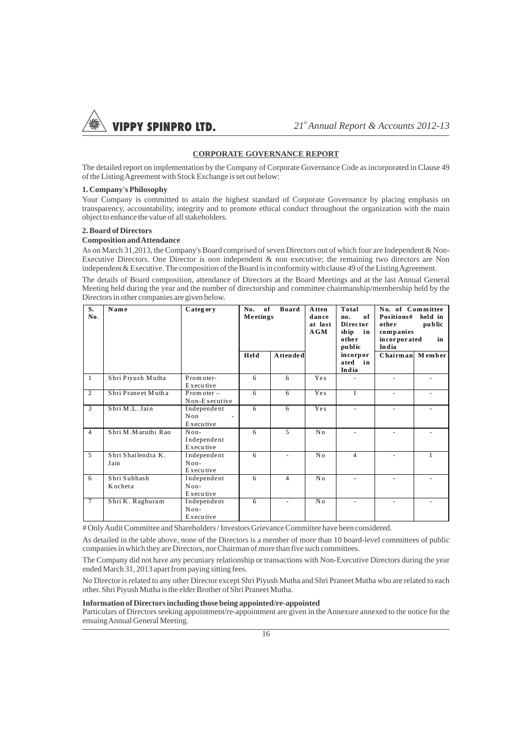## CORPORATE GOVERNANCE REPORT

The detailed report on implementation by the Company of Corporate Governance Code as incorporated in Clause 49 of the Listing Agreement with Stock Exchange is set out below:

### 1. Company's Philosophy

Your Company is committed to attain the highest standard of Corporate Governance by placing emphasis on transparency, accountability, integrity and to promote ethical conduct throughout the organization with the main object to enhance the value of all stakeholders.

### 2. Board of Directors

**Composition and Attendance**

As on March 31,2013, the Company's Board comprised of seven Directors out of which four are Independent & Non-Executive Directors. One Director is non independent & non executive; the remaining two directors are Non independent & Executive. The composition of the Board is in conformity with clause 49 of the Listing Agreement.

The details of Board composition, attendance of Directors at the Board Meetings and at the last Annual General Meeting held during the year and the number of directorship and committee chairmanship/membership held by the Directors in other companies are given below.

| S. No. | Name | Category | No. of Board Meetings | | Attendance at last AGM | Total no. of Directorship in other public incorporated in India | No. of Committee Positions# held in other public companies incorporated in India | |
|---|---|---|---|---|---|---|---|---|
| | | | Held | Attended | | | Chairman | Member |
| 1 | Shri Piyush Mutha | Promoter-Executive | 6 | 6 | Yes | - | - | - |
| 2 | Shri Praneet Mutha | Promoter – Non-Executive | 6 | 6 | Yes | 1 | - | - |
| 3 | Shri M.L. Jain | Independent Non - Executive | 6 | 6 | Yes | - | - | - |
| 4 | Shri M.Maruthi Rao | Non-Independent Executive | 6 | 5 | No | - | - | - |
| 5 | Shri Shailendra K. Jain | Independent Non-Executive | 6 | - | No | 4 | - | 1 |
| 6 | Shri Subhash Kocheta | Independent Non-Executive | 6 | 4 | No | - | - | - |
| 7 | Shri K. Raghuram | Independent Non-Executive | 6 | - | No | - | - | - |

# Only Audit Committee and Shareholders / Investors Grievance Committee have been considered.

As detailed in the table above, none of the Directors is a member of more than 10 board-level committees of public companies in which they are Directors, nor Chairman of more than five such committees.

The Company did not have any pecuniary relationship or transactions with Non-Executive Directors during the year ended March 31, 2013 apart from paying sitting fees.

No Director is related to any other Director except Shri Piyush Mutha and Shri Praneet Mutha who are related to each other. Shri Piyush Mutha is the elder Brother of Shri Praneet Mutha.

**Information of Directors including those being appointed/re-appointed**

Particulars of Directors seeking appointment/re-appointment are given in the Annexure annexed to the notice for the ensuing Annual General Meeting.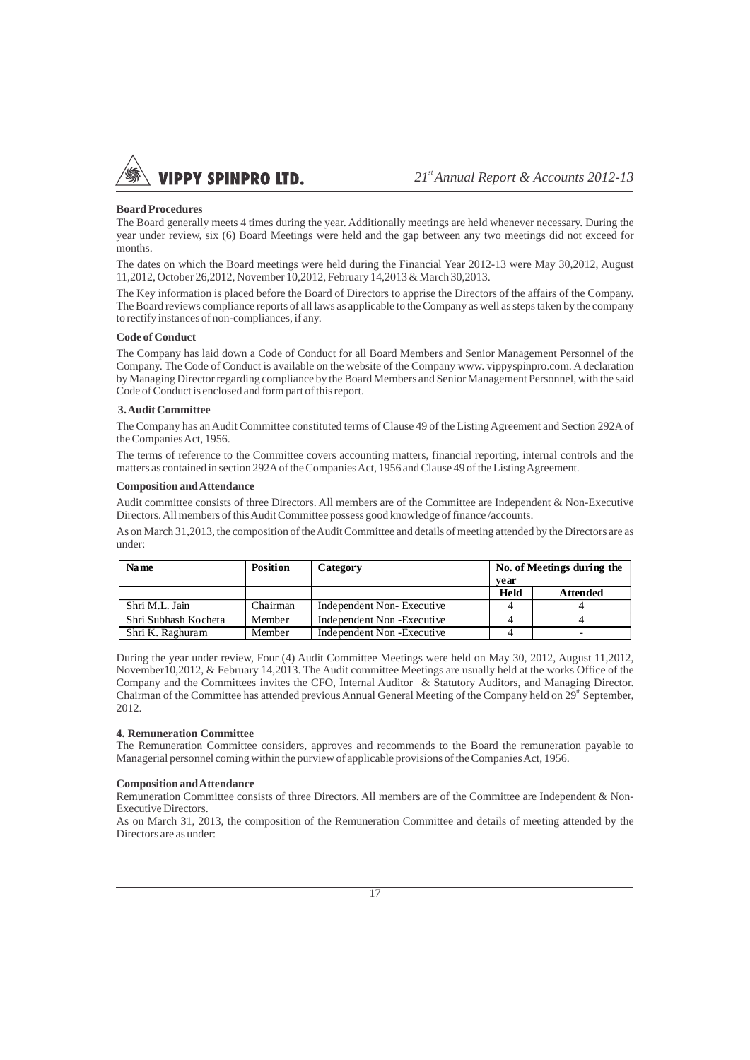**Board Procedures**

The Board generally meets 4 times during the year. Additionally meetings are held whenever necessary. During the year under review, six (6) Board Meetings were held and the gap between any two meetings did not exceed for months.

The dates on which the Board meetings were held during the Financial Year 2012-13 were May 30,2012, August 11,2012, October 26,2012, November 10,2012, February 14,2013 & March 30,2013.

The Key information is placed before the Board of Directors to apprise the Directors of the affairs of the Company. The Board reviews compliance reports of all laws as applicable to the Company as well as steps taken by the company to rectify instances of non-compliances, if any.

**Code of Conduct**

The Company has laid down a Code of Conduct for all Board Members and Senior Management Personnel of the Company. The Code of Conduct is available on the website of the Company www. vippyspinpro.com. A declaration by Managing Director regarding compliance by the Board Members and Senior Management Personnel, with the said Code of Conduct is enclosed and form part of this report.

**3. Audit Committee**

The Company has an Audit Committee constituted terms of Clause 49 of the Listing Agreement and Section 292A of the Companies Act, 1956.

The terms of reference to the Committee covers accounting matters, financial reporting, internal controls and the matters as contained in section 292A of the Companies Act, 1956 and Clause 49 of the Listing Agreement.

**Composition and Attendance**

Audit committee consists of three Directors. All members are of the Committee are Independent & Non-Executive Directors. All members of this Audit Committee possess good knowledge of finance /accounts.

As on March 31,2013, the composition of the Audit Committee and details of meeting attended by the Directors are as under:

| Name | Position | Category | No. of Meetings during the year | |
|---|---|---|---|---|
| | | | Held | Attended |
| Shri M.L. Jain | Chairman | Independent Non- Executive | 4 | 4 |
| Shri Subhash Kocheta | Member | Independent Non -Executive | 4 | 4 |
| Shri K. Raghuram | Member | Independent Non -Executive | 4 | - |

During the year under review, Four (4) Audit Committee Meetings were held on May 30, 2012, August 11,2012, November10,2012, & February 14,2013. The Audit committee Meetings are usually held at the works Office of the Company and the Committees invites the CFO, Internal Auditor & Statutory Auditors, and Managing Director. Chairman of the Committee has attended previous Annual General Meeting of the Company held on 29th September, 2012.

**4. Remuneration Committee**

The Remuneration Committee considers, approves and recommends to the Board the remuneration payable to Managerial personnel coming within the purview of applicable provisions of the Companies Act, 1956.

**Composition and Attendance**

Remuneration Committee consists of three Directors. All members are of the Committee are Independent & Non-Executive Directors.

As on March 31, 2013, the composition of the Remuneration Committee and details of meeting attended by the Directors are as under: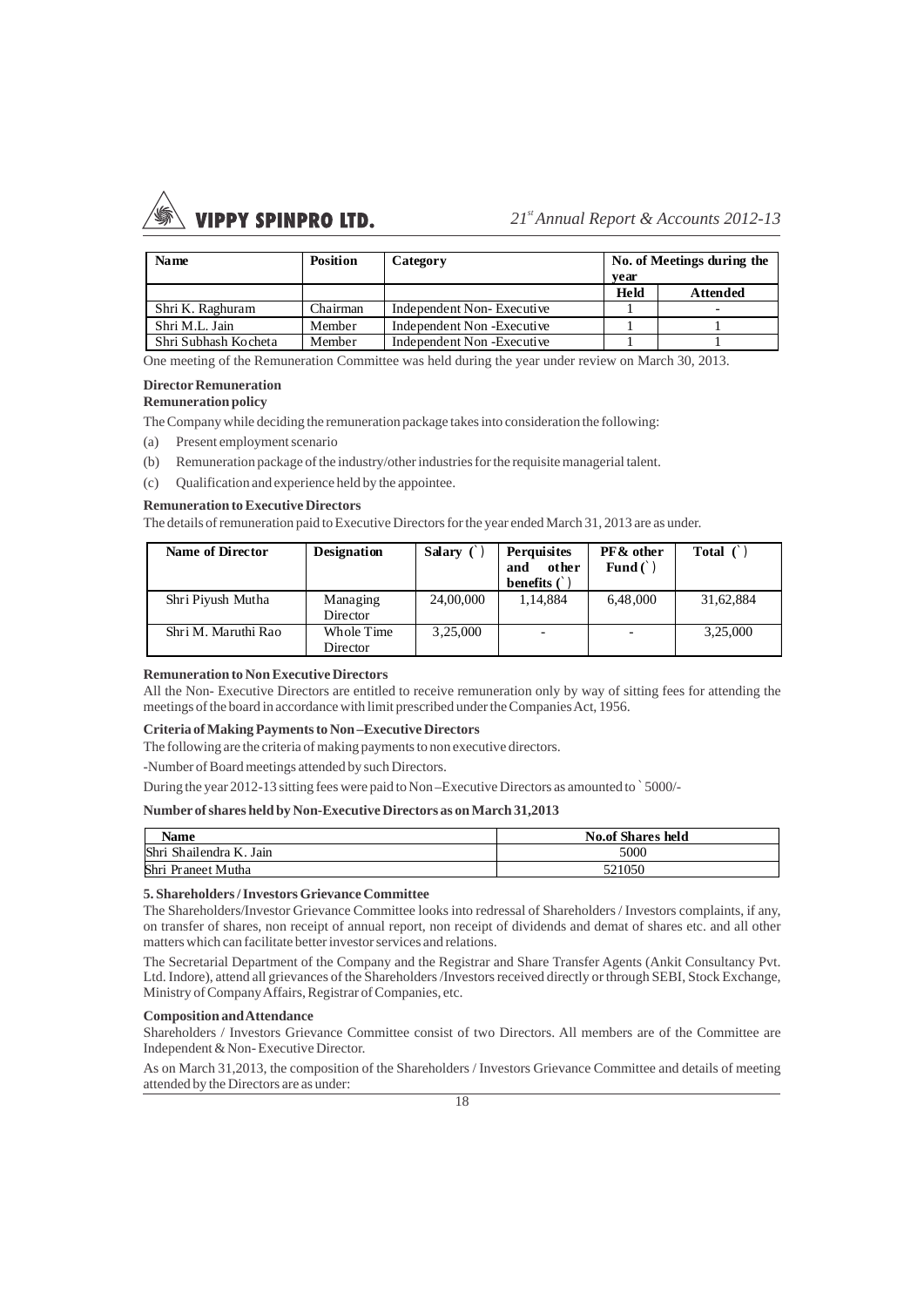| Name | Position | Category | No. of Meetings during the year | |
|---|---|---|---|---|
| | | | Held | Attended |
| Shri K. Raghuram | Chairman | Independent Non- Executive | 1 | - |
| Shri M.L. Jain | Member | Independent Non -Executive | 1 | 1 |
| Shri Subhash Kocheta | Member | Independent Non -Executive | 1 | 1 |

One meeting of the Remuneration Committee was held during the year under review on March 30, 2013.

**Director Remuneration**

**Remuneration policy**

The Company while deciding the remuneration package takes into consideration the following:

(a) Present employment scenario

(b) Remuneration package of the industry/other industries for the requisite managerial talent.

(c) Qualification and experience held by the appointee.

**Remuneration to Executive Directors**

The details of remuneration paid to Executive Directors for the year ended March 31, 2013 are as under.

| Name of Director | Designation | Salary (`) | Perquisites and other benefits (`) | PF & other Fund (`) | Total (`) |
|---|---|---|---|---|---|
| Shri Piyush Mutha | Managing Director | 24,00,000 | 1,14,884 | 6,48,000 | 31,62,884 |
| Shri M. Maruthi Rao | Whole Time Director | 3,25,000 | - | - | 3,25,000 |

**Remuneration to Non Executive Directors**

All the Non- Executive Directors are entitled to receive remuneration only by way of sitting fees for attending the meetings of the board in accordance with limit prescribed under the Companies Act, 1956.

**Criteria of Making Payments to Non –Executive Directors**

The following are the criteria of making payments to non executive directors.

-Number of Board meetings attended by such Directors.

During the year 2012-13 sitting fees were paid to Non –Executive Directors as amounted to ` 5000/-

**Number of shares held by Non-Executive Directors as on March 31,2013**

| Name | No.of Shares held |
|---|---|
| Shri Shailendra K. Jain | 5000 |
| Shri Praneet Mutha | 521050 |

**5. Shareholders / Investors Grievance Committee**

The Shareholders/Investor Grievance Committee looks into redressal of Shareholders / Investors complaints, if any, on transfer of shares, non receipt of annual report, non receipt of dividends and demat of shares etc. and all other matters which can facilitate better investor services and relations.

The Secretarial Department of the Company and the Registrar and Share Transfer Agents (Ankit Consultancy Pvt. Ltd. Indore), attend all grievances of the Shareholders /Investors received directly or through SEBI, Stock Exchange, Ministry of Company Affairs, Registrar of Companies, etc.

**Composition and Attendance**

Shareholders / Investors Grievance Committee consist of two Directors. All members are of the Committee are Independent & Non- Executive Director.

As on March 31,2013, the composition of the Shareholders / Investors Grievance Committee and details of meeting attended by the Directors are as under: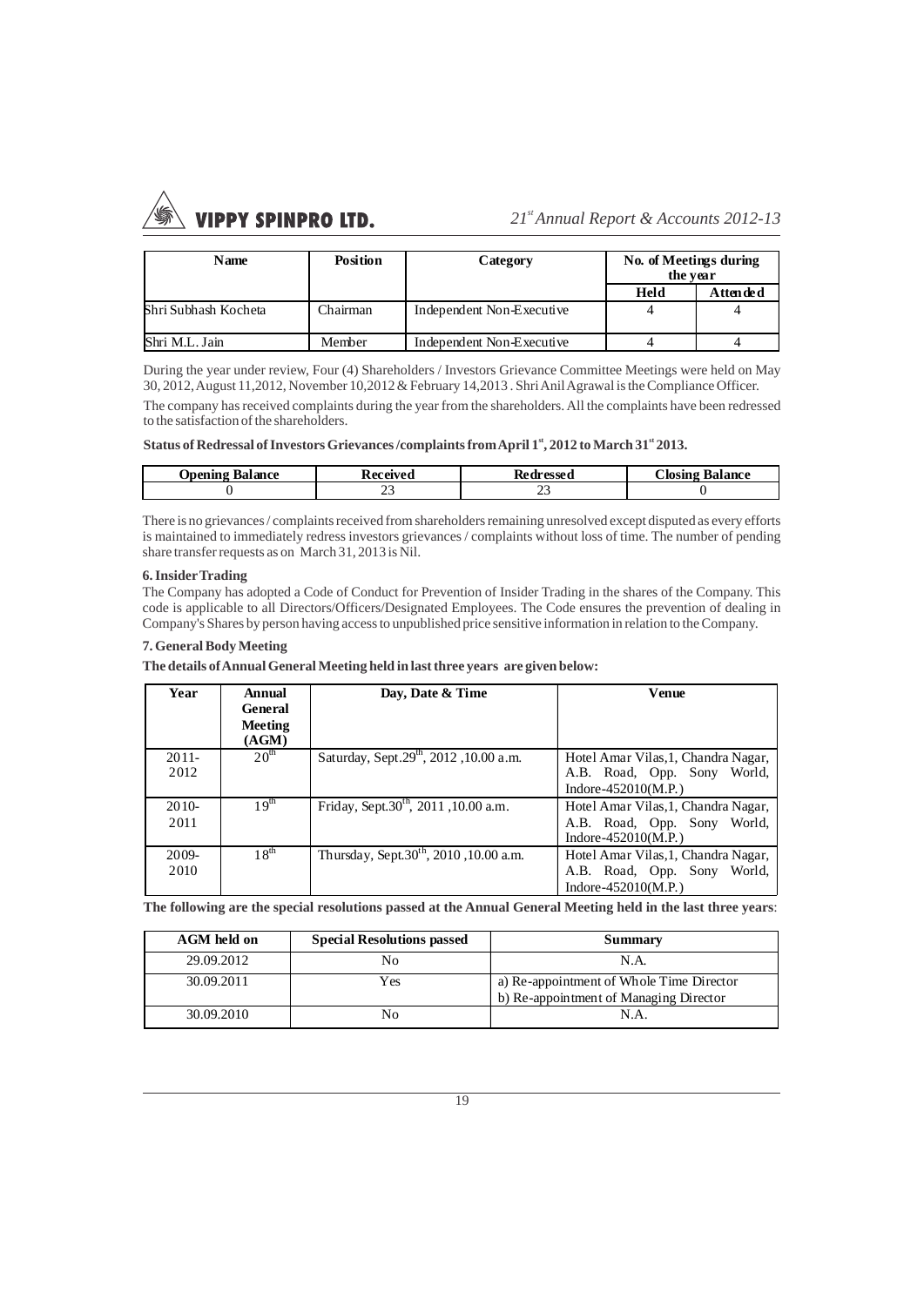| Name | Position | Category | No. of Meetings during the year | |
|---|---|---|---|---|
| | | | Held | Attended |
| Shri Subhash Kocheta | Chairman | Independent Non-Executive | 4 | 4 |
| Shri M.L. Jain | Member | Independent Non-Executive | 4 | 4 |

During the year under review, Four (4) Shareholders / Investors Grievance Committee Meetings were held on May 30, 2012, August 11,2012, November 10,2012 & February 14,2013 . Shri Anil Agrawal is the Compliance Officer.

The company has received complaints during the year from the shareholders. All the complaints have been redressed to the satisfaction of the shareholders.

**Status of Redressal of Investors Grievances /complaints from April 1st, 2012 to March 31st 2013.**

| Opening Balance | Received | Redressed | Closing Balance |
|---|---|---|---|
| 0 | 23 | 23 | 0 |

There is no grievances / complaints received from shareholders remaining unresolved except disputed as every efforts is maintained to immediately redress investors grievances / complaints without loss of time. The number of pending share transfer requests as on March 31, 2013 is Nil.

**6. Insider Trading**

The Company has adopted a Code of Conduct for Prevention of Insider Trading in the shares of the Company. This code is applicable to all Directors/Officers/Designated Employees. The Code ensures the prevention of dealing in Company's Shares by person having access to unpublished price sensitive information in relation to the Company.

**7. General Body Meeting**

**The details of Annual General Meeting held in last three years are given below:**

| Year | Annual General Meeting (AGM) | Day, Date & Time | Venue |
|---|---|---|---|
| 2011-2012 | 20th | Saturday, Sept.29th, 2012 ,10.00 a.m. | Hotel Amar Vilas,1, Chandra Nagar, A.B. Road, Opp. Sony World, Indore-452010(M.P.) |
| 2010-2011 | 19th | Friday, Sept.30th, 2011 ,10.00 a.m. | Hotel Amar Vilas,1, Chandra Nagar, A.B. Road, Opp. Sony World, Indore-452010(M.P.) |
| 2009-2010 | 18th | Thursday, Sept.30th, 2010 ,10.00 a.m. | Hotel Amar Vilas,1, Chandra Nagar, A.B. Road, Opp. Sony World, Indore-452010(M.P.) |

**The following are the special resolutions passed at the Annual General Meeting held in the last three years**:

| AGM held on | Special Resolutions passed | Summary |
|---|---|---|
| 29.09.2012 | No | N.A. |
| 30.09.2011 | Yes | a) Re-appointment of Whole Time Director<br>b) Re-appointment of Managing Director |
| 30.09.2010 | No | N.A. |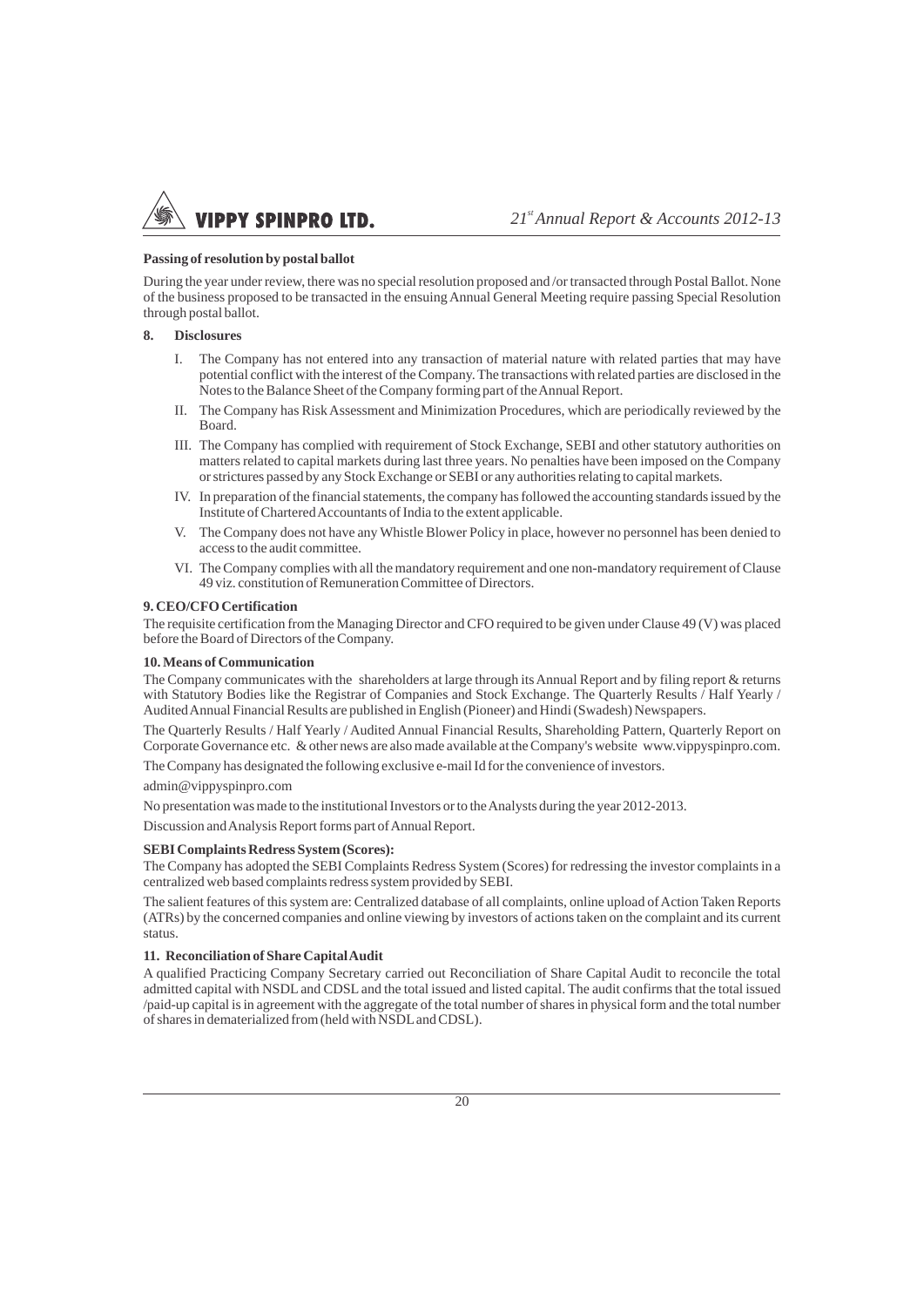**Passing of resolution by postal ballot**

During the year under review, there was no special resolution proposed and /or transacted through Postal Ballot. None of the business proposed to be transacted in the ensuing Annual General Meeting require passing Special Resolution through postal ballot.

**8. Disclosures**

I. The Company has not entered into any transaction of material nature with related parties that may have potential conflict with the interest of the Company. The transactions with related parties are disclosed in the Notes to the Balance Sheet of the Company forming part of the Annual Report.

II. The Company has Risk Assessment and Minimization Procedures, which are periodically reviewed by the Board.

III. The Company has complied with requirement of Stock Exchange, SEBI and other statutory authorities on matters related to capital markets during last three years. No penalties have been imposed on the Company or strictures passed by any Stock Exchange or SEBI or any authorities relating to capital markets.

IV. In preparation of the financial statements, the company has followed the accounting standards issued by the Institute of Chartered Accountants of India to the extent applicable.

V. The Company does not have any Whistle Blower Policy in place, however no personnel has been denied to access to the audit committee.

VI. The Company complies with all the mandatory requirement and one non-mandatory requirement of Clause 49 viz. constitution of Remuneration Committee of Directors.

**9. CEO/CFO Certification**

The requisite certification from the Managing Director and CFO required to be given under Clause 49 (V) was placed before the Board of Directors of the Company.

**10. Means of Communication**

The Company communicates with the shareholders at large through its Annual Report and by filing report & returns with Statutory Bodies like the Registrar of Companies and Stock Exchange. The Quarterly Results / Half Yearly / Audited Annual Financial Results are published in English (Pioneer) and Hindi (Swadesh) Newspapers.

The Quarterly Results / Half Yearly / Audited Annual Financial Results, Shareholding Pattern, Quarterly Report on Corporate Governance etc. & other news are also made available at the Company's website www.vippyspinpro.com.

The Company has designated the following exclusive e-mail Id for the convenience of investors.

admin@vippyspinpro.com

No presentation was made to the institutional Investors or to the Analysts during the year 2012-2013.

Discussion and Analysis Report forms part of Annual Report.

**SEBI Complaints Redress System (Scores):**

The Company has adopted the SEBI Complaints Redress System (Scores) for redressing the investor complaints in a centralized web based complaints redress system provided by SEBI.

The salient features of this system are: Centralized database of all complaints, online upload of Action Taken Reports (ATRs) by the concerned companies and online viewing by investors of actions taken on the complaint and its current status.

**11. Reconciliation of Share Capital Audit**

A qualified Practicing Company Secretary carried out Reconciliation of Share Capital Audit to reconcile the total admitted capital with NSDL and CDSL and the total issued and listed capital. The audit confirms that the total issued /paid-up capital is in agreement with the aggregate of the total number of shares in physical form and the total number of shares in dematerialized from (held with NSDL and CDSL).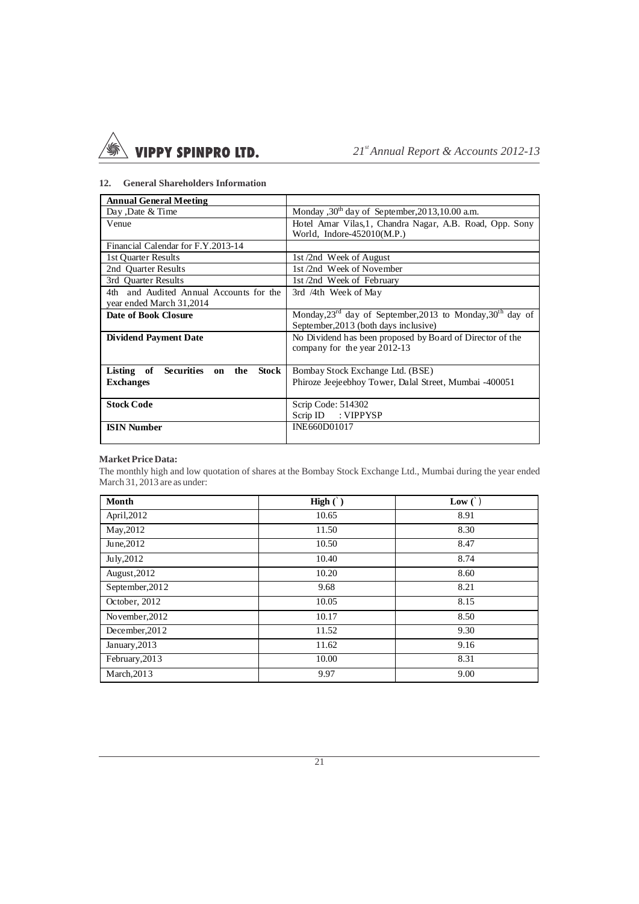## 12. General Shareholders Information

| **Annual General Meeting** | |
|---|---|
| Day ,Date & Time | Monday ,30th day of September,2013,10.00 a.m. |
| Venue | Hotel Amar Vilas,1, Chandra Nagar, A.B. Road, Opp. Sony World, Indore-452010(M.P.) |
| Financial Calendar for F.Y.2013-14 | |
| 1st Quarter Results | 1st /2nd Week of August |
| 2nd Quarter Results | 1st /2nd Week of November |
| 3rd Quarter Results | 1st /2nd Week of February |
| 4th and Audited Annual Accounts for the year ended March 31,2014 | 3rd /4th Week of May |
| **Date of Book Closure** | Monday,23rd day of September,2013 to Monday,30th day of September,2013 (both days inclusive) |
| **Dividend Payment Date** | No Dividend has been proposed by Board of Director of the company for the year 2012-13 |
| **Listing of Securities on the Stock Exchanges** | Bombay Stock Exchange Ltd. (BSE) Phiroze Jeejeebhoy Tower, Dalal Street, Mumbai -400051 |
| **Stock Code** | Scrip Code: 514302 Scrip ID : VIPPYSP |
| **ISIN Number** | INE660D01017 |

**Market Price Data:**

The monthly high and low quotation of shares at the Bombay Stock Exchange Ltd., Mumbai during the year ended March 31, 2013 are as under:

| Month | High (`) | Low (`) |
|---|---|---|
| April,2012 | 10.65 | 8.91 |
| May,2012 | 11.50 | 8.30 |
| June,2012 | 10.50 | 8.47 |
| July,2012 | 10.40 | 8.74 |
| August,2012 | 10.20 | 8.60 |
| September,2012 | 9.68 | 8.21 |
| October, 2012 | 10.05 | 8.15 |
| November,2012 | 10.17 | 8.50 |
| December,2012 | 11.52 | 9.30 |
| January,2013 | 11.62 | 9.16 |
| February,2013 | 10.00 | 8.31 |
| March,2013 | 9.97 | 9.00 |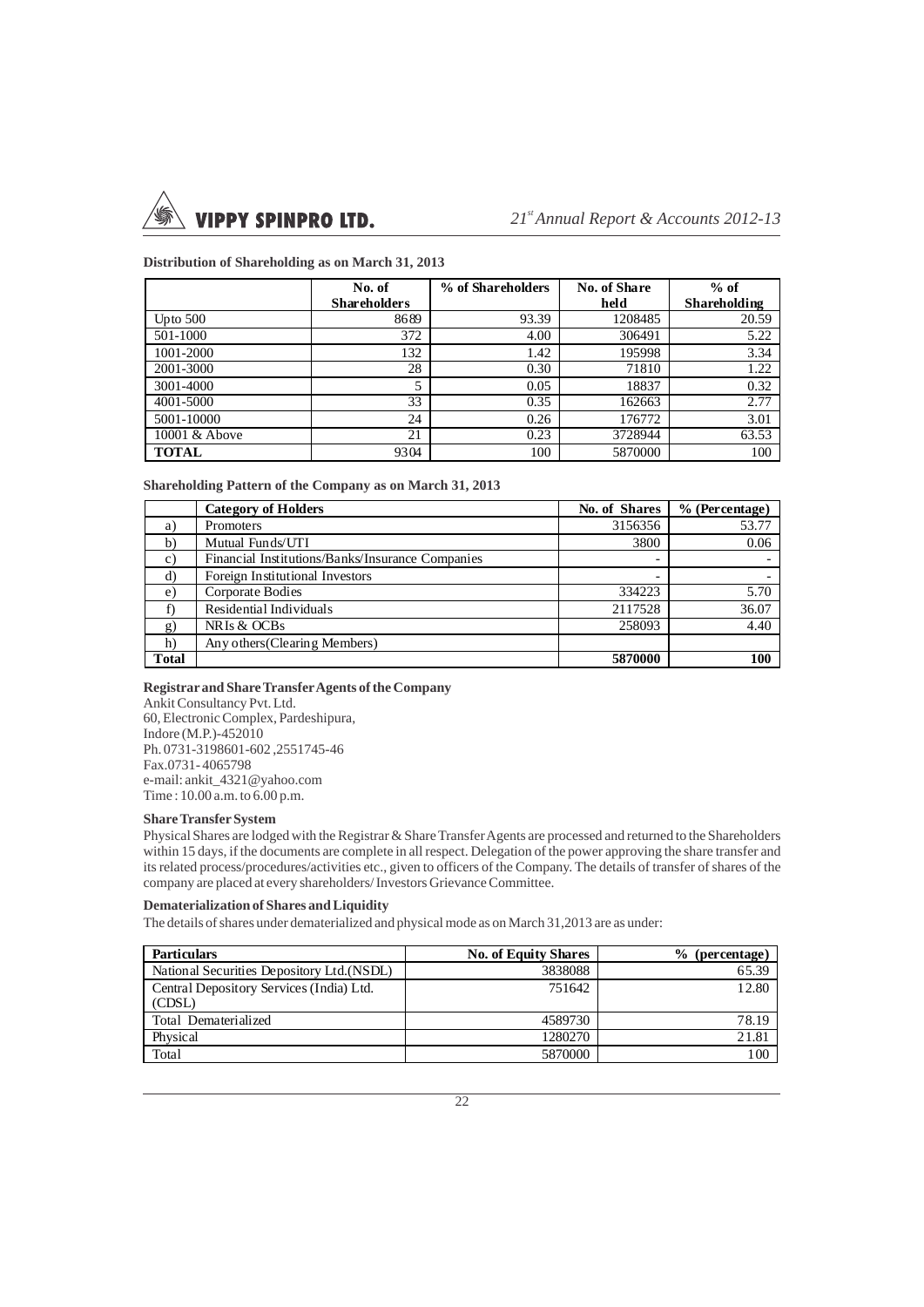**Distribution of Shareholding as on March 31, 2013**

|  | No. of Shareholders | % of Shareholders | No. of Share held | % of Shareholding |
|---|---|---|---|---|
| Upto 500 | 8689 | 93.39 | 1208485 | 20.59 |
| 501-1000 | 372 | 4.00 | 306491 | 5.22 |
| 1001-2000 | 132 | 1.42 | 195998 | 3.34 |
| 2001-3000 | 28 | 0.30 | 71810 | 1.22 |
| 3001-4000 | 5 | 0.05 | 18837 | 0.32 |
| 4001-5000 | 33 | 0.35 | 162663 | 2.77 |
| 5001-10000 | 24 | 0.26 | 176772 | 3.01 |
| 10001 & Above | 21 | 0.23 | 3728944 | 63.53 |
| **TOTAL** | 9304 | 100 | 5870000 | 100 |

**Shareholding Pattern of the Company as on March 31, 2013**

|  | Category of Holders | No. of Shares | % (Percentage) |
|---|---|---|---|
| a) | Promoters | 3156356 | 53.77 |
| b) | Mutual Funds/UTI | 3800 | 0.06 |
| c) | Financial Institutions/Banks/Insurance Companies | - | - |
| d) | Foreign Institutional Investors | - | - |
| e) | Corporate Bodies | 334223 | 5.70 |
| f) | Residential Individuals | 2117528 | 36.07 |
| g) | NRIs & OCBs | 258093 | 4.40 |
| h) | Any others(Clearing Members) |  |  |
| **Total** |  | **5870000** | **100** |

**Registrar and Share Transfer Agents of the Company**

Ankit Consultancy Pvt. Ltd.
60, Electronic Complex, Pardeshipura,
Indore (M.P.)-452010
Ph. 0731-3198601-602 ,2551745-46
Fax.0731- 4065798
e-mail: ankit_4321@yahoo.com
Time : 10.00 a.m. to 6.00 p.m.

**Share Transfer System**

Physical Shares are lodged with the Registrar & Share Transfer Agents are processed and returned to the Shareholders within 15 days, if the documents are complete in all respect. Delegation of the power approving the share transfer and its related process/procedures/activities etc., given to officers of the Company. The details of transfer of shares of the company are placed at every shareholders/ Investors Grievance Committee.

**Dematerialization of Shares and Liquidity**

The details of shares under dematerialized and physical mode as on March 31,2013 are as under:

| Particulars | No. of Equity Shares | % (percentage) |
|---|---|---|
| National Securities Depository Ltd.(NSDL) | 3838088 | 65.39 |
| Central Depository Services (India) Ltd. (CDSL) | 751642 | 12.80 |
| Total Dematerialized | 4589730 | 78.19 |
| Physical | 1280270 | 21.81 |
| Total | 5870000 | 100 |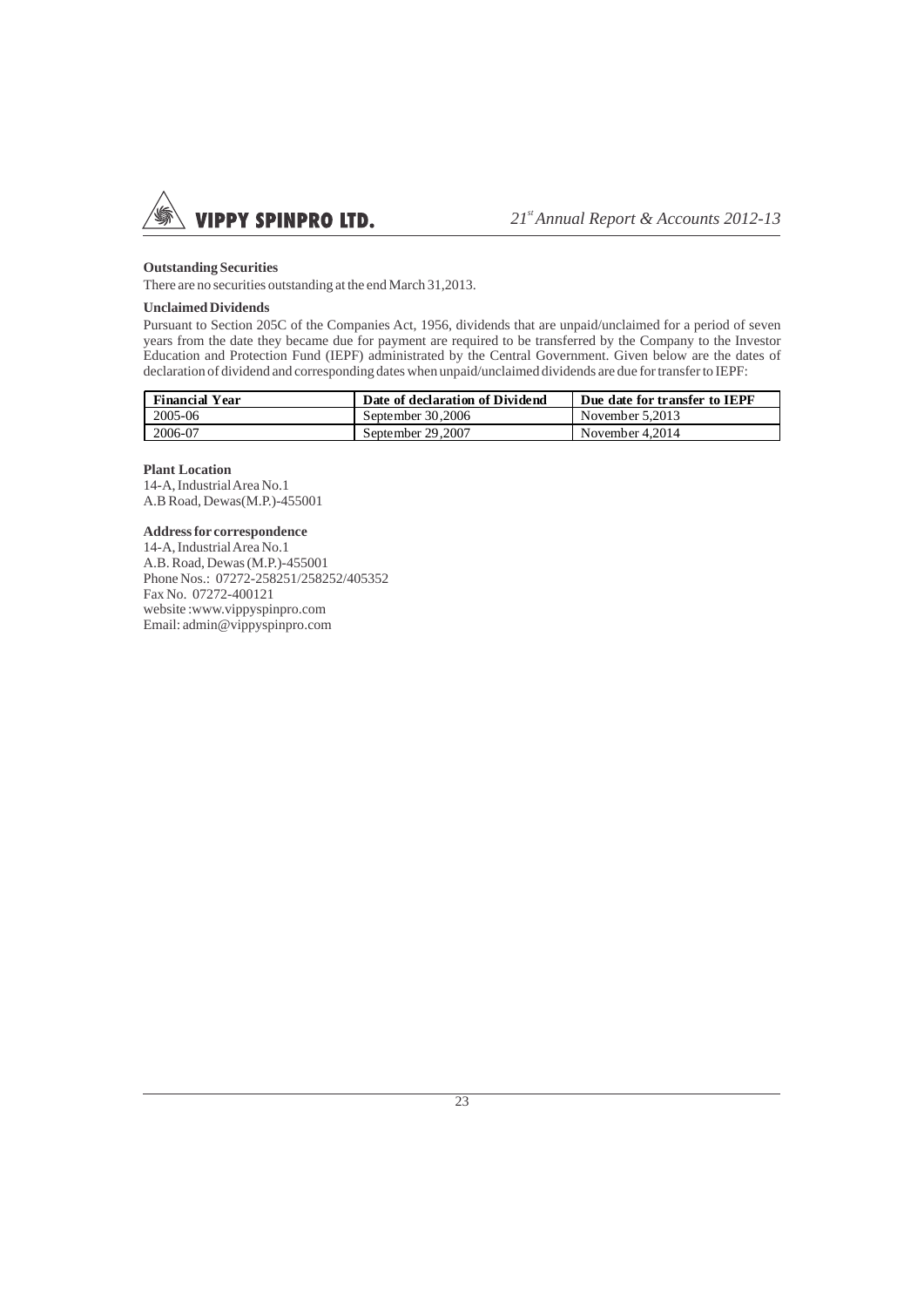**Outstanding Securities**

There are no securities outstanding at the end March 31,2013.

**Unclaimed Dividends**

Pursuant to Section 205C of the Companies Act, 1956, dividends that are unpaid/unclaimed for a period of seven years from the date they became due for payment are required to be transferred by the Company to the Investor Education and Protection Fund (IEPF) administrated by the Central Government. Given below are the dates of declaration of dividend and corresponding dates when unpaid/unclaimed dividends are due for transfer to IEPF:

| Financial Year | Date of declaration of Dividend | Due date for transfer to IEPF |
|---|---|---|
| 2005-06 | September 30,2006 | November 5,2013 |
| 2006-07 | September 29,2007 | November 4,2014 |

**Plant Location**

14-A, Industrial Area No.1
A.B Road, Dewas(M.P.)-455001

**Address for correspondence**

14-A, Industrial Area No.1
A.B. Road, Dewas (M.P.)-455001
Phone Nos.: 07272-258251/258252/405352
Fax No. 07272-400121
website :www.vippyspinpro.com
Email: admin@vippyspinpro.com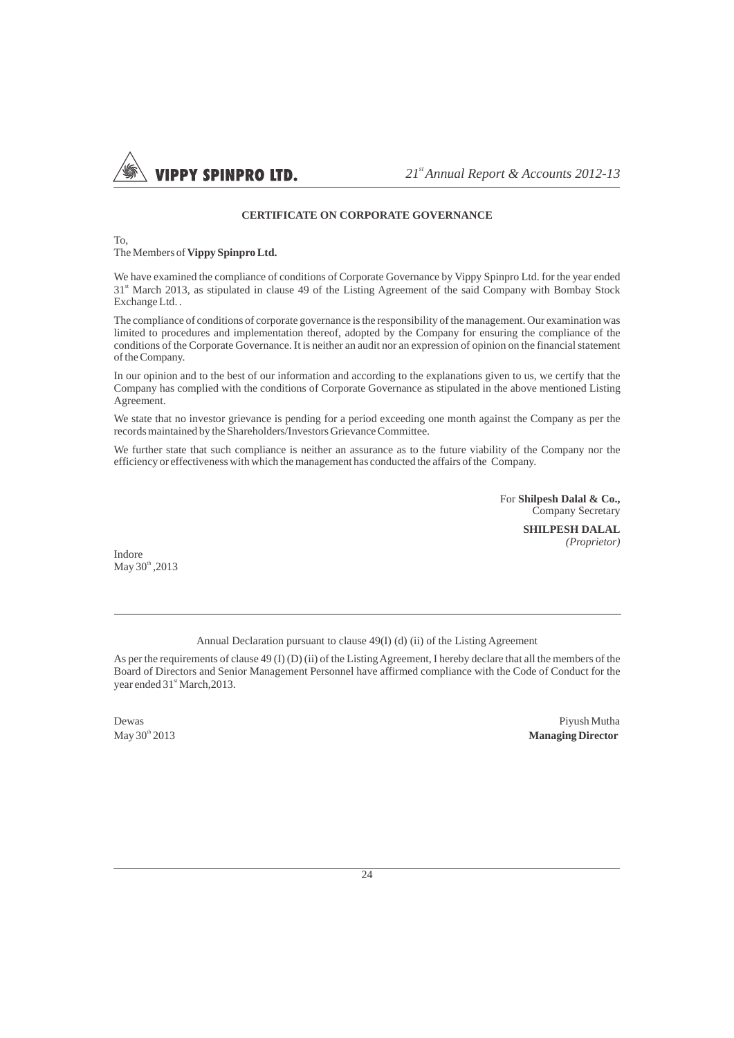## CERTIFICATE ON CORPORATE GOVERNANCE

To,
The Members of **Vippy Spinpro Ltd.**

We have examined the compliance of conditions of Corporate Governance by Vippy Spinpro Ltd. for the year ended 31st March 2013, as stipulated in clause 49 of the Listing Agreement of the said Company with Bombay Stock Exchange Ltd. .

The compliance of conditions of corporate governance is the responsibility of the management. Our examination was limited to procedures and implementation thereof, adopted by the Company for ensuring the compliance of the conditions of the Corporate Governance. It is neither an audit nor an expression of opinion on the financial statement of the Company.

In our opinion and to the best of our information and according to the explanations given to us, we certify that the Company has complied with the conditions of Corporate Governance as stipulated in the above mentioned Listing Agreement.

We state that no investor grievance is pending for a period exceeding one month against the Company as per the records maintained by the Shareholders/Investors Grievance Committee.

We further state that such compliance is neither an assurance as to the future viability of the Company nor the efficiency or effectiveness with which the management has conducted the affairs of the Company.

For **Shilpesh Dalal & Co.,**
Company Secretary

**SHILPESH DALAL**
*(Proprietor)*

Indore
May 30th ,2013

---

Annual Declaration pursuant to clause 49(I) (d) (ii) of the Listing Agreement

As per the requirements of clause 49 (I) (D) (ii) of the Listing Agreement, I hereby declare that all the members of the Board of Directors and Senior Management Personnel have affirmed compliance with the Code of Conduct for the year ended 31st March,2013.

Dewas
May 30th 2013

Piyush Mutha
**Managing Director**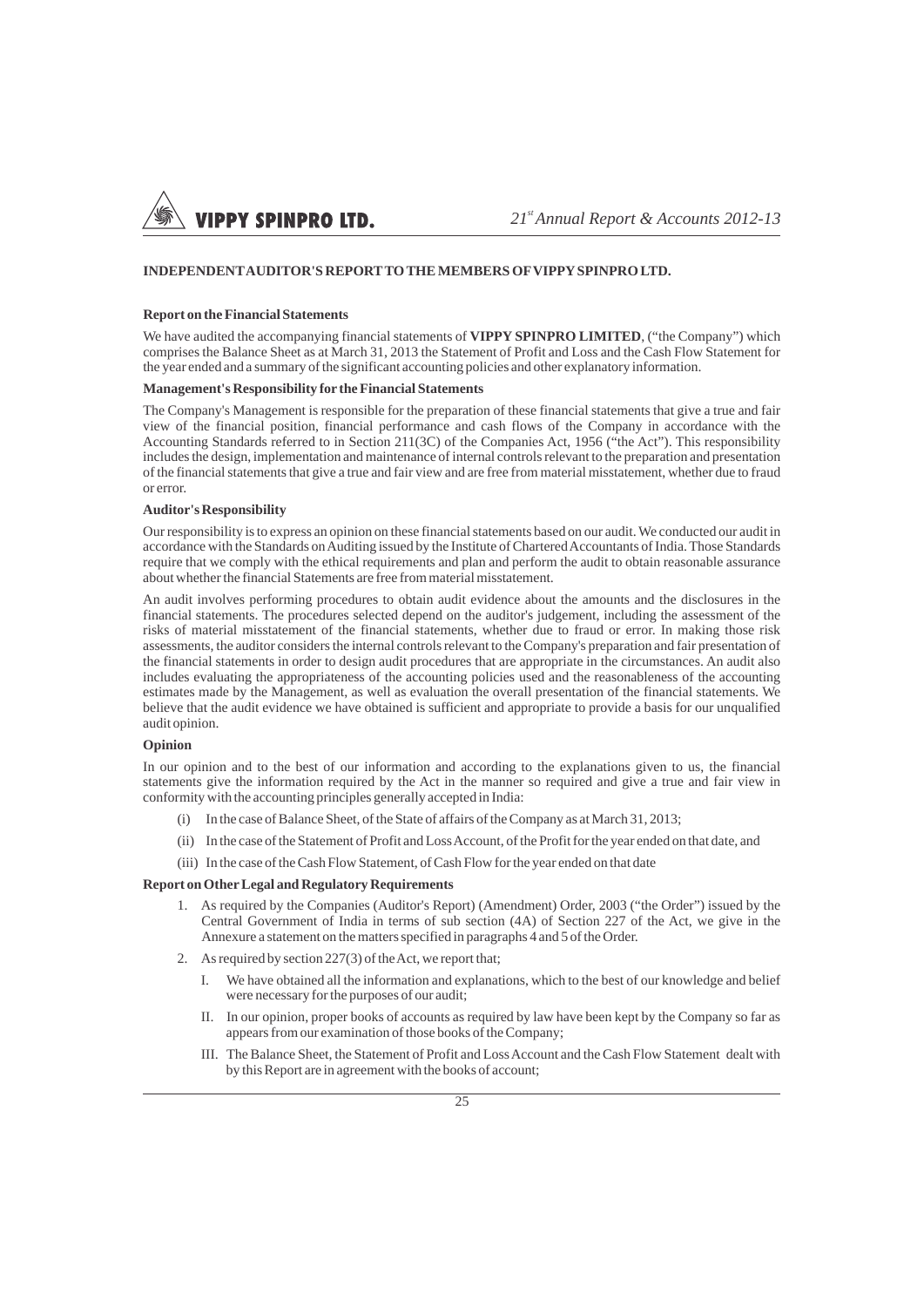## INDEPENDENT AUDITOR'S REPORT TO THE MEMBERS OF VIPPY SPINPRO LTD.

### Report on the Financial Statements

We have audited the accompanying financial statements of **VIPPY SPINPRO LIMITED**, ("the Company") which comprises the Balance Sheet as at March 31, 2013 the Statement of Profit and Loss and the Cash Flow Statement for the year ended and a summary of the significant accounting policies and other explanatory information.

### Management's Responsibility for the Financial Statements

The Company's Management is responsible for the preparation of these financial statements that give a true and fair view of the financial position, financial performance and cash flows of the Company in accordance with the Accounting Standards referred to in Section 211(3C) of the Companies Act, 1956 ("the Act"). This responsibility includes the design, implementation and maintenance of internal controls relevant to the preparation and presentation of the financial statements that give a true and fair view and are free from material misstatement, whether due to fraud or error.

### Auditor's Responsibility

Our responsibility is to express an opinion on these financial statements based on our audit. We conducted our audit in accordance with the Standards on Auditing issued by the Institute of Chartered Accountants of India. Those Standards require that we comply with the ethical requirements and plan and perform the audit to obtain reasonable assurance about whether the financial Statements are free from material misstatement.

An audit involves performing procedures to obtain audit evidence about the amounts and the disclosures in the financial statements. The procedures selected depend on the auditor's judgement, including the assessment of the risks of material misstatement of the financial statements, whether due to fraud or error. In making those risk assessments, the auditor considers the internal controls relevant to the Company's preparation and fair presentation of the financial statements in order to design audit procedures that are appropriate in the circumstances. An audit also includes evaluating the appropriateness of the accounting policies used and the reasonableness of the accounting estimates made by the Management, as well as evaluation the overall presentation of the financial statements. We believe that the audit evidence we have obtained is sufficient and appropriate to provide a basis for our unqualified audit opinion.

### Opinion

In our opinion and to the best of our information and according to the explanations given to us, the financial statements give the information required by the Act in the manner so required and give a true and fair view in conformity with the accounting principles generally accepted in India:

(i) In the case of Balance Sheet, of the State of affairs of the Company as at March 31, 2013;

(ii) In the case of the Statement of Profit and Loss Account, of the Profit for the year ended on that date, and

(iii) In the case of the Cash Flow Statement, of Cash Flow for the year ended on that date

### Report on Other Legal and Regulatory Requirements

1. As required by the Companies (Auditor's Report) (Amendment) Order, 2003 ("the Order") issued by the Central Government of India in terms of sub section (4A) of Section 227 of the Act, we give in the Annexure a statement on the matters specified in paragraphs 4 and 5 of the Order.
2. As required by section 227(3) of the Act, we report that;
   I. We have obtained all the information and explanations, which to the best of our knowledge and belief were necessary for the purposes of our audit;
   II. In our opinion, proper books of accounts as required by law have been kept by the Company so far as appears from our examination of those books of the Company;
   III. The Balance Sheet, the Statement of Profit and Loss Account and the Cash Flow Statement dealt with by this Report are in agreement with the books of account;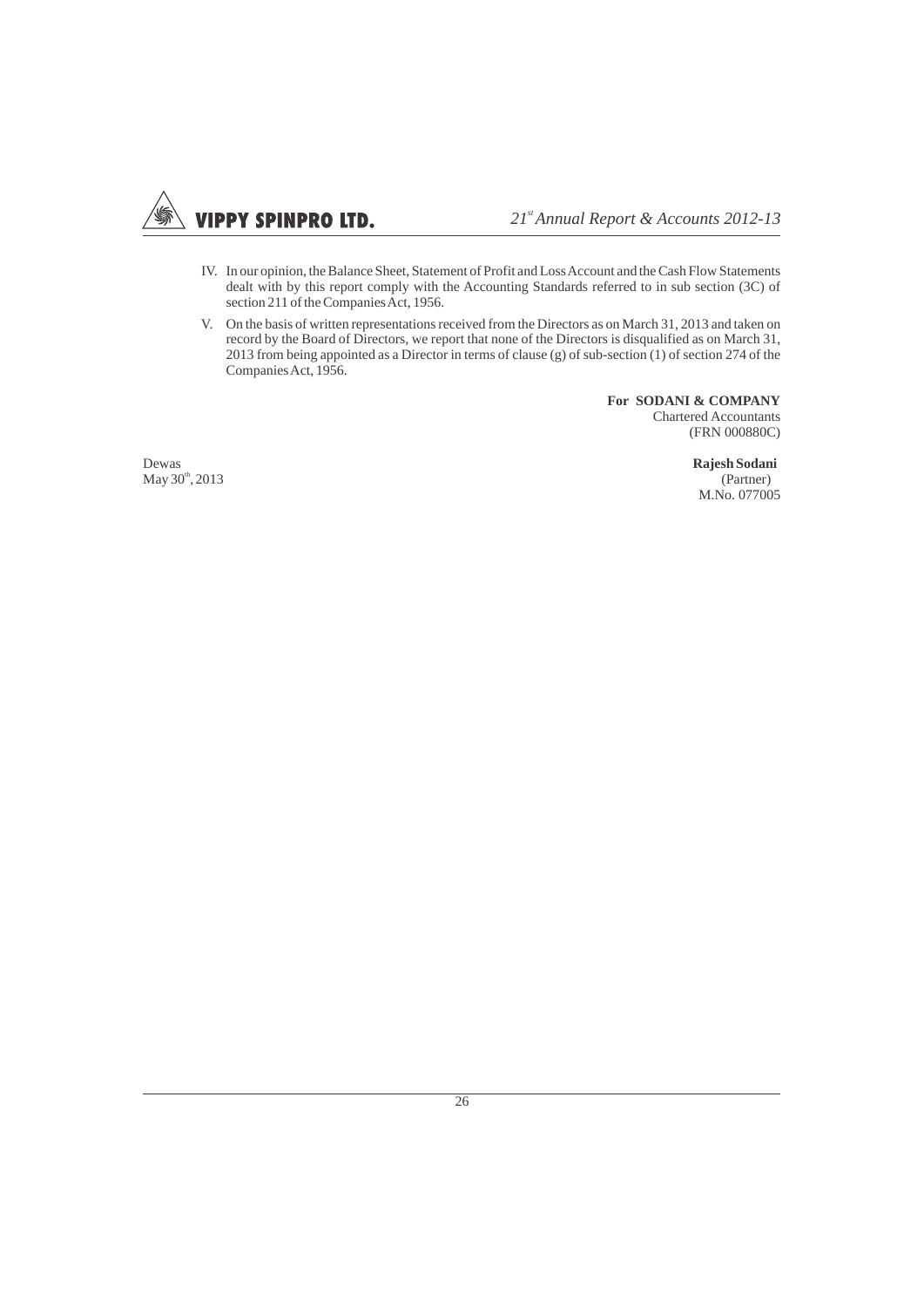IV. In our opinion, the Balance Sheet, Statement of Profit and Loss Account and the Cash Flow Statements dealt with by this report comply with the Accounting Standards referred to in sub section (3C) of section 211 of the Companies Act, 1956.

V. On the basis of written representations received from the Directors as on March 31, 2013 and taken on record by the Board of Directors, we report that none of the Directors is disqualified as on March 31, 2013 from being appointed as a Director in terms of clause (g) of sub-section (1) of section 274 of the Companies Act, 1956.

**For SODANI & COMPANY**
Chartered Accountants
(FRN 000880C)

Dewas
May 30th, 2013

**Rajesh Sodani**
(Partner)
M.No. 077005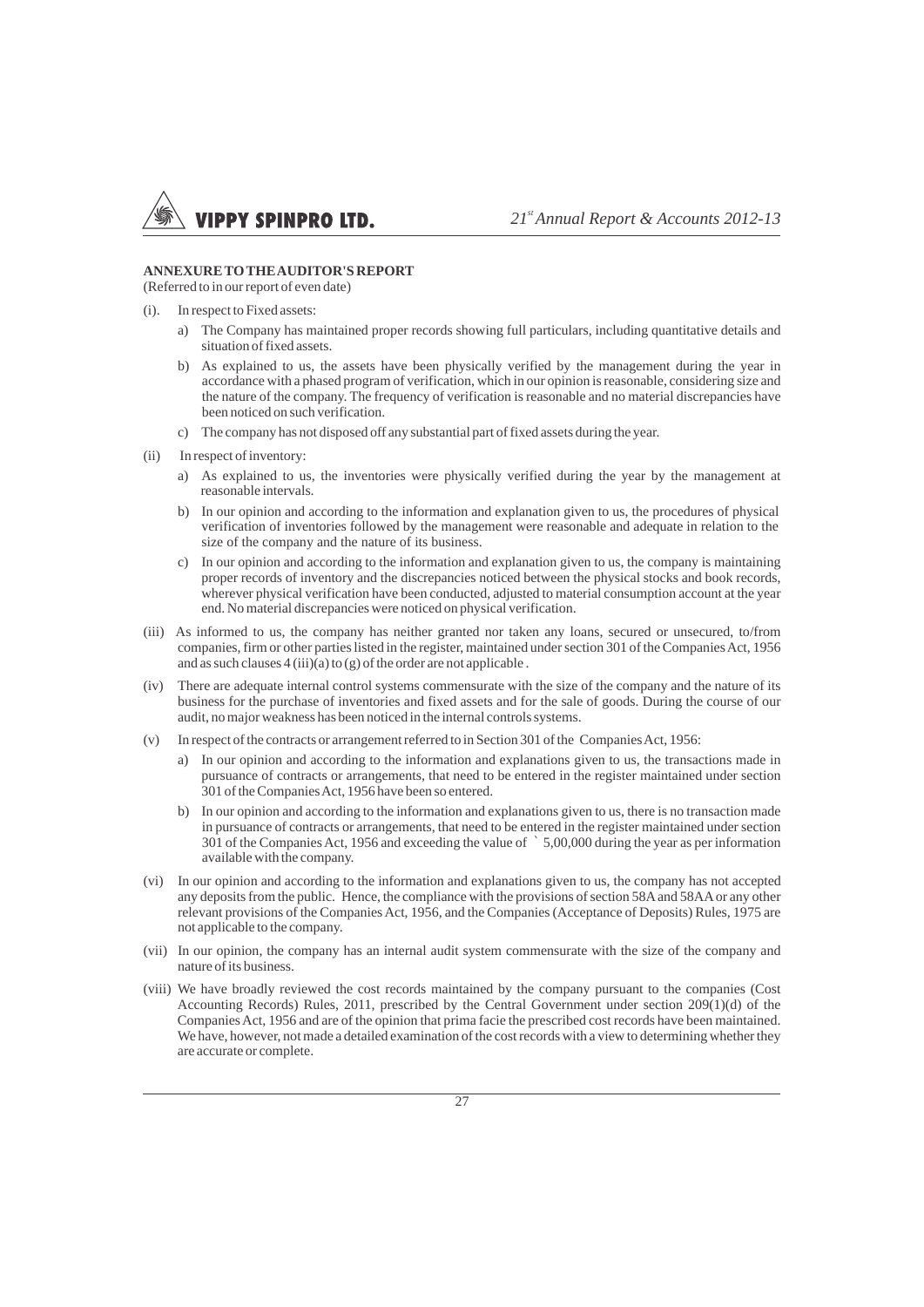**ANNEXURE TO THE AUDITOR'S REPORT**

(Referred to in our report of even date)

(i). In respect to Fixed assets:

a) The Company has maintained proper records showing full particulars, including quantitative details and situation of fixed assets.

b) As explained to us, the assets have been physically verified by the management during the year in accordance with a phased program of verification, which in our opinion is reasonable, considering size and the nature of the company. The frequency of verification is reasonable and no material discrepancies have been noticed on such verification.

c) The company has not disposed off any substantial part of fixed assets during the year.

(ii) In respect of inventory:

a) As explained to us, the inventories were physically verified during the year by the management at reasonable intervals.

b) In our opinion and according to the information and explanation given to us, the procedures of physical verification of inventories followed by the management were reasonable and adequate in relation to the size of the company and the nature of its business.

c) In our opinion and according to the information and explanation given to us, the company is maintaining proper records of inventory and the discrepancies noticed between the physical stocks and book records, wherever physical verification have been conducted, adjusted to material consumption account at the year end. No material discrepancies were noticed on physical verification.

(iii) As informed to us, the company has neither granted nor taken any loans, secured or unsecured, to/from companies, firm or other parties listed in the register, maintained under section 301 of the Companies Act, 1956 and as such clauses 4 (iii)(a) to (g) of the order are not applicable .

(iv) There are adequate internal control systems commensurate with the size of the company and the nature of its business for the purchase of inventories and fixed assets and for the sale of goods. During the course of our audit, no major weakness has been noticed in the internal controls systems.

(v) In respect of the contracts or arrangement referred to in Section 301 of the Companies Act, 1956:

a) In our opinion and according to the information and explanations given to us, the transactions made in pursuance of contracts or arrangements, that need to be entered in the register maintained under section 301 of the Companies Act, 1956 have been so entered.

b) In our opinion and according to the information and explanations given to us, there is no transaction made in pursuance of contracts or arrangements, that need to be entered in the register maintained under section 301 of the Companies Act, 1956 and exceeding the value of ` 5,00,000 during the year as per information available with the company.

(vi) In our opinion and according to the information and explanations given to us, the company has not accepted any deposits from the public. Hence, the compliance with the provisions of section 58A and 58AA or any other relevant provisions of the Companies Act, 1956, and the Companies (Acceptance of Deposits) Rules, 1975 are not applicable to the company.

(vii) In our opinion, the company has an internal audit system commensurate with the size of the company and nature of its business.

(viii) We have broadly reviewed the cost records maintained by the company pursuant to the companies (Cost Accounting Records) Rules, 2011, prescribed by the Central Government under section 209(1)(d) of the Companies Act, 1956 and are of the opinion that prima facie the prescribed cost records have been maintained. We have, however, not made a detailed examination of the cost records with a view to determining whether they are accurate or complete.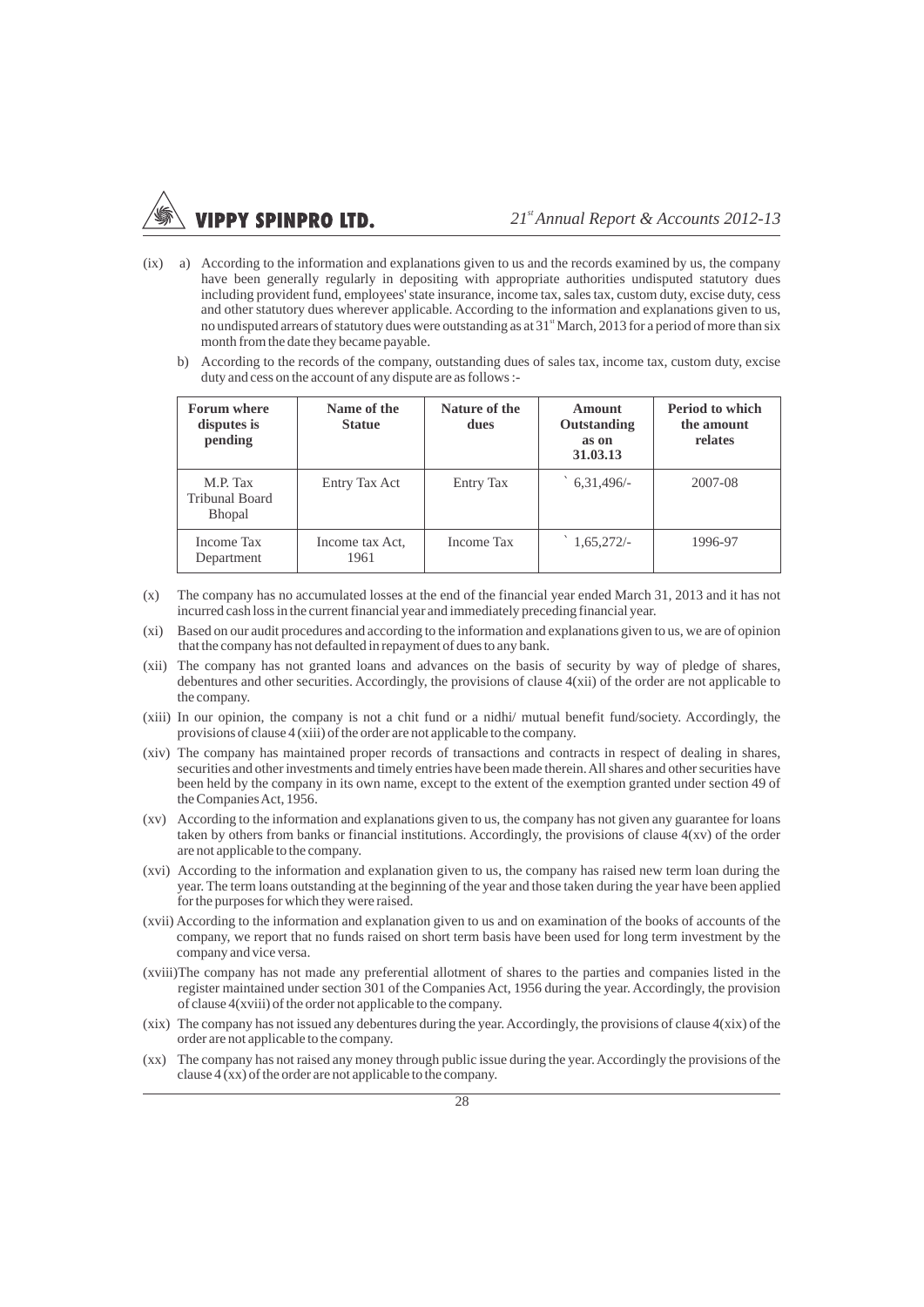(ix) a) According to the information and explanations given to us and the records examined by us, the company have been generally regularly in depositing with appropriate authorities undisputed statutory dues including provident fund, employees' state insurance, income tax, sales tax, custom duty, excise duty, cess and other statutory dues wherever applicable. According to the information and explanations given to us, no undisputed arrears of statutory dues were outstanding as at 31st March, 2013 for a period of more than six month from the date they became payable.

b) According to the records of the company, outstanding dues of sales tax, income tax, custom duty, excise duty and cess on the account of any dispute are as follows :-

| Forum where disputes is pending | Name of the Statue | Nature of the dues | Amount Outstanding as on 31.03.13 | Period to which the amount relates |
|---|---|---|---|---|
| M.P. Tax Tribunal Board Bhopal | Entry Tax Act | Entry Tax | ` 6,31,496/- | 2007-08 |
| Income Tax Department | Income tax Act, 1961 | Income Tax | ` 1,65,272/- | 1996-97 |

(x) The company has no accumulated losses at the end of the financial year ended March 31, 2013 and it has not incurred cash loss in the current financial year and immediately preceding financial year.

(xi) Based on our audit procedures and according to the information and explanations given to us, we are of opinion that the company has not defaulted in repayment of dues to any bank.

(xii) The company has not granted loans and advances on the basis of security by way of pledge of shares, debentures and other securities. Accordingly, the provisions of clause 4(xii) of the order are not applicable to the company.

(xiii) In our opinion, the company is not a chit fund or a nidhi/ mutual benefit fund/society. Accordingly, the provisions of clause 4 (xiii) of the order are not applicable to the company.

(xiv) The company has maintained proper records of transactions and contracts in respect of dealing in shares, securities and other investments and timely entries have been made therein. All shares and other securities have been held by the company in its own name, except to the extent of the exemption granted under section 49 of the Companies Act, 1956.

(xv) According to the information and explanations given to us, the company has not given any guarantee for loans taken by others from banks or financial institutions. Accordingly, the provisions of clause 4(xv) of the order are not applicable to the company.

(xvi) According to the information and explanation given to us, the company has raised new term loan during the year. The term loans outstanding at the beginning of the year and those taken during the year have been applied for the purposes for which they were raised.

(xvii) According to the information and explanation given to us and on examination of the books of accounts of the company, we report that no funds raised on short term basis have been used for long term investment by the company and vice versa.

(xviii) The company has not made any preferential allotment of shares to the parties and companies listed in the register maintained under section 301 of the Companies Act, 1956 during the year. Accordingly, the provision of clause 4(xviii) of the order not applicable to the company.

(xix) The company has not issued any debentures during the year. Accordingly, the provisions of clause 4(xix) of the order are not applicable to the company.

(xx) The company has not raised any money through public issue during the year. Accordingly the provisions of the clause 4 (xx) of the order are not applicable to the company.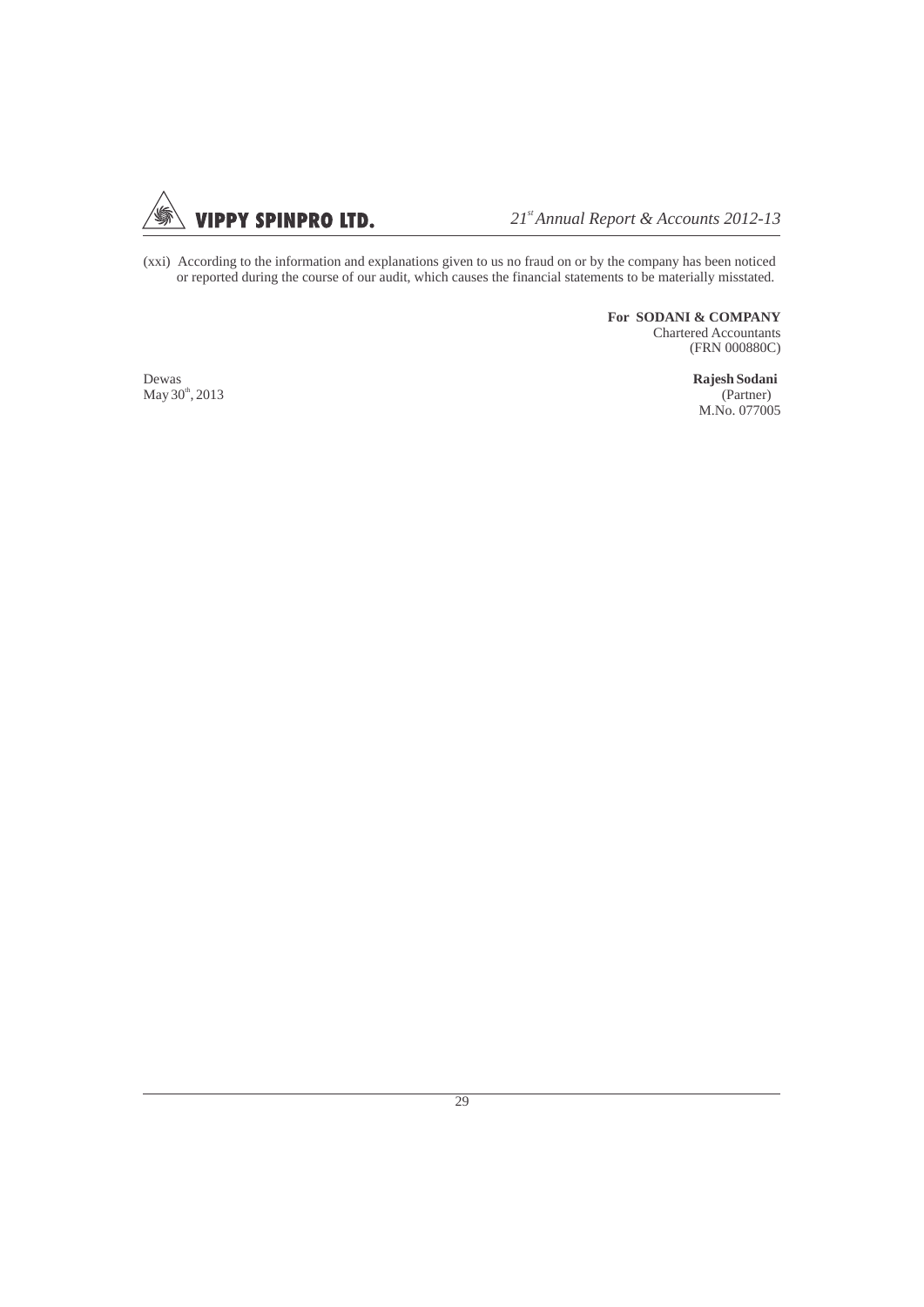(xxi) According to the information and explanations given to us no fraud on or by the company has been noticed or reported during the course of our audit, which causes the financial statements to be materially misstated.

**For SODANI & COMPANY**
Chartered Accountants
(FRN 000880C)

Dewas
May 30th, 2013

**Rajesh Sodani**
(Partner)
M.No. 077005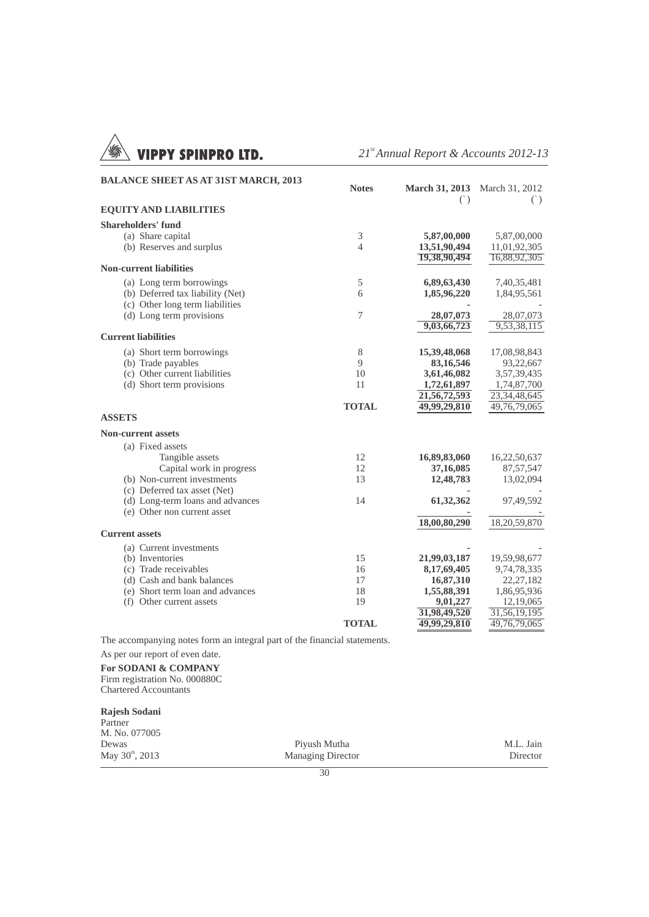## BALANCE SHEET AS AT 31ST MARCH, 2013

| | Notes | March 31, 2013 (`) | March 31, 2012 (`) |
|---|---|---|---|
| **EQUITY AND LIABILITIES** | | | |
| **Shareholders' fund** | | | |
| (a) Share capital | 3 | **5,87,00,000** | 5,87,00,000 |
| (b) Reserves and surplus | 4 | **13,51,90,494** | 11,01,92,305 |
| | | **19,38,90,494** | 16,88,92,305 |
| **Non-current liabilities** | | | |
| (a) Long term borrowings | 5 | **6,89,63,430** | 7,40,35,481 |
| (b) Deferred tax liability (Net) | 6 | **1,85,96,220** | 1,84,95,561 |
| (c) Other long term liabilities | | **-** | - |
| (d) Long term provisions | 7 | **28,07,073** | 28,07,073 |
| | | **9,03,66,723** | 9,53,38,115 |
| **Current liabilities** | | | |
| (a) Short term borrowings | 8 | **15,39,48,068** | 17,08,98,843 |
| (b) Trade payables | 9 | **83,16,546** | 93,22,667 |
| (c) Other current liabilities | 10 | **3,61,46,082** | 3,57,39,435 |
| (d) Short term provisions | 11 | **1,72,61,897** | 1,74,87,700 |
| | | **21,56,72,593** | 23,34,48,645 |
| | **TOTAL** | **49,99,29,810** | 49,76,79,065 |
| **ASSETS** | | | |
| **Non-current assets** | | | |
| (a) Fixed assets | | | |
| Tangible assets | 12 | **16,89,83,060** | 16,22,50,637 |
| Capital work in progress | 12 | **37,16,085** | 87,57,547 |
| (b) Non-current investments | 13 | **12,48,783** | 13,02,094 |
| (c) Deferred tax asset (Net) | | **-** | - |
| (d) Long-term loans and advances | 14 | **61,32,362** | 97,49,592 |
| (e) Other non current asset | | **-** | - |
| | | **18,00,80,290** | 18,20,59,870 |
| **Current assets** | | | |
| (a) Current investments | | **-** | - |
| (b) Inventories | 15 | **21,99,03,187** | 19,59,98,677 |
| (c) Trade receivables | 16 | **8,17,69,405** | 9,74,78,335 |
| (d) Cash and bank balances | 17 | **16,87,310** | 22,27,182 |
| (e) Short term loan and advances | 18 | **1,55,88,391** | 1,86,95,936 |
| (f) Other current assets | 19 | **9,01,227** | 12,19,065 |
| | | **31,98,49,520** | 31,56,19,195 |
| | **TOTAL** | **49,99,29,810** | 49,76,79,065 |

The accompanying notes form an integral part of the financial statements.

As per our report of even date.

**For SODANI & COMPANY**
Firm registration No. 000880C
Chartered Accountants

**Rajesh Sodani**
Partner
M. No. 077005
Dewas
May 30th, 2013

Piyush Mutha
Managing Director

M.L. Jain
Director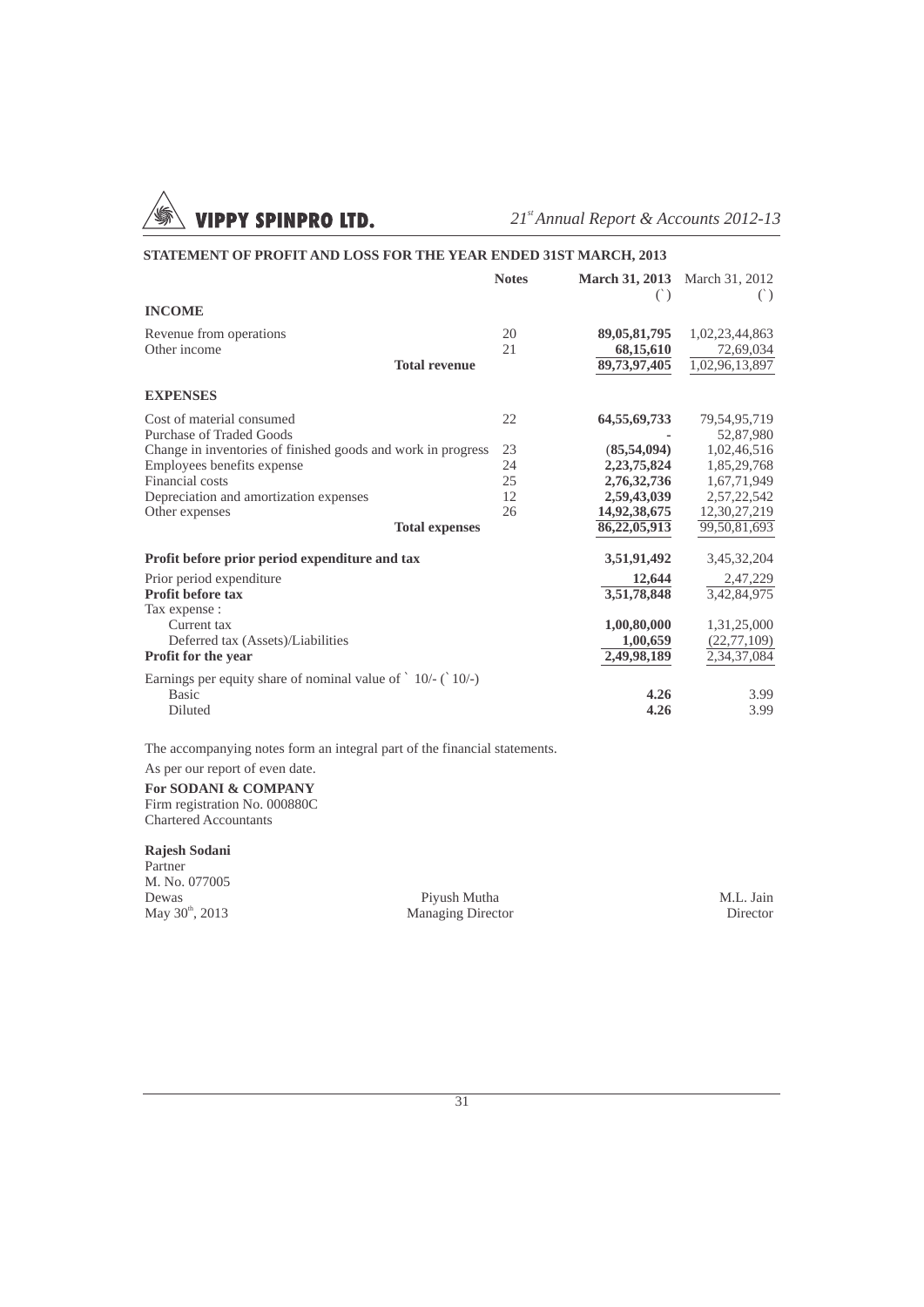## STATEMENT OF PROFIT AND LOSS FOR THE YEAR ENDED 31ST MARCH, 2013

| | Notes | **March 31, 2013** (`) | March 31, 2012 (`) |
|---|---|---|---|
| **INCOME** | | | |
| Revenue from operations | 20 | **89,05,81,795** | 1,02,23,44,863 |
| Other income | 21 | **68,15,610** | 72,69,034 |
| **Total revenue** | | **89,73,97,405** | 1,02,96,13,897 |
| **EXPENSES** | | | |
| Cost of material consumed | 22 | **64,55,69,733** | 79,54,95,719 |
| Purchase of Traded Goods | | **-** | 52,87,980 |
| Change in inventories of finished goods and work in progress | 23 | **(85,54,094)** | 1,02,46,516 |
| Employees benefits expense | 24 | **2,23,75,824** | 1,85,29,768 |
| Financial costs | 25 | **2,76,32,736** | 1,67,71,949 |
| Depreciation and amortization expenses | 12 | **2,59,43,039** | 2,57,22,542 |
| Other expenses | 26 | **14,92,38,675** | 12,30,27,219 |
| **Total expenses** | | **86,22,05,913** | 99,50,81,693 |
| **Profit before prior period expenditure and tax** | | **3,51,91,492** | 3,45,32,204 |
| Prior period expenditure | | **12,644** | 2,47,229 |
| **Profit before tax** | | **3,51,78,848** | 3,42,84,975 |
| Tax expense : | | | |
| Current tax | | **1,00,80,000** | 1,31,25,000 |
| Deferred tax (Assets)/Liabilities | | **1,00,659** | (22,77,109) |
| **Profit for the year** | | **2,49,98,189** | 2,34,37,084 |
| Earnings per equity share of nominal value of ` 10/- (` 10/-) | | | |
| Basic | | **4.26** | 3.99 |
| Diluted | | **4.26** | 3.99 |

The accompanying notes form an integral part of the financial statements.

As per our report of even date.

**For SODANI & COMPANY**
Firm registration No. 000880C
Chartered Accountants

**Rajesh Sodani**
Partner
M. No. 077005
Dewas
May 30th, 2013

Piyush Mutha
Managing Director

M.L. Jain
Director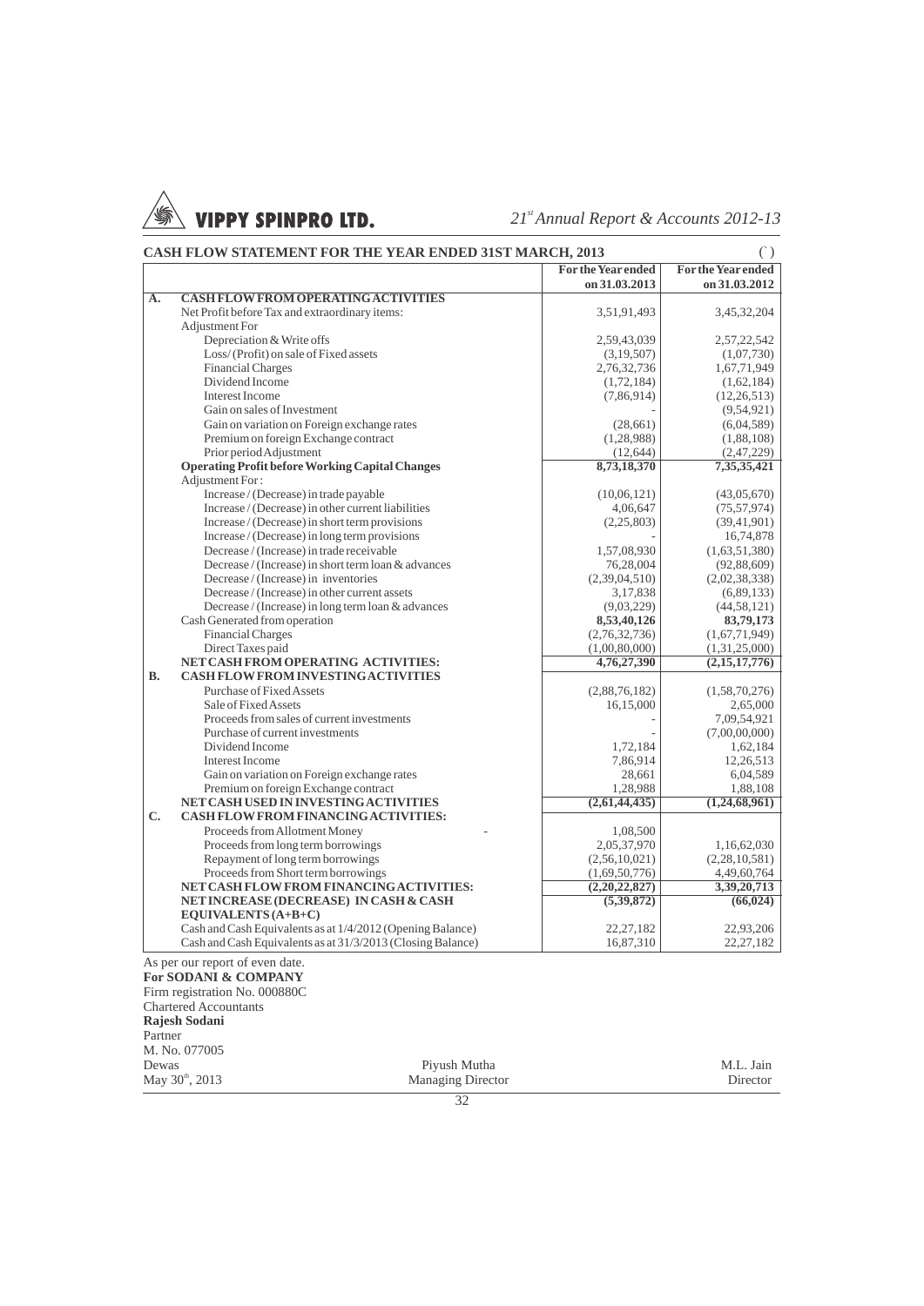## CASH FLOW STATEMENT FOR THE YEAR ENDED 31ST MARCH, 2013

( ` )

| | | For the Year ended on 31.03.2013 | For the Year ended on 31.03.2012 |
|---|---|---|---|
| **A.** | **CASH FLOW FROM OPERATING ACTIVITIES** | | |
| | Net Profit before Tax and extraordinary items: | 3,51,91,493 | 3,45,32,204 |
| | Adjustment For | | |
| | Depreciation & Write offs | 2,59,43,039 | 2,57,22,542 |
| | Loss/ (Profit) on sale of Fixed assets | (3,19,507) | (1,07,730) |
| | Financial Charges | 2,76,32,736 | 1,67,71,949 |
| | Dividend Income | (1,72,184) | (1,62,184) |
| | Interest Income | (7,86,914) | (12,26,513) |
| | Gain on sales of Investment | - | (9,54,921) |
| | Gain on variation on Foreign exchange rates | (28,661) | (6,04,589) |
| | Premium on foreign Exchange contract | (1,28,988) | (1,88,108) |
| | Prior period Adjustment | (12,644) | (2,47,229) |
| | **Operating Profit before Working Capital Changes** | **8,73,18,370** | **7,35,35,421** |
| | Adjustment For : | | |
| | Increase / (Decrease) in trade payable | (10,06,121) | (43,05,670) |
| | Increase / (Decrease) in other current liabilities | 4,06,647 | (75,57,974) |
| | Increase / (Decrease) in short term provisions | (2,25,803) | (39,41,901) |
| | Increase / (Decrease) in long term provisions | - | 16,74,878 |
| | Decrease / (Increase) in trade receivable | 1,57,08,930 | (1,63,51,380) |
| | Decrease / (Increase) in short term loan & advances | 76,28,004 | (92,88,609) |
| | Decrease / (Increase) in inventories | (2,39,04,510) | (2,02,38,338) |
| | Decrease / (Increase) in other current assets | 3,17,838 | (6,89,133) |
| | Decrease / (Increase) in long term loan & advances | (9,03,229) | (44,58,121) |
| | Cash Generated from operation | **8,53,40,126** | **83,79,173** |
| | Financial Charges | (2,76,32,736) | (1,67,71,949) |
| | Direct Taxes paid | (1,00,80,000) | (1,31,25,000) |
| | **NET CASH FROM OPERATING ACTIVITIES:** | **4,76,27,390** | **(2,15,17,776)** |
| **B.** | **CASH FLOW FROM INVESTING ACTIVITIES** | | |
| | Purchase of Fixed Assets | (2,88,76,182) | (1,58,70,276) |
| | Sale of Fixed Assets | 16,15,000 | 2,65,000 |
| | Proceeds from sales of current investments | - | 7,09,54,921 |
| | Purchase of current investments | - | (7,00,00,000) |
| | Dividend Income | 1,72,184 | 1,62,184 |
| | Interest Income | 7,86,914 | 12,26,513 |
| | Gain on variation on Foreign exchange rates | 28,661 | 6,04,589 |
| | Premium on foreign Exchange contract | 1,28,988 | 1,88,108 |
| | **NET CASH USED IN INVESTING ACTIVITIES** | **(2,61,44,435)** | **(1,24,68,961)** |
| **C.** | **CASH FLOW FROM FINANCING ACTIVITIES:** | | |
| | Proceeds from Allotment Money - | 1,08,500 | |
| | Proceeds from long term borrowings | 2,05,37,970 | 1,16,62,030 |
| | Repayment of long term borrowings | (2,56,10,021) | (2,28,10,581) |
| | Proceeds from Short term borrowings | (1,69,50,776) | 4,49,60,764 |
| | **NET CASH FLOW FROM FINANCING ACTIVITIES:** | **(2,20,22,827)** | **3,39,20,713** |
| | **NET INCREASE (DECREASE) IN CASH & CASH EQUIVALENTS (A+B+C)** | **(5,39,872)** | **(66,024)** |
| | Cash and Cash Equivalents as at 1/4/2012 (Opening Balance) | 22,27,182 | 22,93,206 |
| | Cash and Cash Equivalents as at 31/3/2013 (Closing Balance) | 16,87,310 | 22,27,182 |

As per our report of even date.
**For SODANI & COMPANY**
Firm registration No. 000880C
Chartered Accountants
**Rajesh Sodani**
Partner
M. No. 077005
Dewas
May 30th, 2013

Piyush Mutha
Managing Director

M.L. Jain
Director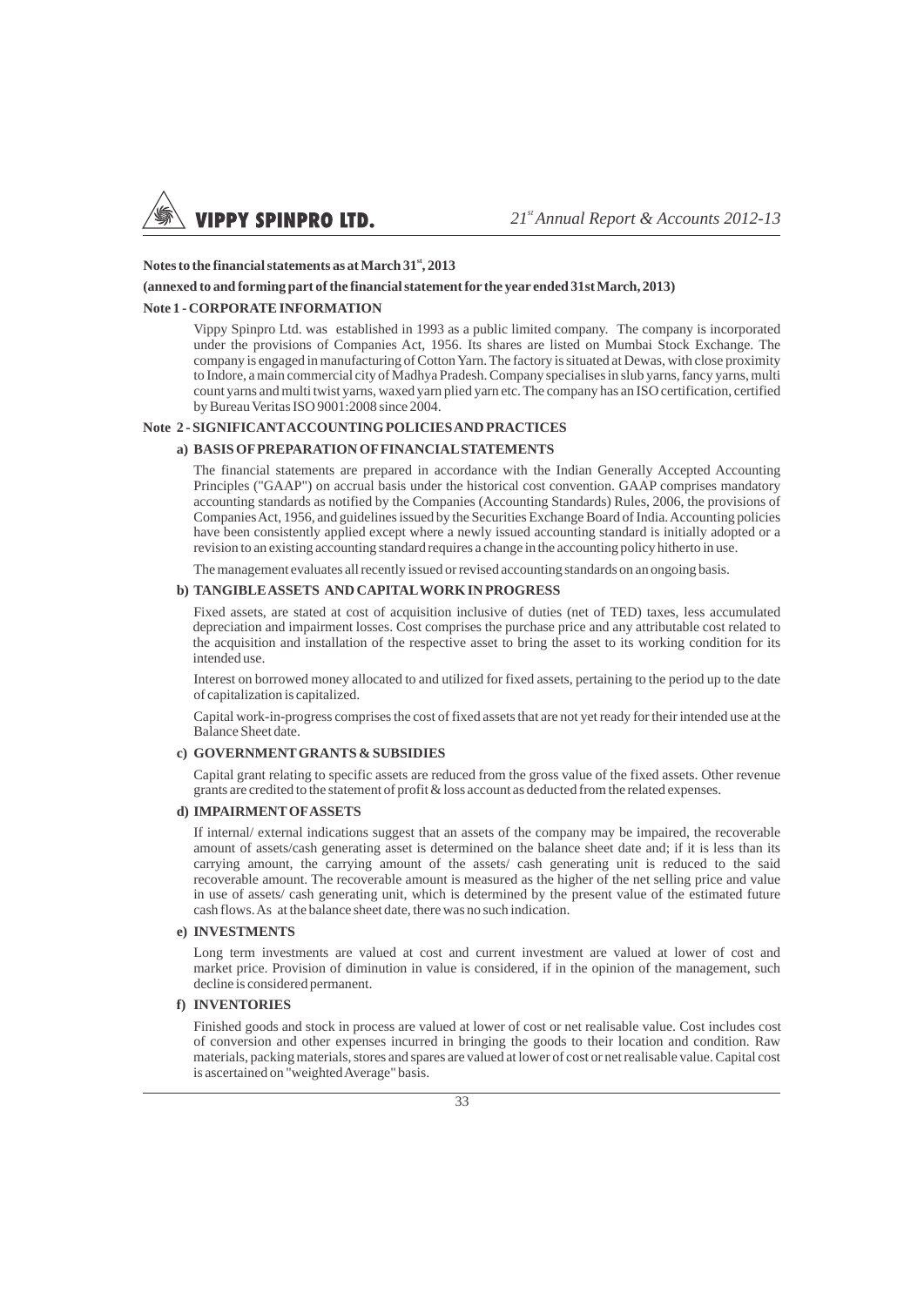**Notes to the financial statements as at March 31st, 2013**

**(annexed to and forming part of the financial statement for the year ended 31st March, 2013)**

**Note 1 - CORPORATE INFORMATION**

Vippy Spinpro Ltd. was established in 1993 as a public limited company. The company is incorporated under the provisions of Companies Act, 1956. Its shares are listed on Mumbai Stock Exchange. The company is engaged in manufacturing of Cotton Yarn. The factory is situated at Dewas, with close proximity to Indore, a main commercial city of Madhya Pradesh. Company specialises in slub yarns, fancy yarns, multi count yarns and multi twist yarns, waxed yarn plied yarn etc. The company has an ISO certification, certified by Bureau Veritas ISO 9001:2008 since 2004.

**Note 2 - SIGNIFICANT ACCOUNTING POLICIES AND PRACTICES**

**a) BASIS OF PREPARATION OF FINANCIAL STATEMENTS**

The financial statements are prepared in accordance with the Indian Generally Accepted Accounting Principles ("GAAP") on accrual basis under the historical cost convention. GAAP comprises mandatory accounting standards as notified by the Companies (Accounting Standards) Rules, 2006, the provisions of Companies Act, 1956, and guidelines issued by the Securities Exchange Board of India. Accounting policies have been consistently applied except where a newly issued accounting standard is initially adopted or a revision to an existing accounting standard requires a change in the accounting policy hitherto in use.

The management evaluates all recently issued or revised accounting standards on an ongoing basis.

**b) TANGIBLE ASSETS AND CAPITAL WORK IN PROGRESS**

Fixed assets, are stated at cost of acquisition inclusive of duties (net of TED) taxes, less accumulated depreciation and impairment losses. Cost comprises the purchase price and any attributable cost related to the acquisition and installation of the respective asset to bring the asset to its working condition for its intended use.

Interest on borrowed money allocated to and utilized for fixed assets, pertaining to the period up to the date of capitalization is capitalized.

Capital work-in-progress comprises the cost of fixed assets that are not yet ready for their intended use at the Balance Sheet date.

**c) GOVERNMENT GRANTS & SUBSIDIES**

Capital grant relating to specific assets are reduced from the gross value of the fixed assets. Other revenue grants are credited to the statement of profit & loss account as deducted from the related expenses.

**d) IMPAIRMENT OF ASSETS**

If internal/ external indications suggest that an assets of the company may be impaired, the recoverable amount of assets/cash generating asset is determined on the balance sheet date and; if it is less than its carrying amount, the carrying amount of the assets/ cash generating unit is reduced to the said recoverable amount. The recoverable amount is measured as the higher of the net selling price and value in use of assets/ cash generating unit, which is determined by the present value of the estimated future cash flows. As at the balance sheet date, there was no such indication.

**e) INVESTMENTS**

Long term investments are valued at cost and current investment are valued at lower of cost and market price. Provision of diminution in value is considered, if in the opinion of the management, such decline is considered permanent.

**f) INVENTORIES**

Finished goods and stock in process are valued at lower of cost or net realisable value. Cost includes cost of conversion and other expenses incurred in bringing the goods to their location and condition. Raw materials, packing materials, stores and spares are valued at lower of cost or net realisable value. Capital cost is ascertained on "weighted Average" basis.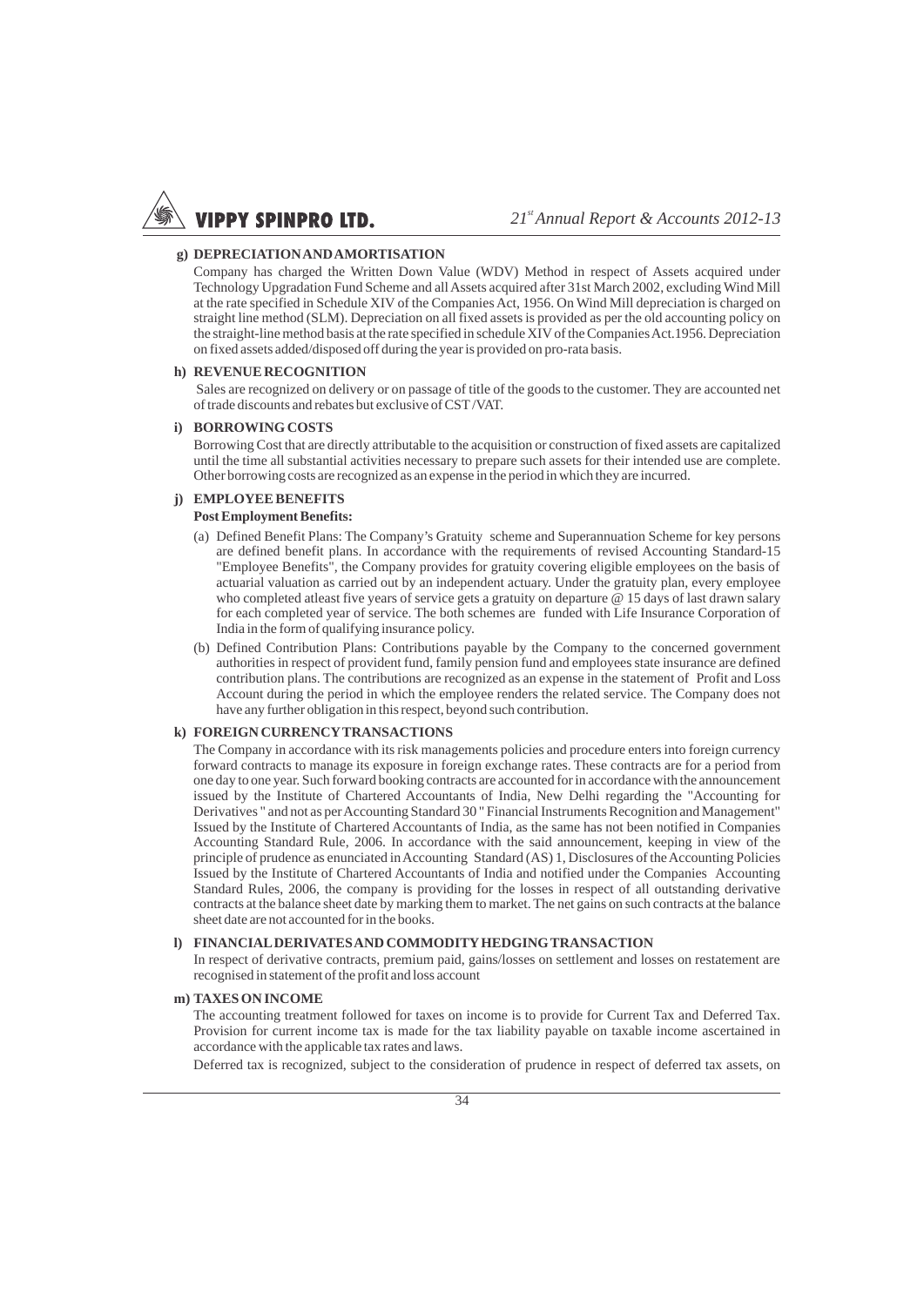**g) DEPRECIATION AND AMORTISATION**

Company has charged the Written Down Value (WDV) Method in respect of Assets acquired under Technology Upgradation Fund Scheme and all Assets acquired after 31st March 2002, excluding Wind Mill at the rate specified in Schedule XIV of the Companies Act, 1956. On Wind Mill depreciation is charged on straight line method (SLM). Depreciation on all fixed assets is provided as per the old accounting policy on the straight-line method basis at the rate specified in schedule XIV of the Companies Act.1956. Depreciation on fixed assets added/disposed off during the year is provided on pro-rata basis.

**h) REVENUE RECOGNITION**

Sales are recognized on delivery or on passage of title of the goods to the customer. They are accounted net of trade discounts and rebates but exclusive of CST /VAT.

**i) BORROWING COSTS**

Borrowing Cost that are directly attributable to the acquisition or construction of fixed assets are capitalized until the time all substantial activities necessary to prepare such assets for their intended use are complete. Other borrowing costs are recognized as an expense in the period in which they are incurred.

**j) EMPLOYEE BENEFITS**

**Post Employment Benefits:**

(a) Defined Benefit Plans: The Company's Gratuity scheme and Superannuation Scheme for key persons are defined benefit plans. In accordance with the requirements of revised Accounting Standard-15 "Employee Benefits", the Company provides for gratuity covering eligible employees on the basis of actuarial valuation as carried out by an independent actuary. Under the gratuity plan, every employee who completed atleast five years of service gets a gratuity on departure @ 15 days of last drawn salary for each completed year of service. The both schemes are funded with Life Insurance Corporation of India in the form of qualifying insurance policy.

(b) Defined Contribution Plans: Contributions payable by the Company to the concerned government authorities in respect of provident fund, family pension fund and employees state insurance are defined contribution plans. The contributions are recognized as an expense in the statement of Profit and Loss Account during the period in which the employee renders the related service. The Company does not have any further obligation in this respect, beyond such contribution.

**k) FOREIGN CURRENCY TRANSACTIONS**

The Company in accordance with its risk managements policies and procedure enters into foreign currency forward contracts to manage its exposure in foreign exchange rates. These contracts are for a period from one day to one year. Such forward booking contracts are accounted for in accordance with the announcement issued by the Institute of Chartered Accountants of India, New Delhi regarding the "Accounting for Derivatives " and not as per Accounting Standard 30 " Financial Instruments Recognition and Management" Issued by the Institute of Chartered Accountants of India, as the same has not been notified in Companies Accounting Standard Rule, 2006. In accordance with the said announcement, keeping in view of the principle of prudence as enunciated in Accounting Standard (AS) 1, Disclosures of the Accounting Policies Issued by the Institute of Chartered Accountants of India and notified under the Companies Accounting Standard Rules, 2006, the company is providing for the losses in respect of all outstanding derivative contracts at the balance sheet date by marking them to market. The net gains on such contracts at the balance sheet date are not accounted for in the books.

**l) FINANCIAL DERIVATES AND COMMODITY HEDGING TRANSACTION**

In respect of derivative contracts, premium paid, gains/losses on settlement and losses on restatement are recognised in statement of the profit and loss account

**m) TAXES ON INCOME**

The accounting treatment followed for taxes on income is to provide for Current Tax and Deferred Tax. Provision for current income tax is made for the tax liability payable on taxable income ascertained in accordance with the applicable tax rates and laws.

Deferred tax is recognized, subject to the consideration of prudence in respect of deferred tax assets, on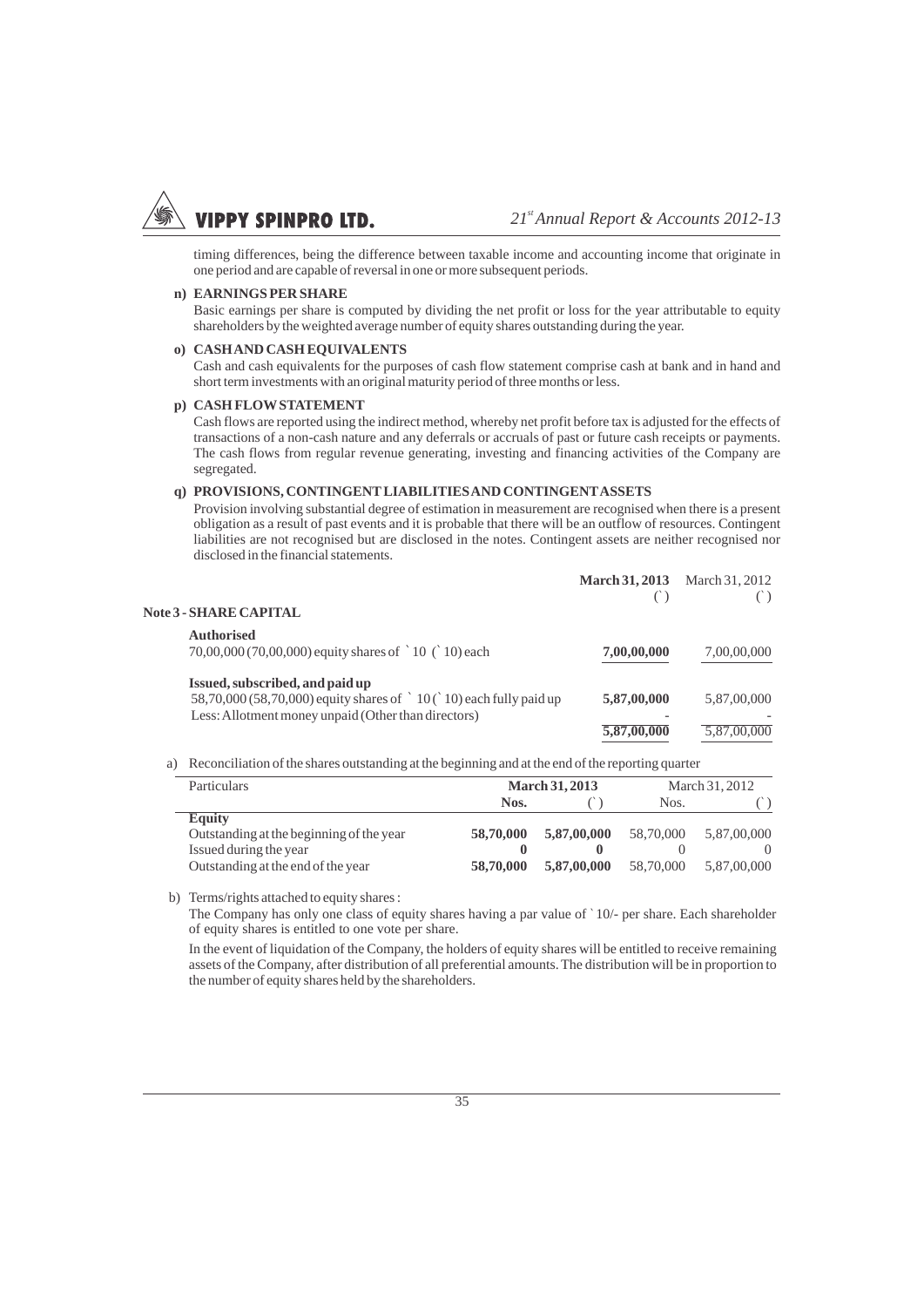timing differences, being the difference between taxable income and accounting income that originate in one period and are capable of reversal in one or more subsequent periods.

**n) EARNINGS PER SHARE**

Basic earnings per share is computed by dividing the net profit or loss for the year attributable to equity shareholders by the weighted average number of equity shares outstanding during the year.

**o) CASH AND CASH EQUIVALENTS**

Cash and cash equivalents for the purposes of cash flow statement comprise cash at bank and in hand and short term investments with an original maturity period of three months or less.

**p) CASH FLOW STATEMENT**

Cash flows are reported using the indirect method, whereby net profit before tax is adjusted for the effects of transactions of a non-cash nature and any deferrals or accruals of past or future cash receipts or payments. The cash flows from regular revenue generating, investing and financing activities of the Company are segregated.

**q) PROVISIONS, CONTINGENT LIABILITIES AND CONTINGENT ASSETS**

Provision involving substantial degree of estimation in measurement are recognised when there is a present obligation as a result of past events and it is probable that there will be an outflow of resources. Contingent liabilities are not recognised but are disclosed in the notes. Contingent assets are neither recognised nor disclosed in the financial statements.

| | **March 31, 2013** (`) | March 31, 2012 (`) |
|---|---|---|
| **Note 3 - SHARE CAPITAL** | | |
| **Authorised** | | |
| 70,00,000 (70,00,000) equity shares of ` 10 (` 10) each | **7,00,00,000** | 7,00,00,000 |
| **Issued, subscribed, and paid up** | | |
| 58,70,000 (58,70,000) equity shares of ` 10 (` 10) each fully paid up | **5,87,00,000** | 5,87,00,000 |
| Less: Allotment money unpaid (Other than directors) | - | - |
| | **5,87,00,000** | 5,87,00,000 |

a) Reconciliation of the shares outstanding at the beginning and at the end of the reporting quarter

| Particulars | **March 31, 2013** | | March 31, 2012 | |
|---|---|---|---|---|
| | **Nos.** | **(`)** | Nos. | (`) |
| **Equity** | | | | |
| Outstanding at the beginning of the year | **58,70,000** | **5,87,00,000** | 58,70,000 | 5,87,00,000 |
| Issued during the year | **0** | **0** | 0 | 0 |
| Outstanding at the end of the year | **58,70,000** | **5,87,00,000** | 58,70,000 | 5,87,00,000 |

b) Terms/rights attached to equity shares :

The Company has only one class of equity shares having a par value of ` 10/- per share. Each shareholder of equity shares is entitled to one vote per share.

In the event of liquidation of the Company, the holders of equity shares will be entitled to receive remaining assets of the Company, after distribution of all preferential amounts. The distribution will be in proportion to the number of equity shares held by the shareholders.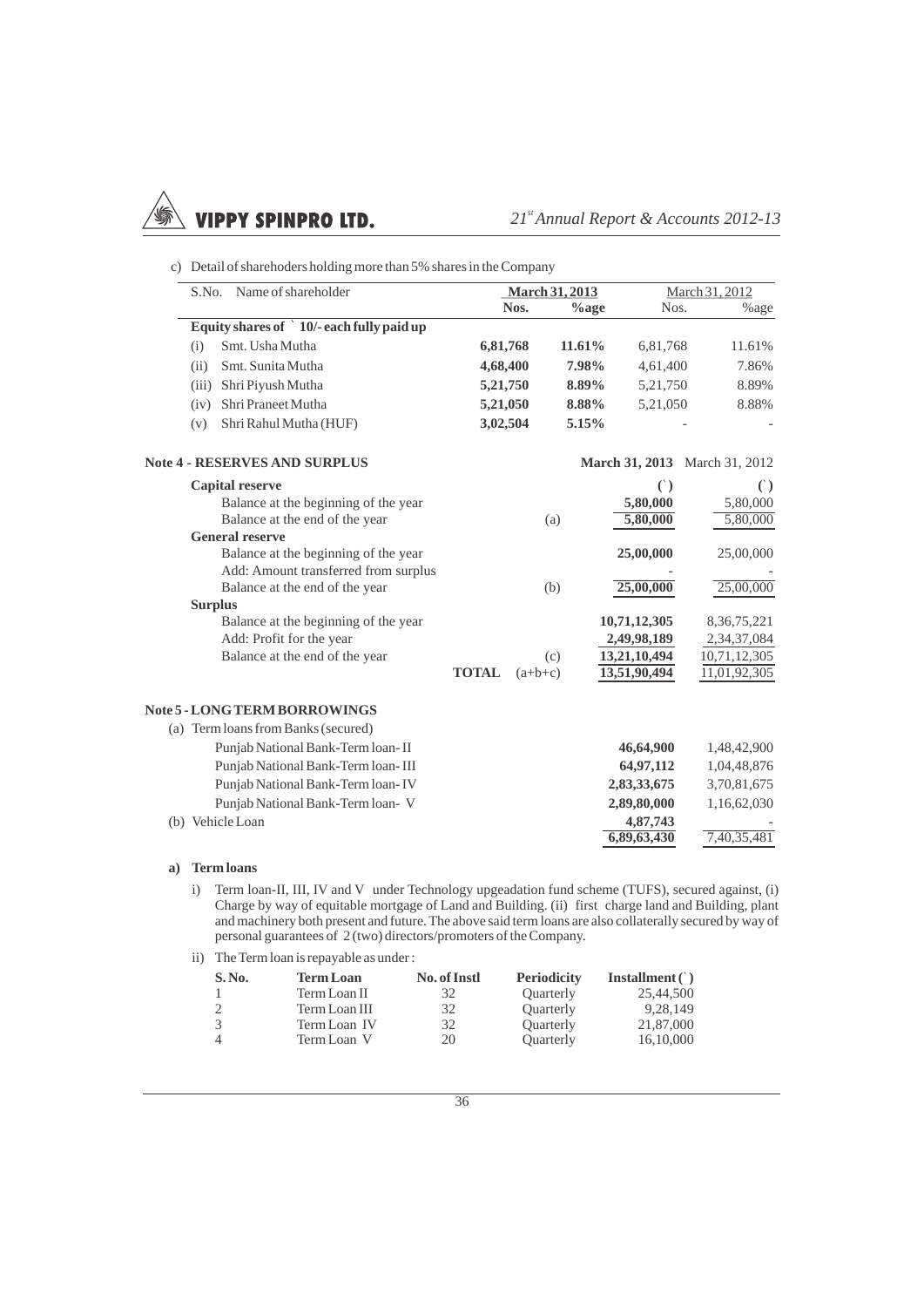c) Detail of sharehoders holding more than 5% shares in the Company

| S.No. | Name of shareholder | March 31, 2013 | | March 31, 2012 | |
|---|---|---|---|---|---|
| | | **Nos.** | **%age** | Nos. | %age |
| | **Equity shares of ` 10/- each fully paid up** | | | | |
| (i) | Smt. Usha Mutha | **6,81,768** | **11.61%** | 6,81,768 | 11.61% |
| (ii) | Smt. Sunita Mutha | **4,68,400** | **7.98%** | 4,61,400 | 7.86% |
| (iii) | Shri Piyush Mutha | **5,21,750** | **8.89%** | 5,21,750 | 8.89% |
| (iv) | Shri Praneet Mutha | **5,21,050** | **8.88%** | 5,21,050 | 8.88% |
| (v) | Shri Rahul Mutha (HUF) | **3,02,504** | **5.15%** | - | - |

## Note 4 - RESERVES AND SURPLUS

| | | **March 31, 2013** | March 31, 2012 |
|---|---|---|---|
| **Capital reserve** | | **(`)** | (`) |
| Balance at the beginning of the year | | **5,80,000** | 5,80,000 |
| Balance at the end of the year | (a) | **5,80,000** | 5,80,000 |
| **General reserve** | | | |
| Balance at the beginning of the year | | **25,00,000** | 25,00,000 |
| Add: Amount transferred from surplus | | - | - |
| Balance at the end of the year | (b) | **25,00,000** | 25,00,000 |
| **Surplus** | | | |
| Balance at the beginning of the year | | **10,71,12,305** | 8,36,75,221 |
| Add: Profit for the year | | **2,49,98,189** | 2,34,37,084 |
| Balance at the end of the year | (c) | **13,21,10,494** | 10,71,12,305 |
| **TOTAL** | (a+b+c) | **13,51,90,494** | 11,01,92,305 |

## Note 5 - LONG TERM BORROWINGS

| | **March 31, 2013** | March 31, 2012 |
|---|---|---|
| (a) Term loans from Banks (secured) | | |
| Punjab National Bank-Term loan- II | **46,64,900** | 1,48,42,900 |
| Punjab National Bank-Term loan- III | **64,97,112** | 1,04,48,876 |
| Punjab National Bank-Term loan- IV | **2,83,33,675** | 3,70,81,675 |
| Punjab National Bank-Term loan- V | **2,89,80,000** | 1,16,62,030 |
| (b) Vehicle Loan | **4,87,743** | - |
| | **6,89,63,430** | 7,40,35,481 |

**a) Term loans**

i) Term loan-II, III, IV and V under Technology upgeadation fund scheme (TUFS), secured against, (i) Charge by way of equitable mortgage of Land and Building. (ii) first charge land and Building, plant and machinery both present and future. The above said term loans are also collaterally secured by way of personal guarantees of 2 (two) directors/promoters of the Company.

ii) The Term loan is repayable as under :

| S. No. | Term Loan | No. of Instl | Periodicity | Installment (`) |
|---|---|---|---|---|
| 1 | Term Loan II | 32 | Quarterly | 25,44,500 |
| 2 | Term Loan III | 32 | Quarterly | 9,28,149 |
| 3 | Term Loan IV | 32 | Quarterly | 21,87,000 |
| 4 | Term Loan V | 20 | Quarterly | 16,10,000 |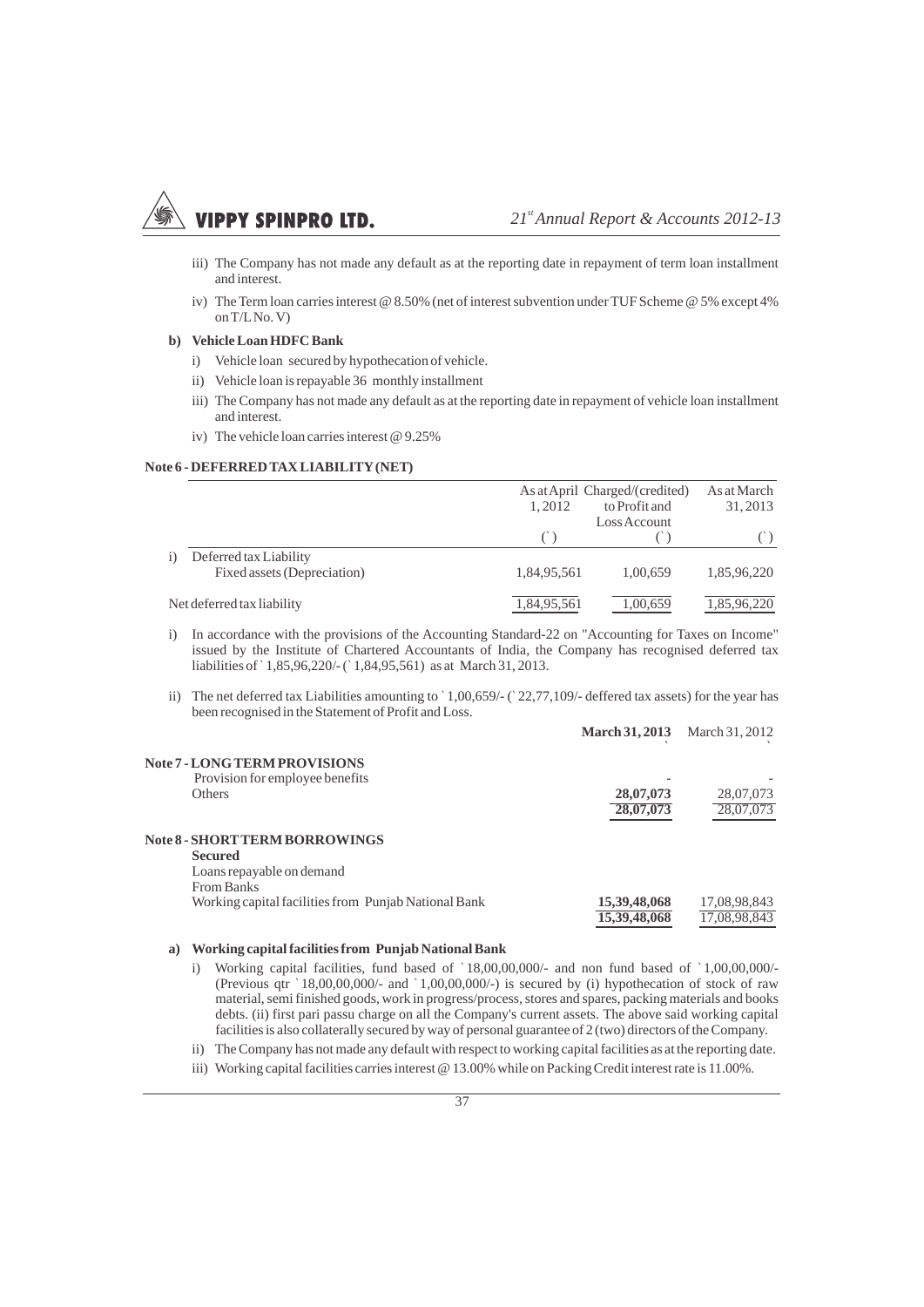iii) The Company has not made any default as at the reporting date in repayment of term loan installment and interest.

iv) The Term loan carries interest @ 8.50% (net of interest subvention under TUF Scheme @ 5% except 4% on T/L No. V)

**b) Vehicle Loan HDFC Bank**

i) Vehicle loan secured by hypothecation of vehicle.

ii) Vehicle loan is repayable 36 monthly installment

iii) The Company has not made any default as at the reporting date in repayment of vehicle loan installment and interest.

iv) The vehicle loan carries interest @ 9.25%

**Note 6 - DEFERRED TAX LIABILITY (NET)**

| | | As at April 1, 2012 | Charged/(credited) to Profit and Loss Account | As at March 31, 2013 |
|---|---|---|---|---|
| | | (`) | (`) | (`) |
| i) | Deferred tax Liability | | | |
| | Fixed assets (Depreciation) | 1,84,95,561 | 1,00,659 | 1,85,96,220 |
| | Net deferred tax liability | 1,84,95,561 | 1,00,659 | 1,85,96,220 |

i) In accordance with the provisions of the Accounting Standard-22 on "Accounting for Taxes on Income" issued by the Institute of Chartered Accountants of India, the Company has recognised deferred tax liabilities of ` 1,85,96,220/- (` 1,84,95,561) as at March 31, 2013.

ii) The net deferred tax Liabilities amounting to ` 1,00,659/- (` 22,77,109/- deffered tax assets) for the year has been recognised in the Statement of Profit and Loss.

| | March 31, 2013 ` | March 31, 2012 ` |
|---|---|---|
| **Note 7 - LONG TERM PROVISIONS** | | |
| Provision for employee benefits | - | - |
| Others | **28,07,073** | 28,07,073 |
| | **28,07,073** | 28,07,073 |
| **Note 8 - SHORT TERM BORROWINGS** | | |
| **Secured** | | |
| Loans repayable on demand | | |
| From Banks | | |
| Working capital facilities from Punjab National Bank | **15,39,48,068** | 17,08,98,843 |
| | **15,39,48,068** | 17,08,98,843 |

**a) Working capital facilities from Punjab National Bank**

i) Working capital facilities, fund based of ` 18,00,00,000/- and non fund based of ` 1,00,00,000/- (Previous qtr ` 18,00,00,000/- and ` 1,00,00,000/-) is secured by (i) hypothecation of stock of raw material, semi finished goods, work in progress/process, stores and spares, packing materials and books debts. (ii) first pari passu charge on all the Company's current assets. The above said working capital facilities is also collaterally secured by way of personal guarantee of 2 (two) directors of the Company.

ii) The Company has not made any default with respect to working capital facilities as at the reporting date.

iii) Working capital facilities carries interest @ 13.00% while on Packing Credit interest rate is 11.00%.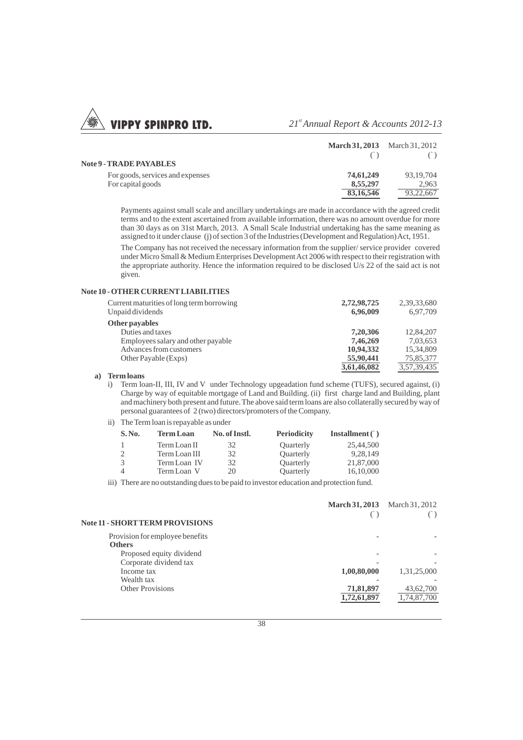| | March 31, 2013 (`) | March 31, 2012 (`) |
|---|---|---|
| **Note 9 - TRADE PAYABLES** | | |
| For goods, services and expenses | **74,61,249** | 93,19,704 |
| For capital goods | **8,55,297** | 2,963 |
| | **83,16,546** | 93,22,667 |

Payments against small scale and ancillary undertakings are made in accordance with the agreed credit terms and to the extent ascertained from available information, there was no amount overdue for more than 30 days as on 31st March, 2013. A Small Scale Industrial undertaking has the same meaning as assigned to it under clause (j) of section 3 of the Industries (Development and Regulation) Act, 1951.

The Company has not received the necessary information from the supplier/ service provider covered under Micro Small & Medium Enterprises Development Act 2006 with respect to their registration with the appropriate authority. Hence the information required to be disclosed U/s 22 of the said act is not given.

| | March 31, 2013 (`) | March 31, 2012 (`) |
|---|---|---|
| **Note 10 - OTHER CURRENT LIABILITIES** | | |
| Current maturities of long term borrowing | **2,72,98,725** | 2,39,33,680 |
| Unpaid dividends | **6,96,009** | 6,97,709 |
| **Other payables** | | |
| Duties and taxes | **7,20,306** | 12,84,207 |
| Employees salary and other payable | **7,46,269** | 7,03,653 |
| Advances from customers | **10,94,332** | 15,34,809 |
| Other Payable (Exps) | **55,90,441** | 75,85,377 |
| | **3,61,46,082** | 3,57,39,435 |

**a) Term loans**

i) Term loan-II, III, IV and V under Technology upgeadation fund scheme (TUFS), secured against, (i) Charge by way of equitable mortgage of Land and Building. (ii) first charge land and Building, plant and machinery both present and future. The above said term loans are also collaterally secured by way of personal guarantees of 2 (two) directors/promoters of the Company.

ii) The Term loan is repayable as under

| S. No. | Term Loan | No. of Instl. | Periodicity | Installment (`) |
|---|---|---|---|---|
| 1 | Term Loan II | 32 | Quarterly | 25,44,500 |
| 2 | Term Loan III | 32 | Quarterly | 9,28,149 |
| 3 | Term Loan IV | 32 | Quarterly | 21,87,000 |
| 4 | Term Loan V | 20 | Quarterly | 16,10,000 |

iii) There are no outstanding dues to be paid to investor education and protection fund.

| | March 31, 2013 (`) | March 31, 2012 (`) |
|---|---|---|
| **Note 11 - SHORT TERM PROVISIONS** | | |
| Provision for employee benefits | - | - |
| **Others** | | |
| Proposed equity dividend | - | - |
| Corporate dividend tax | - | - |
| Income tax | **1,00,80,000** | 1,31,25,000 |
| Wealth tax | - | - |
| Other Provisions | **71,81,897** | 43,62,700 |
| | **1,72,61,897** | 1,74,87,700 |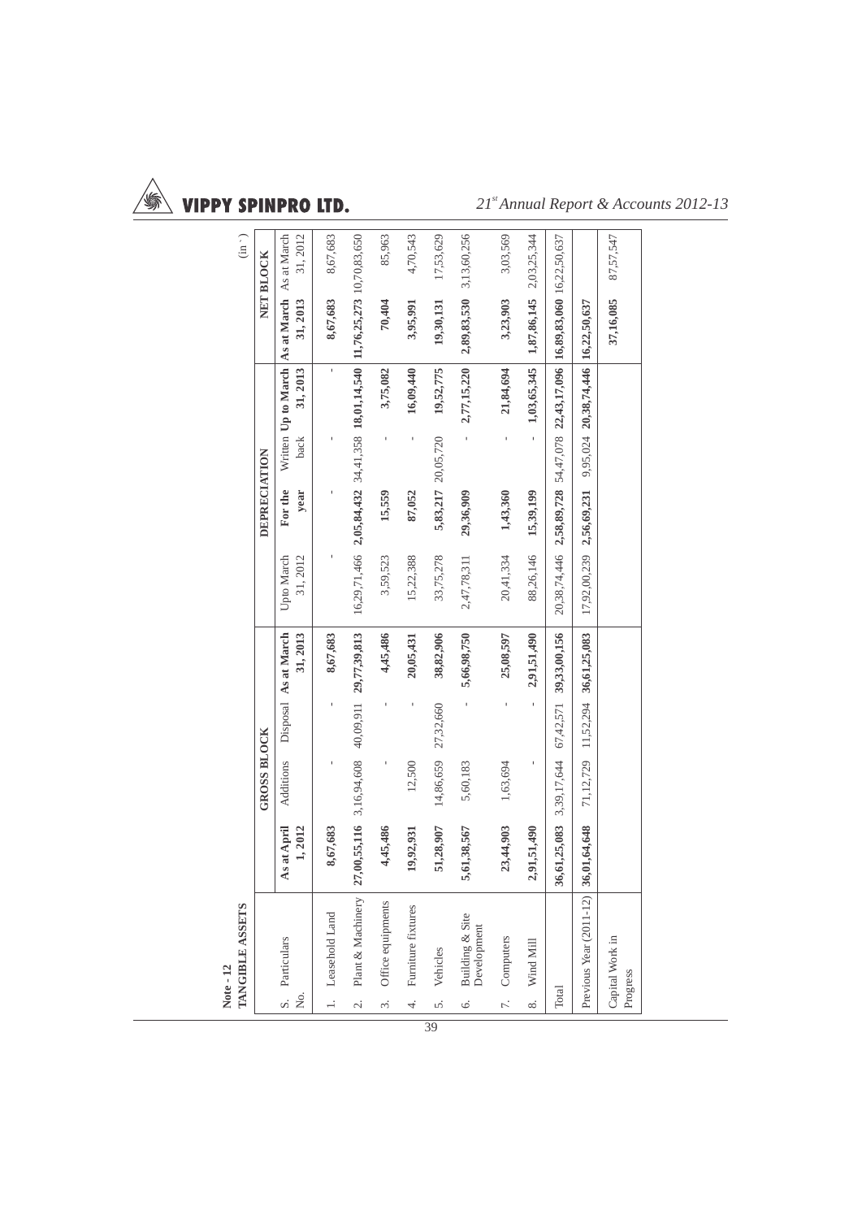**Note - 12**

**TANGIBLE ASSETS**

(in ` )

| S. No. | Particulars | GROSS BLOCK | | | | DEPRECIATION | | | | NET BLOCK | |
|---|---|---|---|---|---|---|---|---|---|---|---|
| | | **As at April 1, 2012** | Additions | Disposal | **As at March 31, 2013** | Upto March 31, 2012 | **For the year** | Written back | **Up to March 31, 2013** | **As at March 31, 2013** | As at March 31, 2012 |
| 1. | Leasehold Land | **8,67,683** | - | - | **8,67,683** | - | - | - | - | **8,67,683** | 8,67,683 |
| 2. | Plant & Machinery | **27,00,55,116** | 3,16,94,608 | 40,09,911 | **29,77,39,813** | 16,29,71,466 | **2,05,84,432** | 34,41,358 | **18,01,14,540** | **11,76,25,273** | 10,70,83,650 |
| 3. | Office equipments | **4,45,486** | - | - | **4,45,486** | 3,59,523 | **15,559** | - | **3,75,082** | **70,404** | 85,963 |
| 4. | Furniture fixtures | **19,92,931** | 12,500 | - | **20,05,431** | 15,22,388 | **87,052** | - | **16,09,440** | **3,95,991** | 4,70,543 |
| 5. | Vehicles | **51,28,907** | 14,86,659 | 27,32,660 | **38,82,906** | 33,75,278 | **5,83,217** | 20,05,720 | **19,52,775** | **19,30,131** | 17,53,629 |
| 6. | Building & Site Development | **5,61,38,567** | 5,60,183 | - | **5,66,98,750** | 2,47,78,311 | **29,36,909** | - | **2,77,15,220** | **2,89,83,530** | 3,13,60,256 |
| 7. | Computers | **23,44,903** | 1,63,694 | - | **25,08,597** | 20,41,334 | **1,43,360** | - | **21,84,694** | **3,23,903** | 3,03,569 |
| 8. | Wind Mill | **2,91,51,490** | - | - | **2,91,51,490** | 88,26,146 | **15,39,199** | - | **1,03,65,345** | **1,87,86,145** | 2,03,25,344 |
| | Total | **36,61,25,083** | 3,39,17,644 | 67,42,571 | **39,33,00,156** | 20,38,74,446 | **2,58,89,728** | 54,47,078 | **22,43,17,096** | **16,89,83,060** | 16,22,50,637 |
| | Previous Year (2011-12) | **36,01,64,648** | 71,12,729 | 11,52,294 | **36,61,25,083** | 17,92,00,239 | **2,56,69,231** | 9,95,024 | **20,38,74,446** | **16,22,50,637** | |
| | Capital Work in Progress | | | | | | | | | **37,16,085** | 87,57,547 |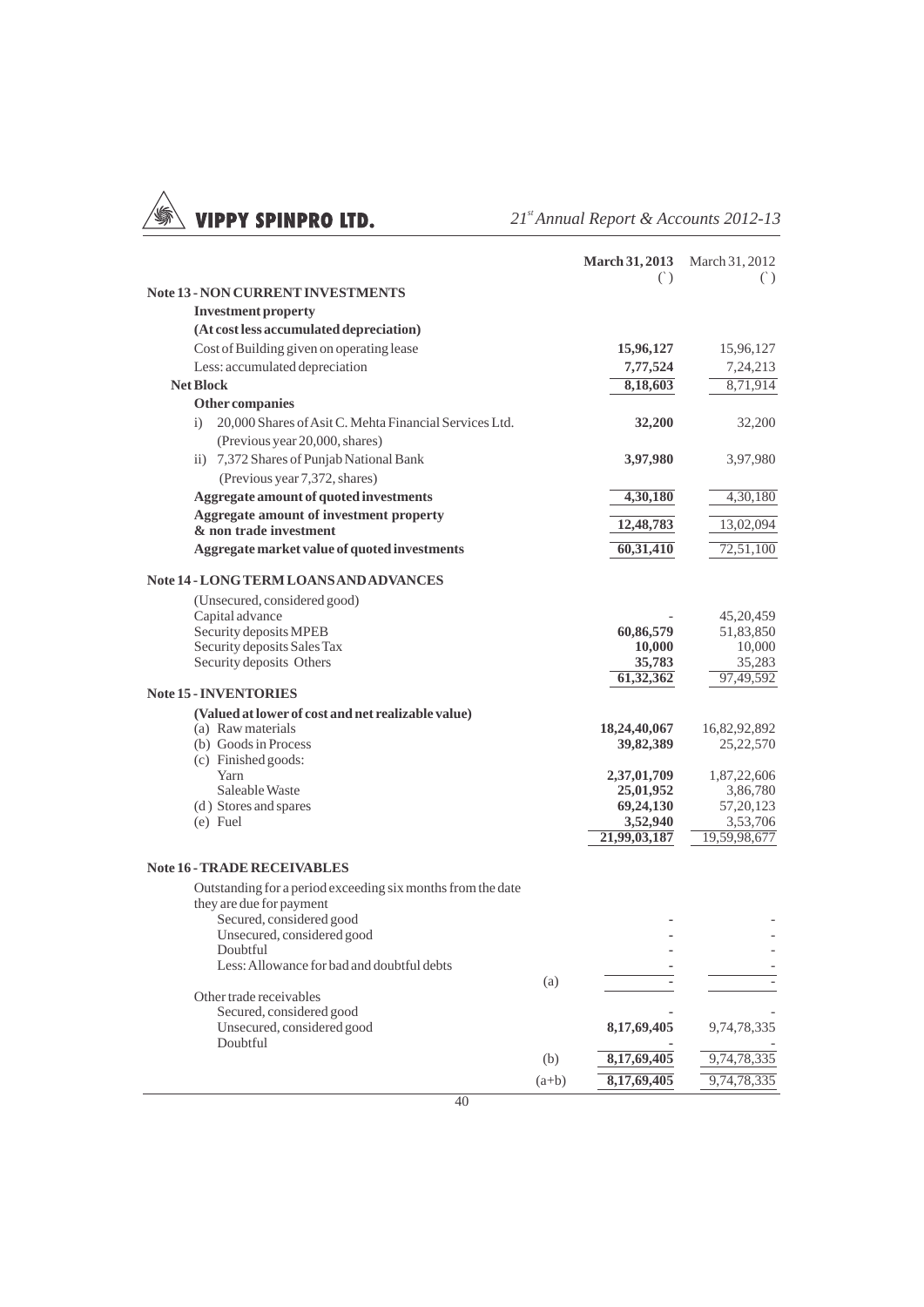| | | March 31, 2013 (`) | March 31, 2012 (`) |
|---|---|---|---|
| **Note 13 - NON CURRENT INVESTMENTS** | | | |
| **Investment property** | | | |
| **(At cost less accumulated depreciation)** | | | |
| Cost of Building given on operating lease | | **15,96,127** | 15,96,127 |
| Less: accumulated depreciation | | **7,77,524** | 7,24,213 |
| **Net Block** | | **8,18,603** | 8,71,914 |
| **Other companies** | | | |
| i) 20,000 Shares of Asit C. Mehta Financial Services Ltd. (Previous year 20,000, shares) | | **32,200** | 32,200 |
| ii) 7,372 Shares of Punjab National Bank (Previous year 7,372, shares) | | **3,97,980** | 3,97,980 |
| **Aggregate amount of quoted investments** | | **4,30,180** | 4,30,180 |
| **Aggregate amount of investment property & non trade investment** | | **12,48,783** | 13,02,094 |
| **Aggregate market value of quoted investments** | | **60,31,410** | 72,51,100 |
| **Note 14 - LONG TERM LOANS AND ADVANCES** | | | |
| (Unsecured, considered good) | | | |
| Capital advance | | - | 45,20,459 |
| Security deposits MPEB | | **60,86,579** | 51,83,850 |
| Security deposits Sales Tax | | **10,000** | 10,000 |
| Security deposits Others | | **35,783** | 35,283 |
| | | **61,32,362** | 97,49,592 |
| **Note 15 - INVENTORIES** | | | |
| **(Valued at lower of cost and net realizable value)** | | | |
| (a) Raw materials | | **18,24,40,067** | 16,82,92,892 |
| (b) Goods in Process | | **39,82,389** | 25,22,570 |
| (c) Finished goods: | | | |
| Yarn | | **2,37,01,709** | 1,87,22,606 |
| Saleable Waste | | **25,01,952** | 3,86,780 |
| (d) Stores and spares | | **69,24,130** | 57,20,123 |
| (e) Fuel | | **3,52,940** | 3,53,706 |
| | | **21,99,03,187** | 19,59,98,677 |
| **Note 16 - TRADE RECEIVABLES** | | | |
| Outstanding for a period exceeding six months from the date they are due for payment | | | |
| Secured, considered good | | - | - |
| Unsecured, considered good | | - | - |
| Doubtful | | - | - |
| Less: Allowance for bad and doubtful debts | | - | - |
| | (a) | - | - |
| Other trade receivables | | | |
| Secured, considered good | | - | - |
| Unsecured, considered good | | **8,17,69,405** | 9,74,78,335 |
| Doubtful | | - | - |
| | (b) | **8,17,69,405** | 9,74,78,335 |
| | (a+b) | **8,17,69,405** | 9,74,78,335 |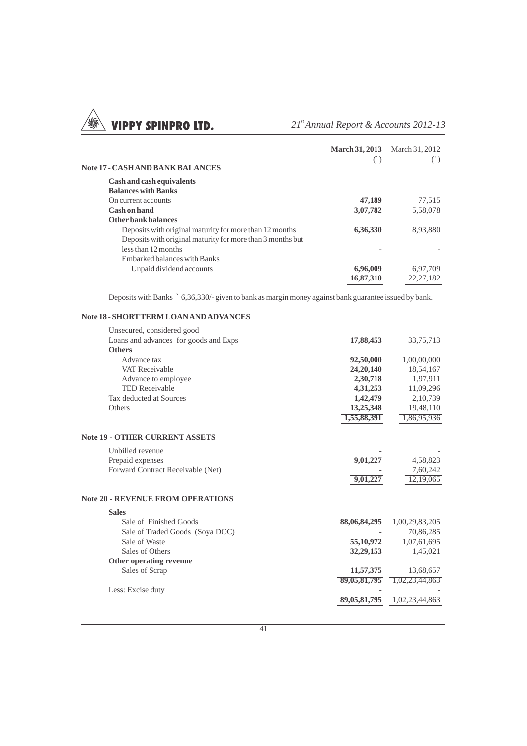| | March 31, 2013 (`) | March 31, 2012 (`) |
|---|---|---|
| **Note 17 - CASH AND BANK BALANCES** | | |
| **Cash and cash equivalents** | | |
| **Balances with Banks** | | |
| On current accounts | **47,189** | 77,515 |
| **Cash on hand** | **3,07,782** | 5,58,078 |
| **Other bank balances** | | |
| Deposits with original maturity for more than 12 months | **6,36,330** | 8,93,880 |
| Deposits with original maturity for more than 3 months but less than 12 months | - | - |
| Embarked balances with Banks | | |
| Unpaid dividend accounts | **6,96,009** | 6,97,709 |
| | **16,87,310** | 22,27,182 |

Deposits with Banks ` 6,36,330/- given to bank as margin money against bank guarantee issued by bank.

| | March 31, 2013 (`) | March 31, 2012 (`) |
|---|---|---|
| **Note 18 - SHORT TERM LOAN AND ADVANCES** | | |
| Unsecured, considered good | | |
| Loans and advances for goods and Exps | **17,88,453** | 33,75,713 |
| **Others** | | |
| Advance tax | **92,50,000** | 1,00,00,000 |
| VAT Receivable | **24,20,140** | 18,54,167 |
| Advance to employee | **2,30,718** | 1,97,911 |
| TED Receivable | **4,31,253** | 11,09,296 |
| Tax deducted at Sources | **1,42,479** | 2,10,739 |
| Others | **13,25,348** | 19,48,110 |
| | **1,55,88,391** | 1,86,95,936 |
| **Note 19 - OTHER CURRENT ASSETS** | | |
| Unbilled revenue | - | - |
| Prepaid expenses | **9,01,227** | 4,58,823 |
| Forward Contract Receivable (Net) | - | 7,60,242 |
| | **9,01,227** | 12,19,065 |
| **Note 20 - REVENUE FROM OPERATIONS** | | |
| **Sales** | | |
| Sale of Finished Goods | **88,06,84,295** | 1,00,29,83,205 |
| Sale of Traded Goods (Soya DOC) | - | 70,86,285 |
| Sale of Waste | **55,10,972** | 1,07,61,695 |
| Sales of Others | **32,29,153** | 1,45,021 |
| **Other operating revenue** | | |
| Sales of Scrap | **11,57,375** | 13,68,657 |
| | **89,05,81,795** | 1,02,23,44,863 |
| Less: Excise duty | - | - |
| | **89,05,81,795** | 1,02,23,44,863 |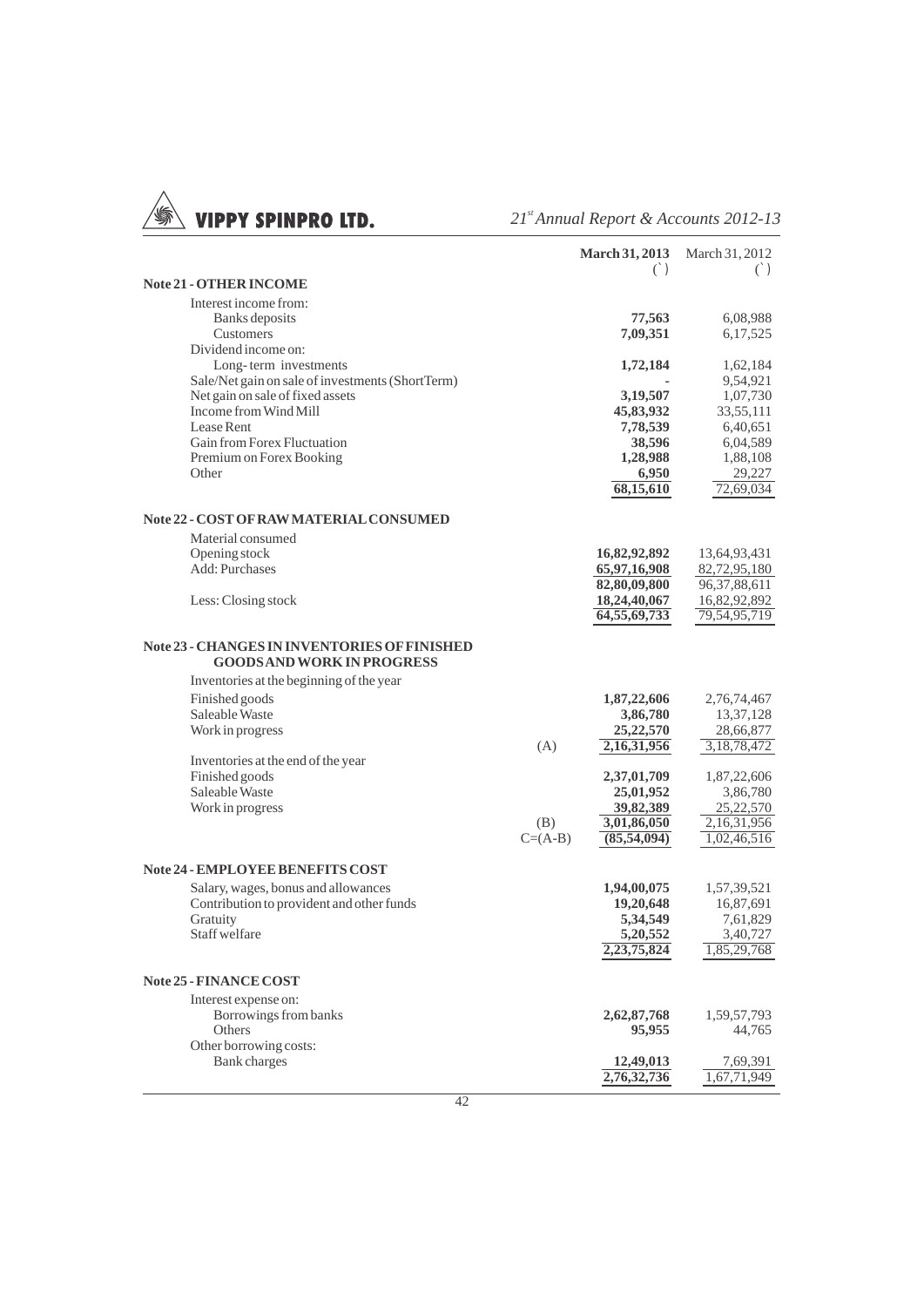| | | March 31, 2013 (`) | March 31, 2012 (`) |
|---|---|---|---|
| **Note 21 - OTHER INCOME** | | | |
| Interest income from: | | | |
| Banks deposits | | **77,563** | 6,08,988 |
| Customers | | **7,09,351** | 6,17,525 |
| Dividend income on: | | | |
| Long- term investments | | **1,72,184** | 1,62,184 |
| Sale/Net gain on sale of investments (ShortTerm) | | **-** | 9,54,921 |
| Net gain on sale of fixed assets | | **3,19,507** | 1,07,730 |
| Income from Wind Mill | | **45,83,932** | 33,55,111 |
| Lease Rent | | **7,78,539** | 6,40,651 |
| Gain from Forex Fluctuation | | **38,596** | 6,04,589 |
| Premium on Forex Booking | | **1,28,988** | 1,88,108 |
| Other | | **6,950** | 29,227 |
| | | **68,15,610** | 72,69,034 |
| **Note 22 - COST OF RAW MATERIAL CONSUMED** | | | |
| Material consumed | | | |
| Opening stock | | **16,82,92,892** | 13,64,93,431 |
| Add: Purchases | | **65,97,16,908** | 82,72,95,180 |
| | | **82,80,09,800** | 96,37,88,611 |
| Less: Closing stock | | **18,24,40,067** | 16,82,92,892 |
| | | **64,55,69,733** | 79,54,95,719 |
| **Note 23 - CHANGES IN INVENTORIES OF FINISHED GOODS AND WORK IN PROGRESS** | | | |
| Inventories at the beginning of the year | | | |
| Finished goods | | **1,87,22,606** | 2,76,74,467 |
| Saleable Waste | | **3,86,780** | 13,37,128 |
| Work in progress | | **25,22,570** | 28,66,877 |
| | (A) | **2,16,31,956** | 3,18,78,472 |
| Inventories at the end of the year | | | |
| Finished goods | | **2,37,01,709** | 1,87,22,606 |
| Saleable Waste | | **25,01,952** | 3,86,780 |
| Work in progress | | **39,82,389** | 25,22,570 |
| | (B) | **3,01,86,050** | 2,16,31,956 |
| | C=(A-B) | **(85,54,094)** | 1,02,46,516 |
| **Note 24 - EMPLOYEE BENEFITS COST** | | | |
| Salary, wages, bonus and allowances | | **1,94,00,075** | 1,57,39,521 |
| Contribution to provident and other funds | | **19,20,648** | 16,87,691 |
| Gratuity | | **5,34,549** | 7,61,829 |
| Staff welfare | | **5,20,552** | 3,40,727 |
| | | **2,23,75,824** | 1,85,29,768 |
| **Note 25 - FINANCE COST** | | | |
| Interest expense on: | | | |
| Borrowings from banks | | **2,62,87,768** | 1,59,57,793 |
| Others | | **95,955** | 44,765 |
| Other borrowing costs: | | | |
| Bank charges | | **12,49,013** | 7,69,391 |
| | | **2,76,32,736** | 1,67,71,949 |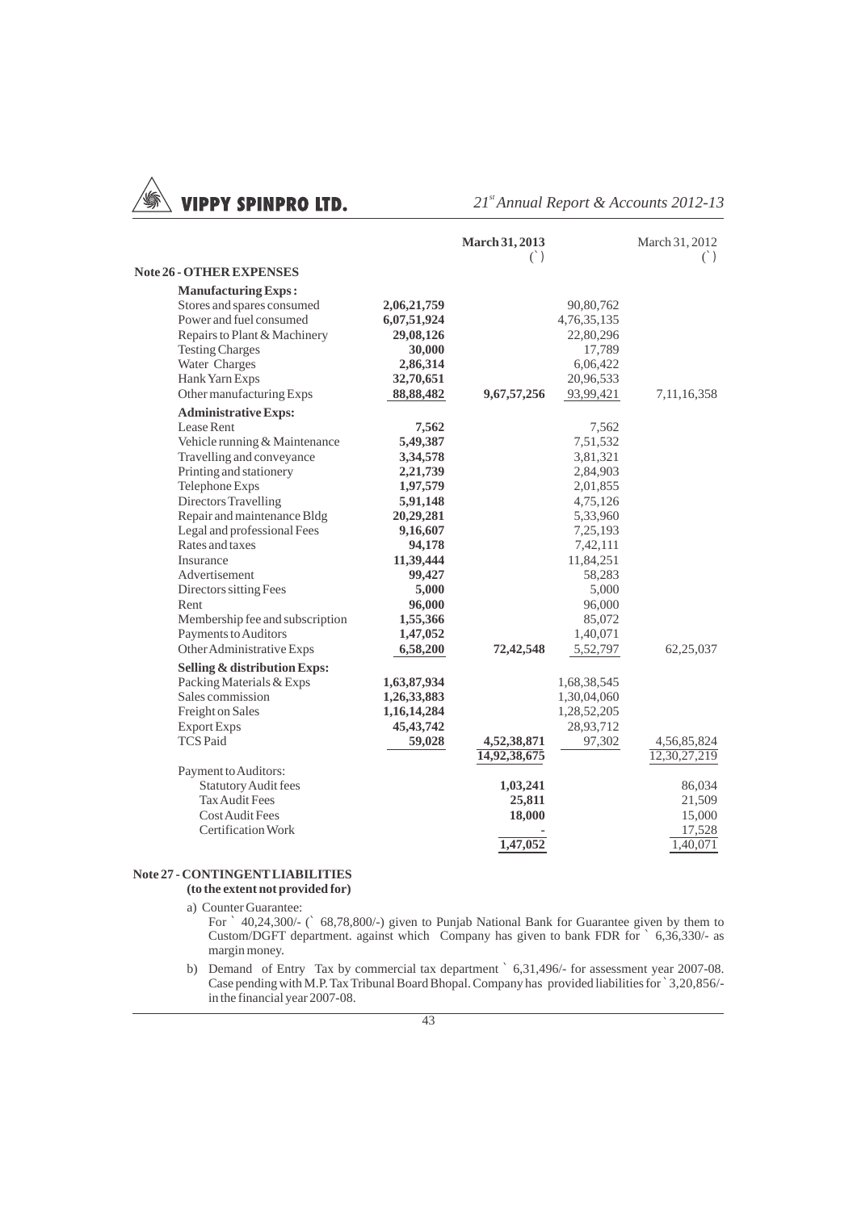| | | March 31, 2013 (`) | | March 31, 2012 (`) |
|---|---|---|---|---|
| **Note 26 - OTHER EXPENSES** | | | | |
| **Manufacturing Exps :** | | | | |
| Stores and spares consumed | **2,06,21,759** | | 90,80,762 | |
| Power and fuel consumed | **6,07,51,924** | | 4,76,35,135 | |
| Repairs to Plant & Machinery | **29,08,126** | | 22,80,296 | |
| Testing Charges | **30,000** | | 17,789 | |
| Water Charges | **2,86,314** | | 6,06,422 | |
| Hank Yarn Exps | **32,70,651** | | 20,96,533 | |
| Other manufacturing Exps | **88,88,482** | **9,67,57,256** | 93,99,421 | 7,11,16,358 |
| **Administrative Exps:** | | | | |
| Lease Rent | **7,562** | | 7,562 | |
| Vehicle running & Maintenance | **5,49,387** | | 7,51,532 | |
| Travelling and conveyance | **3,34,578** | | 3,81,321 | |
| Printing and stationery | **2,21,739** | | 2,84,903 | |
| Telephone Exps | **1,97,579** | | 2,01,855 | |
| Directors Travelling | **5,91,148** | | 4,75,126 | |
| Repair and maintenance Bldg | **20,29,281** | | 5,33,960 | |
| Legal and professional Fees | **9,16,607** | | 7,25,193 | |
| Rates and taxes | **94,178** | | 7,42,111 | |
| Insurance | **11,39,444** | | 11,84,251 | |
| Advertisement | **99,427** | | 58,283 | |
| Directors sitting Fees | **5,000** | | 5,000 | |
| Rent | **96,000** | | 96,000 | |
| Membership fee and subscription | **1,55,366** | | 85,072 | |
| Payments to Auditors | **1,47,052** | | 1,40,071 | |
| Other Administrative Exps | **6,58,200** | **72,42,548** | 5,52,797 | 62,25,037 |
| **Selling & distribution Exps:** | | | | |
| Packing Materials & Exps | **1,63,87,934** | | 1,68,38,545 | |
| Sales commission | **1,26,33,883** | | 1,30,04,060 | |
| Freight on Sales | **1,16,14,284** | | 1,28,52,205 | |
| Export Exps | **45,43,742** | | 28,93,712 | |
| TCS Paid | **59,028** | **4,52,38,871** | 97,302 | 4,56,85,824 |
| | | **14,92,38,675** | | 12,30,27,219 |
| Payment to Auditors: | | | | |
| Statutory Audit fees | | **1,03,241** | | 86,034 |
| Tax Audit Fees | | **25,811** | | 21,509 |
| Cost Audit Fees | | **18,000** | | 15,000 |
| Certification Work | | - | | 17,528 |
| | | **1,47,052** | | 1,40,071 |

**Note 27 - CONTINGENT LIABILITIES**
**(to the extent not provided for)**

a) Counter Guarantee:
For ` 40,24,300/- (` 68,78,800/-) given to Punjab National Bank for Guarantee given by them to Custom/DGFT department. against which Company has given to bank FDR for ` 6,36,330/- as margin money.

b) Demand of Entry Tax by commercial tax department ` 6,31,496/- for assessment year 2007-08. Case pending with M.P. Tax Tribunal Board Bhopal. Company has provided liabilities for ` 3,20,856/- in the financial year 2007-08.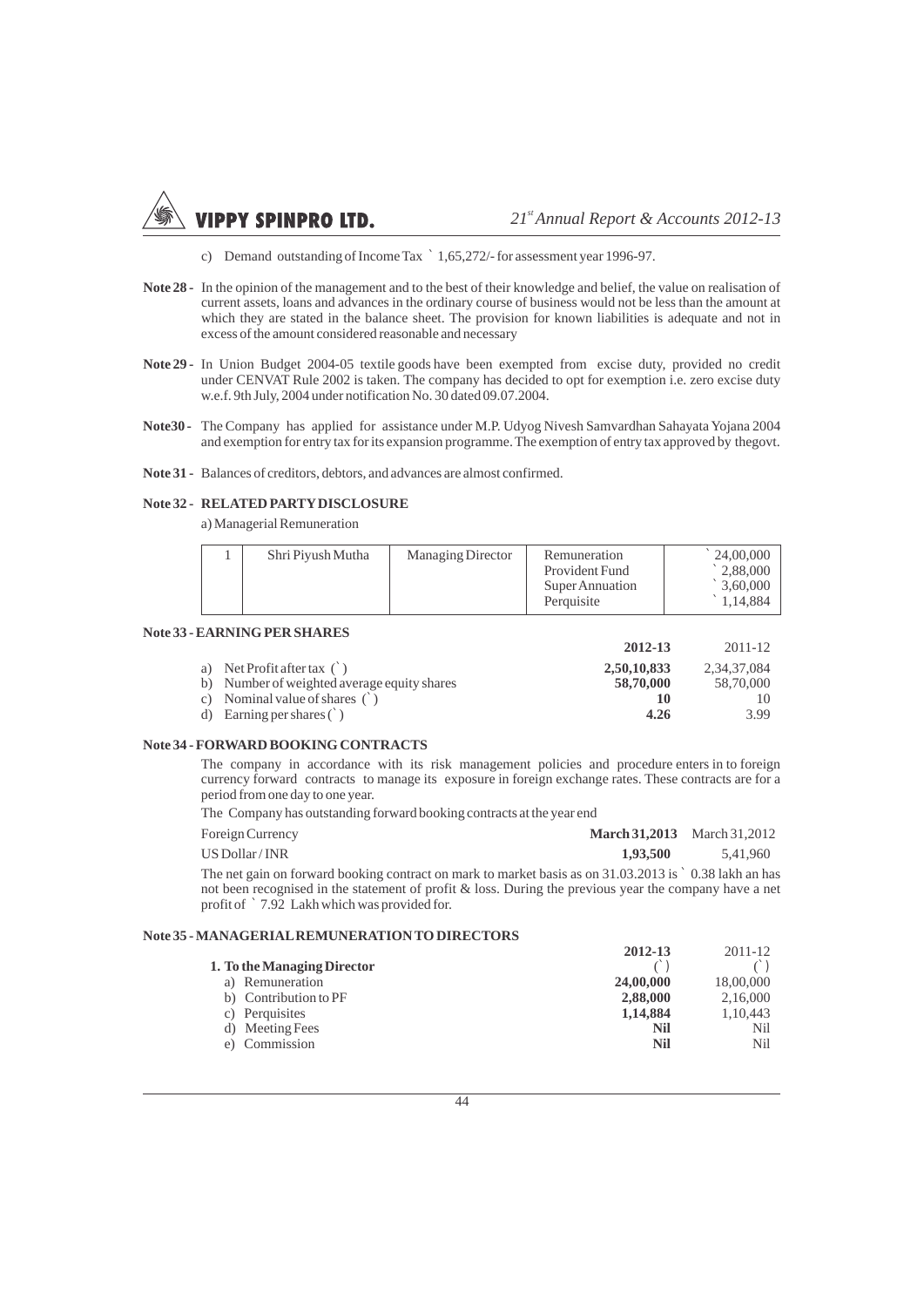c) Demand outstanding of Income Tax ` 1,65,272/- for assessment year 1996-97.

**Note 28 -** In the opinion of the management and to the best of their knowledge and belief, the value on realisation of current assets, loans and advances in the ordinary course of business would not be less than the amount at which they are stated in the balance sheet. The provision for known liabilities is adequate and not in excess of the amount considered reasonable and necessary

**Note 29 -** In Union Budget 2004-05 textile goods have been exempted from excise duty, provided no credit under CENVAT Rule 2002 is taken. The company has decided to opt for exemption i.e. zero excise duty w.e.f. 9th July, 2004 under notification No. 30 dated 09.07.2004.

**Note30 -** The Company has applied for assistance under M.P. Udyog Nivesh Samvardhan Sahayata Yojana 2004 and exemption for entry tax for its expansion programme. The exemption of entry tax approved by thegovt.

**Note 31 -** Balances of creditors, debtors, and advances are almost confirmed.

**Note 32 - RELATED PARTY DISCLOSURE**

a) Managerial Remuneration

| | | | | |
|---|---|---|---|---|
| 1 | Shri Piyush Mutha | Managing Director | Remuneration<br>Provident Fund<br>Super Annuation<br>Perquisite | ` 24,00,000<br>` 2,88,000<br>` 3,60,000<br>` 1,14,884 |

**Note 33 - EARNING PER SHARES**

| | **2012-13** | 2011-12 |
|---|---|---|
| a) Net Profit after tax (`) | **2,50,10,833** | 2,34,37,084 |
| b) Number of weighted average equity shares | **58,70,000** | 58,70,000 |
| c) Nominal value of shares (`) | **10** | 10 |
| d) Earning per shares (`) | **4.26** | 3.99 |

**Note 34 - FORWARD BOOKING CONTRACTS**

The company in accordance with its risk management policies and procedure enters in to foreign currency forward contracts to manage its exposure in foreign exchange rates. These contracts are for a period from one day to one year.

The Company has outstanding forward booking contracts at the year end

| Foreign Currency | **March 31,2013** | March 31,2012 |
|---|---|---|
| US Dollar / INR | **1,93,500** | 5,41,960 |

The net gain on forward booking contract on mark to market basis as on 31.03.2013 is ` 0.38 lakh an has not been recognised in the statement of profit & loss. During the previous year the company have a net profit of ` 7.92 Lakh which was provided for.

**Note 35 - MANAGERIAL REMUNERATION TO DIRECTORS**

| | **2012-13** | 2011-12 |
|---|---|---|
| **1. To the Managing Director** | (`) | (`) |
| a) Remuneration | **24,00,000** | 18,00,000 |
| b) Contribution to PF | **2,88,000** | 2,16,000 |
| c) Perquisites | **1,14,884** | 1,10,443 |
| d) Meeting Fees | **Nil** | Nil |
| e) Commission | **Nil** | Nil |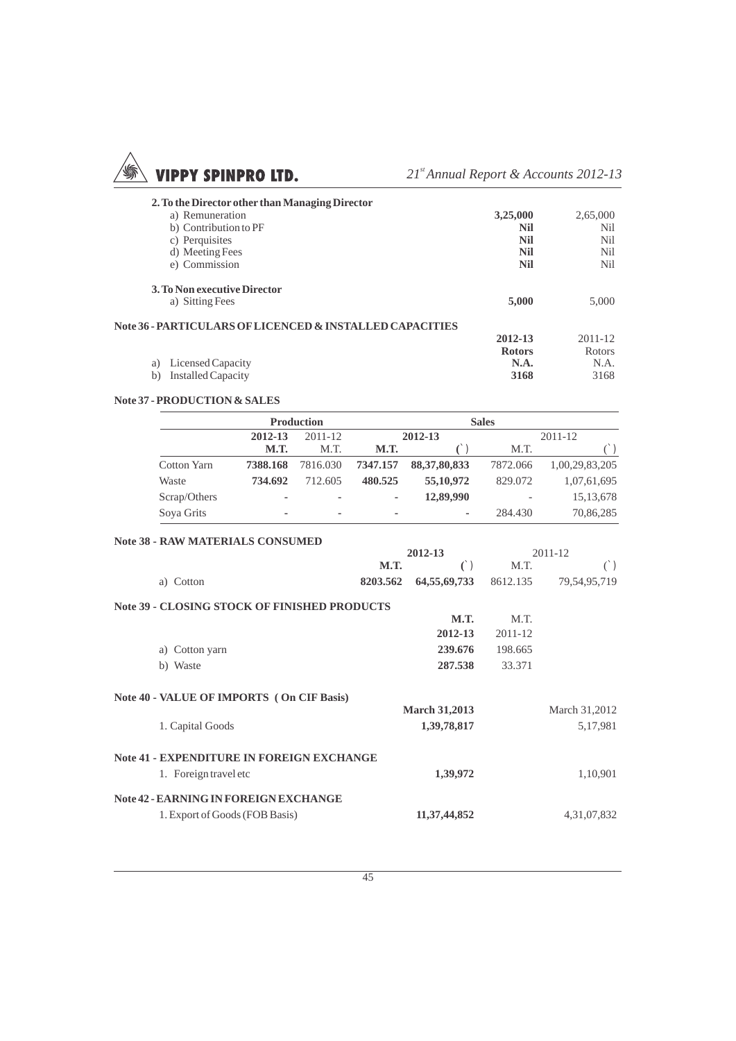**2. To the Director other than Managing Director**

| | | |
|---|---|---|
| a) Remuneration | **3,25,000** | 2,65,000 |
| b) Contribution to PF | **Nil** | Nil |
| c) Perquisites | **Nil** | Nil |
| d) Meeting Fees | **Nil** | Nil |
| e) Commission | **Nil** | Nil |

**3. To Non executive Director**

| | | |
|---|---|---|
| a) Sitting Fees | **5,000** | 5,000 |

## Note 36 - PARTICULARS OF LICENCED & INSTALLED CAPACITIES

| | **2012-13** | 2011-12 |
|---|---|---|
| | **Rotors** | Rotors |
| a) Licensed Capacity | **N.A.** | N.A. |
| b) Installed Capacity | **3168** | 3168 |

## Note 37 - PRODUCTION & SALES

| | Production | | Sales | | | |
|---|---|---|---|---|---|---|
| | **2012-13** | 2011-12 | **2012-13** | | 2011-12 | |
| | **M.T.** | M.T. | **M.T.** | **(`)** | M.T. | (`) |
| Cotton Yarn | **7388.168** | 7816.030 | **7347.157** | **88,37,80,833** | 7872.066 | 1,00,29,83,205 |
| Waste | **734.692** | 712.605 | **480.525** | **55,10,972** | 829.072 | 1,07,61,695 |
| Scrap/Others | - | - | - | **12,89,990** | - | 15,13,678 |
| Soya Grits | - | - | - | - | 284.430 | 70,86,285 |

## Note 38 - RAW MATERIALS CONSUMED

| | **2012-13** | | 2011-12 | |
|---|---|---|---|---|
| | **M.T.** | **(`)** | M.T. | (`) |
| a) Cotton | **8203.562** | **64,55,69,733** | 8612.135 | 79,54,95,719 |

## Note 39 - CLOSING STOCK OF FINISHED PRODUCTS

| | **M.T.** | M.T. |
|---|---|---|
| | **2012-13** | 2011-12 |
| a) Cotton yarn | **239.676** | 198.665 |
| b) Waste | **287.538** | 33.371 |

## Note 40 - VALUE OF IMPORTS ( On CIF Basis)

| | **March 31,2013** | March 31,2012 |
|---|---|---|
| 1. Capital Goods | **1,39,78,817** | 5,17,981 |

## Note 41 - EXPENDITURE IN FOREIGN EXCHANGE

| | | |
|---|---|---|
| 1. Foreign travel etc | **1,39,972** | 1,10,901 |

## Note 42 - EARNING IN FOREIGN EXCHANGE

| | | |
|---|---|---|
| 1. Export of Goods (FOB Basis) | **11,37,44,852** | 4,31,07,832 |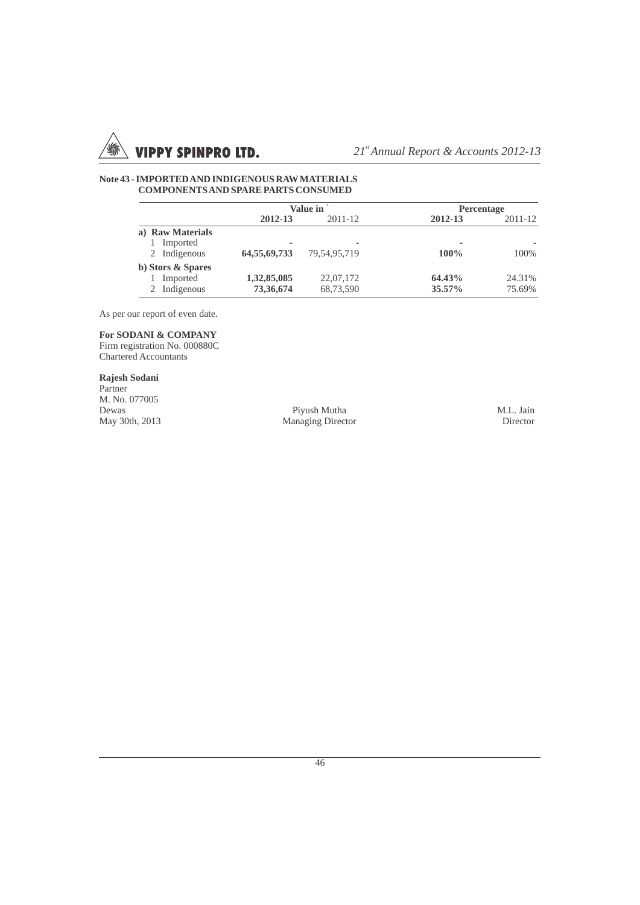### Note 43 - IMPORTED AND INDIGENOUS RAW MATERIALS COMPONENTS AND SPARE PARTS CONSUMED

| | Value in ` | | Percentage | |
|---|---|---|---|---|
| | **2012-13** | 2011-12 | **2012-13** | 2011-12 |
| **a) Raw Materials** | | | | |
| 1 Imported | - | - | - | - |
| 2 Indigenous | **64,55,69,733** | 79,54,95,719 | **100%** | 100% |
| **b) Stors & Spares** | | | | |
| 1 Imported | **1,32,85,085** | 22,07,172 | **64.43%** | 24.31% |
| 2 Indigenous | **73,36,674** | 68,73,590 | **35.57%** | 75.69% |

As per our report of even date.

**For SODANI & COMPANY**
Firm registration No. 000880C
Chartered Accountants

**Rajesh Sodani**
Partner
M. No. 077005
Dewas
May 30th, 2013

Piyush Mutha
Managing Director

M.L. Jain
Director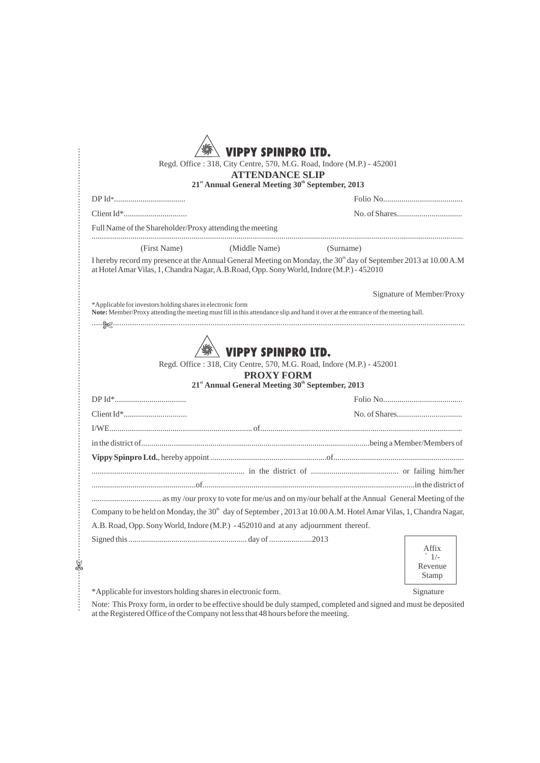# VIPPY SPINPRO LTD.

Regd. Office : 318, City Centre, 570, M.G. Road, Indore (M.P.) - 452001

## ATTENDANCE SLIP

**21st Annual General Meeting 30th September, 2013**

DP Id*.................................. Folio No.......................................

Client Id*.............................. No. of Shares................................

Full Name of the Shareholder/Proxy attending the meeting

.....................................................................................................................................................................

(First Name) (Middle Name) (Surname)

I hereby record my presence at the Annual General Meeting on Monday, the 30th day of September 2013 at 10.00 A.M at Hotel Amar Vilas, 1, Chandra Nagar, A.B.Road, Opp. Sony World, Indore (M.P.) - 452010

Signature of Member/Proxy

*Applicable for investors holding shares in electronic form

**Note:** Member/Proxy attending the meeting must fill in this attendance slip and hand it over at the entrance of the meeting hall.

.....................................................................................................................................................................

# VIPPY SPINPRO LTD.

Regd. Office : 318, City Centre, 570, M.G. Road, Indore (M.P.) - 452001

## PROXY FORM

**21st Annual General Meeting 30th September, 2013**

DP Id*.................................. Folio No.......................................

Client Id*.............................. No. of Shares................................

I/WE...................................................................... of..................................................................................................

in the district of...............................................................................................................being a Member/Members of

**Vippy Spinpro Ltd.**, hereby appoint ..........................................................of...............................................................

.......................................................................... in the district of .......................................... or failing him/her

...................................................of.........................................................................................................in the district of

.................................. as my /our proxy to vote for me/us and on my/our behalf at the Annual General Meeting of the Company to be held on Monday, the 30th day of September , 2013 at 10.00 A.M. Hotel Amar Vilas, 1, Chandra Nagar, A.B. Road, Opp. Sony World, Indore (M.P.) - 452010 and at any adjournment thereof.

Signed this .......................................................... day of .....................2013

Affix ` 1/- Revenue Stamp

*Applicable for investors holding shares in electronic form.

Signature

Note: This Proxy form, in order to be effective should be duly stamped, completed and signed and must be deposited at the Registered Office of the Company not less that 48 hours before the meeting.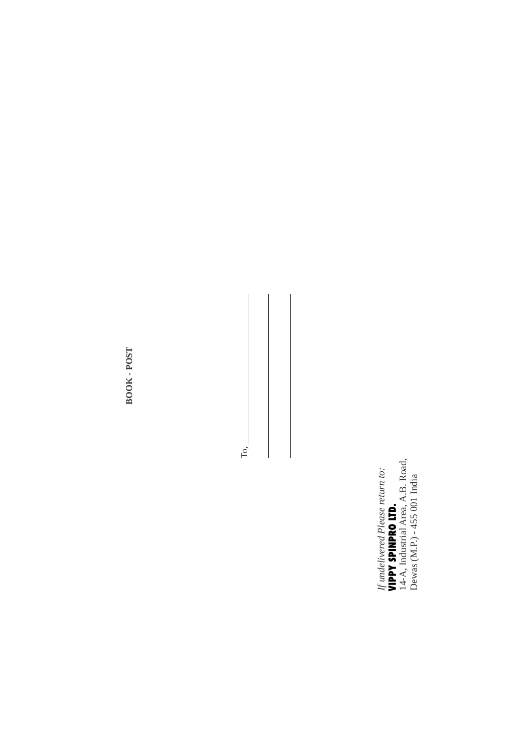**BOOK - POST**

To, \_\_\_\_\_\_\_\_\_\_\_\_\_\_\_\_\_\_\_\_\_\_\_\_

\_\_\_\_\_\_\_\_\_\_\_\_\_\_\_\_\_\_\_\_\_\_\_\_\_\_\_\_

\_\_\_\_\_\_\_\_\_\_\_\_\_\_\_\_\_\_\_\_\_\_\_\_\_\_\_\_

*If undelivered Please return to:*
**VIPPY SPINPRO LTD.**
14-A, Industrial Area, A.B. Road,
Dewas (M.P.) - 455 001 India